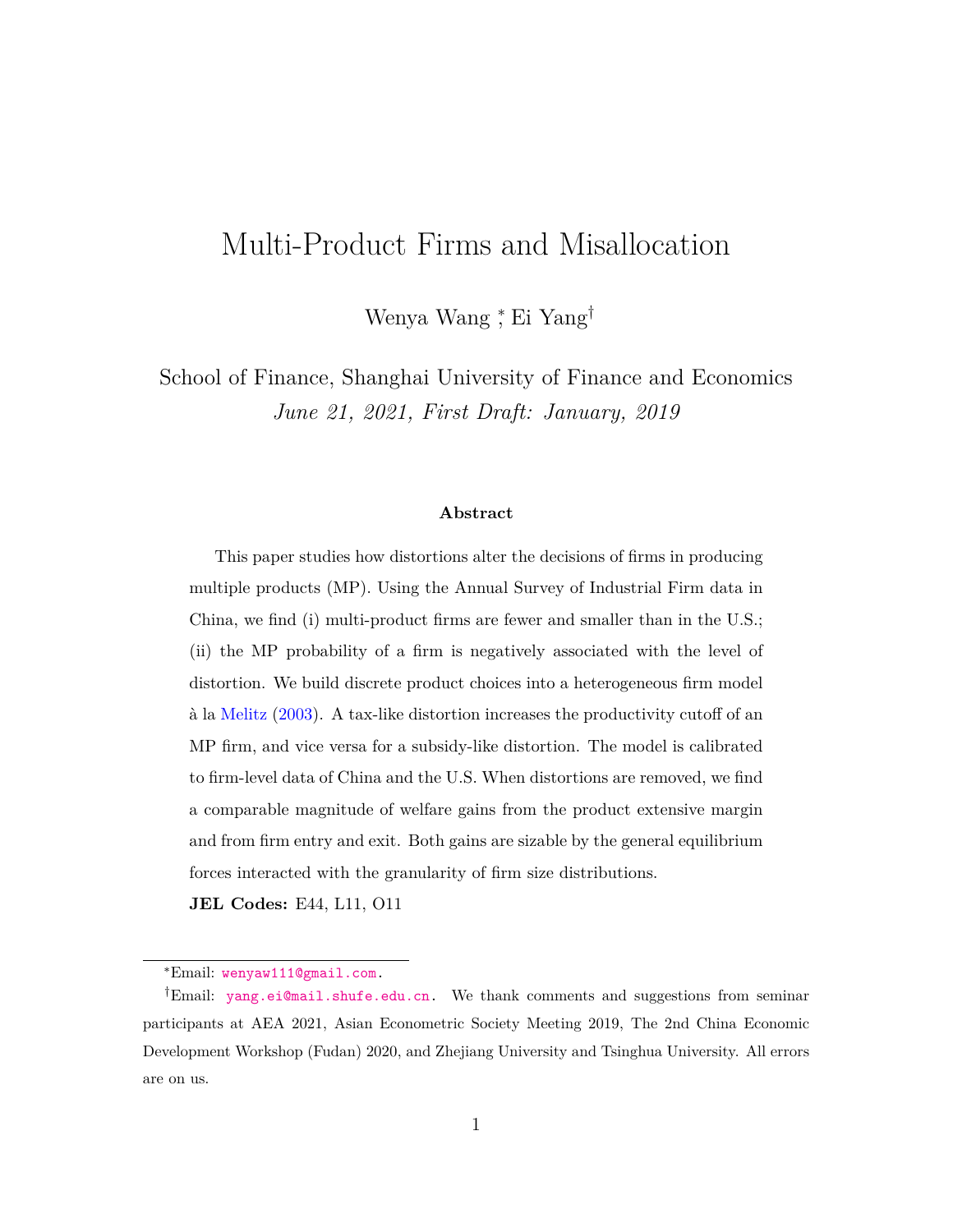# Multi-Product Firms and Misallocation

Wenya Wang [*], Ei Yang[†]

School of Finance, Shanghai University of Finance and Economics

*June 21, 2021, First Draft: January, 2019*

**Abstract**

This paper studies how distortions alter the decisions of firms in producing multiple products (MP). Using the Annual Survey of Industrial Firm data in China, we find (i) multi-product firms are fewer and smaller than in the U.S.; (ii) the MP probability of a firm is negatively associated with the level of distortion. We build discrete product choices into a heterogeneous firm model à la Melitz (2003). A tax-like distortion increases the productivity cutoff of an MP firm, and vice versa for a subsidy-like distortion. The model is calibrated to firm-level data of China and the U.S. When distortions are removed, we find a comparable magnitude of welfare gains from the product extensive margin and from firm entry and exit. Both gains are sizable by the general equilibrium forces interacted with the granularity of firm size distributions.

**JEL Codes:** E44, L11, O11

---

[*] Email: wenyaw111@gmail.com.

[†] Email: yang.ei@mail.shufe.edu.cn. We thank comments and suggestions from seminar participants at AEA 2021, Asian Econometric Society Meeting 2019, The 2nd China Economic Development Workshop (Fudan) 2020, and Zhejiang University and Tsinghua University. All errors are on us.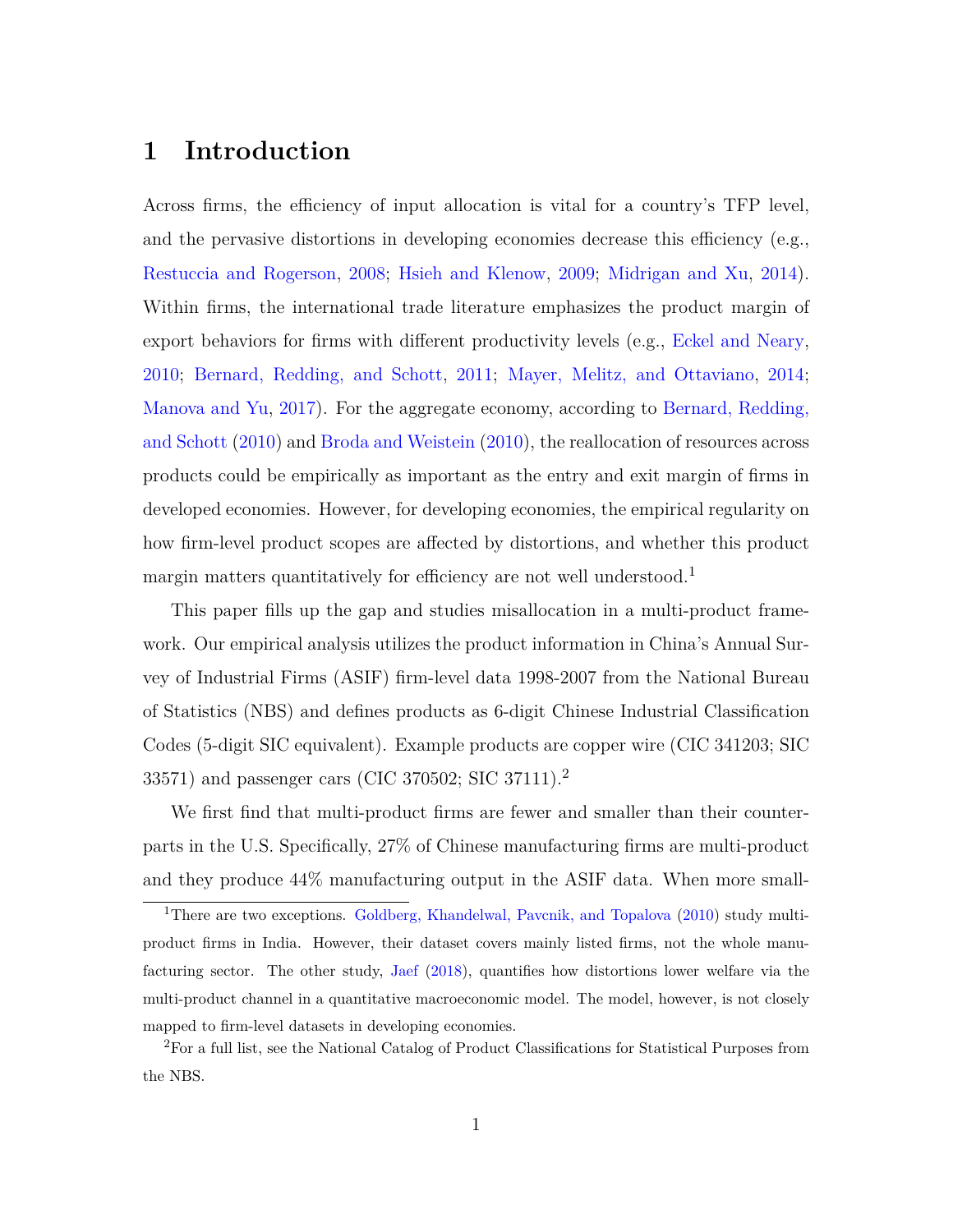# 1 Introduction

Across firms, the efficiency of input allocation is vital for a country's TFP level, and the pervasive distortions in developing economies decrease this efficiency (e.g., Restuccia and Rogerson, 2008; Hsieh and Klenow, 2009; Midrigan and Xu, 2014). Within firms, the international trade literature emphasizes the product margin of export behaviors for firms with different productivity levels (e.g., Eckel and Neary, 2010; Bernard, Redding, and Schott, 2011; Mayer, Melitz, and Ottaviano, 2014; Manova and Yu, 2017). For the aggregate economy, according to Bernard, Redding, and Schott (2010) and Broda and Weistein (2010), the reallocation of resources across products could be empirically as important as the entry and exit margin of firms in developed economies. However, for developing economies, the empirical regularity on how firm-level product scopes are affected by distortions, and whether this product margin matters quantitatively for efficiency are not well understood.[1]

This paper fills up the gap and studies misallocation in a multi-product framework. Our empirical analysis utilizes the product information in China's Annual Survey of Industrial Firms (ASIF) firm-level data 1998-2007 from the National Bureau of Statistics (NBS) and defines products as 6-digit Chinese Industrial Classification Codes (5-digit SIC equivalent). Example products are copper wire (CIC 341203; SIC 33571) and passenger cars (CIC 370502; SIC 37111).[2]

We first find that multi-product firms are fewer and smaller than their counterparts in the U.S. Specifically, 27% of Chinese manufacturing firms are multi-product and they produce 44% manufacturing output in the ASIF data. When more small-

[1] There are two exceptions. Goldberg, Khandelwal, Pavcnik, and Topalova (2010) study multi-product firms in India. However, their dataset covers mainly listed firms, not the whole manufacturing sector. The other study, Jaef (2018), quantifies how distortions lower welfare via the multi-product channel in a quantitative macroeconomic model. The model, however, is not closely mapped to firm-level datasets in developing economies.

[2] For a full list, see the National Catalog of Product Classifications for Statistical Purposes from the NBS.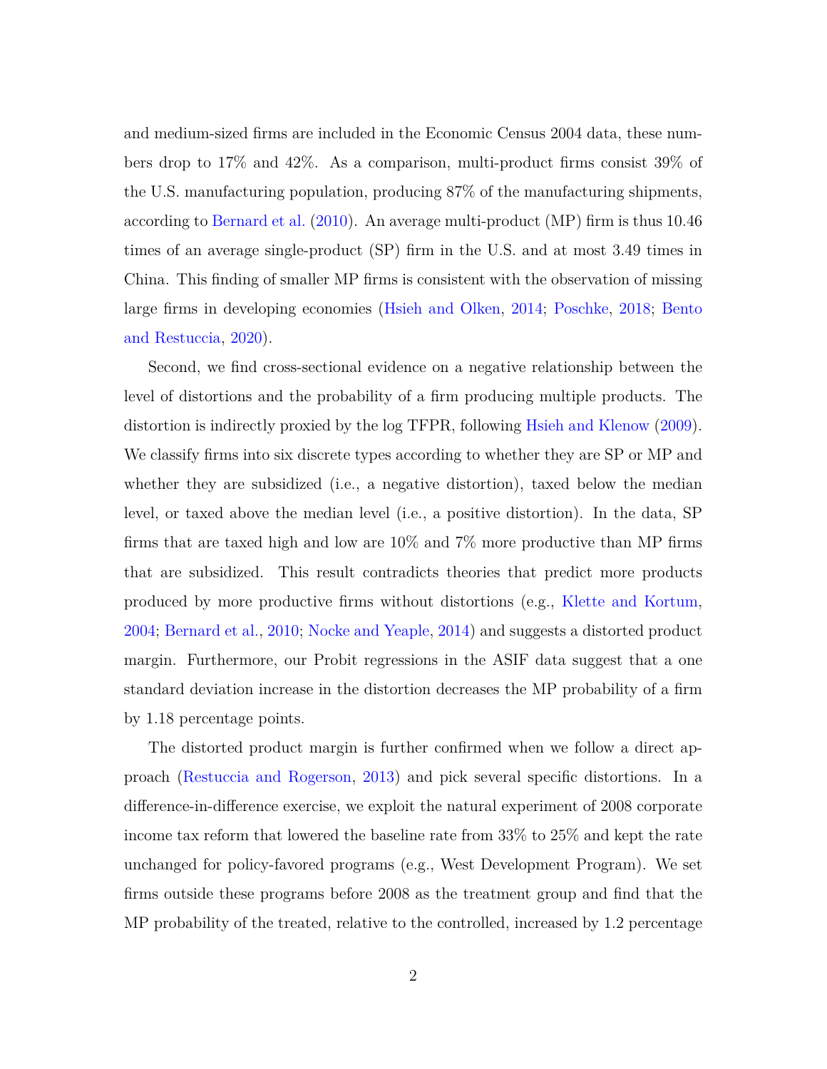and medium-sized firms are included in the Economic Census 2004 data, these numbers drop to 17% and 42%. As a comparison, multi-product firms consist 39% of the U.S. manufacturing population, producing 87% of the manufacturing shipments, according to Bernard et al. (2010). An average multi-product (MP) firm is thus 10.46 times of an average single-product (SP) firm in the U.S. and at most 3.49 times in China. This finding of smaller MP firms is consistent with the observation of missing large firms in developing economies (Hsieh and Olken, 2014; Poschke, 2018; Bento and Restuccia, 2020).

Second, we find cross-sectional evidence on a negative relationship between the level of distortions and the probability of a firm producing multiple products. The distortion is indirectly proxied by the log TFPR, following Hsieh and Klenow (2009). We classify firms into six discrete types according to whether they are SP or MP and whether they are subsidized (i.e., a negative distortion), taxed below the median level, or taxed above the median level (i.e., a positive distortion). In the data, SP firms that are taxed high and low are 10% and 7% more productive than MP firms that are subsidized. This result contradicts theories that predict more products produced by more productive firms without distortions (e.g., Klette and Kortum, 2004; Bernard et al., 2010; Nocke and Yeaple, 2014) and suggests a distorted product margin. Furthermore, our Probit regressions in the ASIF data suggest that a one standard deviation increase in the distortion decreases the MP probability of a firm by 1.18 percentage points.

The distorted product margin is further confirmed when we follow a direct approach (Restuccia and Rogerson, 2013) and pick several specific distortions. In a difference-in-difference exercise, we exploit the natural experiment of 2008 corporate income tax reform that lowered the baseline rate from 33% to 25% and kept the rate unchanged for policy-favored programs (e.g., West Development Program). We set firms outside these programs before 2008 as the treatment group and find that the MP probability of the treated, relative to the controlled, increased by 1.2 percentage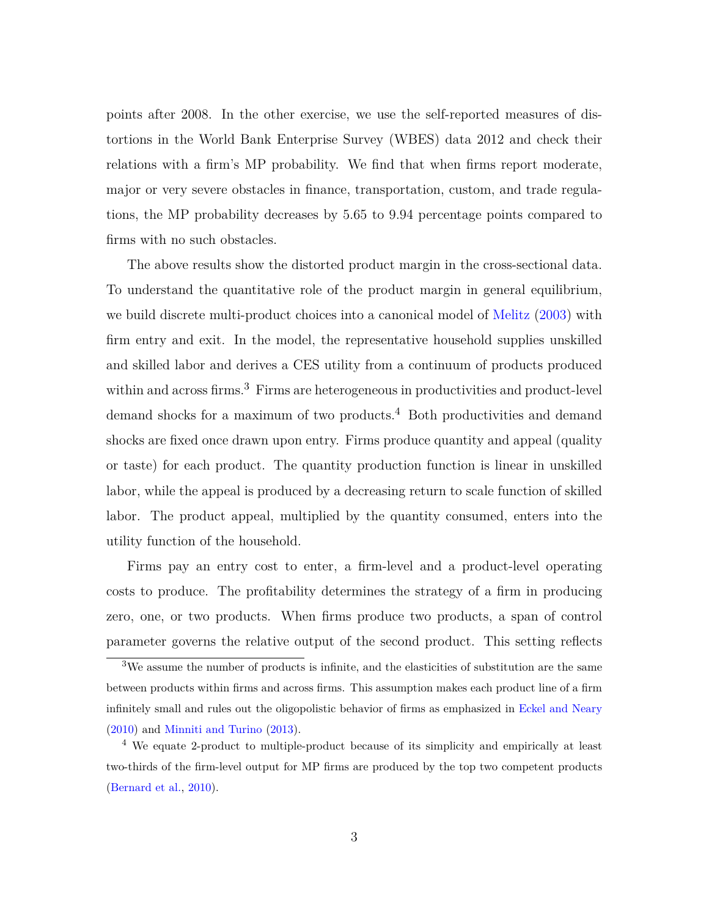points after 2008. In the other exercise, we use the self-reported measures of distortions in the World Bank Enterprise Survey (WBES) data 2012 and check their relations with a firm's MP probability. We find that when firms report moderate, major or very severe obstacles in finance, transportation, custom, and trade regulations, the MP probability decreases by 5.65 to 9.94 percentage points compared to firms with no such obstacles.

The above results show the distorted product margin in the cross-sectional data. To understand the quantitative role of the product margin in general equilibrium, we build discrete multi-product choices into a canonical model of Melitz (2003) with firm entry and exit. In the model, the representative household supplies unskilled and skilled labor and derives a CES utility from a continuum of products produced within and across firms.[3] Firms are heterogeneous in productivities and product-level demand shocks for a maximum of two products.[4] Both productivities and demand shocks are fixed once drawn upon entry. Firms produce quantity and appeal (quality or taste) for each product. The quantity production function is linear in unskilled labor, while the appeal is produced by a decreasing return to scale function of skilled labor. The product appeal, multiplied by the quantity consumed, enters into the utility function of the household.

Firms pay an entry cost to enter, a firm-level and a product-level operating costs to produce. The profitability determines the strategy of a firm in producing zero, one, or two products. When firms produce two products, a span of control parameter governs the relative output of the second product. This setting reflects

[3] We assume the number of products is infinite, and the elasticities of substitution are the same between products within firms and across firms. This assumption makes each product line of a firm infinitely small and rules out the oligopolistic behavior of firms as emphasized in Eckel and Neary (2010) and Minniti and Turino (2013).

[4] We equate 2-product to multiple-product because of its simplicity and empirically at least two-thirds of the firm-level output for MP firms are produced by the top two competent products (Bernard et al., 2010).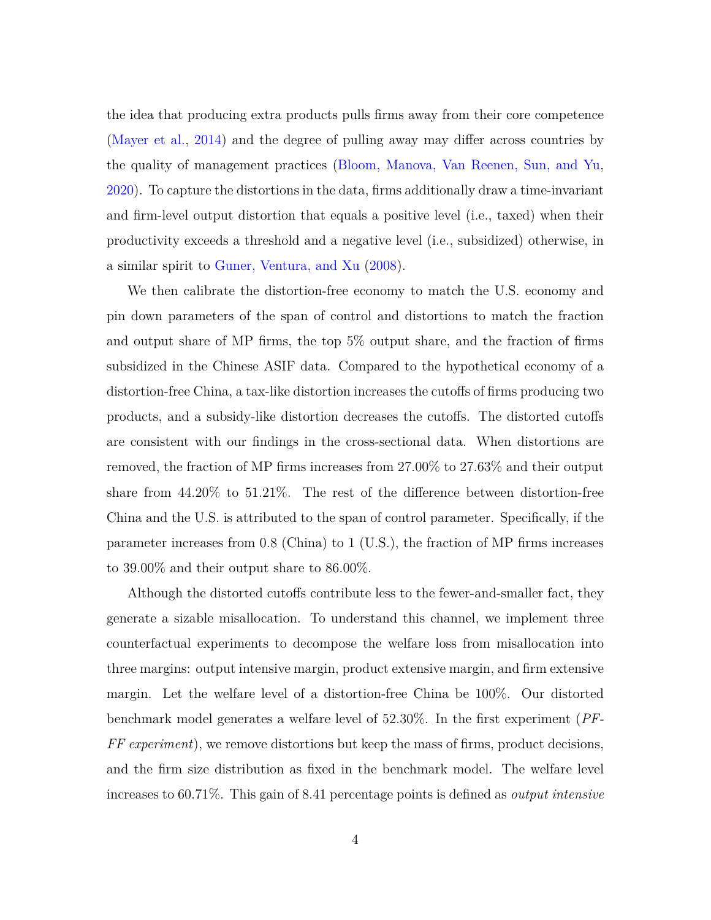the idea that producing extra products pulls firms away from their core competence (Mayer et al., 2014) and the degree of pulling away may differ across countries by the quality of management practices (Bloom, Manova, Van Reenen, Sun, and Yu, 2020). To capture the distortions in the data, firms additionally draw a time-invariant and firm-level output distortion that equals a positive level (i.e., taxed) when their productivity exceeds a threshold and a negative level (i.e., subsidized) otherwise, in a similar spirit to Guner, Ventura, and Xu (2008).

We then calibrate the distortion-free economy to match the U.S. economy and pin down parameters of the span of control and distortions to match the fraction and output share of MP firms, the top 5% output share, and the fraction of firms subsidized in the Chinese ASIF data. Compared to the hypothetical economy of a distortion-free China, a tax-like distortion increases the cutoffs of firms producing two products, and a subsidy-like distortion decreases the cutoffs. The distorted cutoffs are consistent with our findings in the cross-sectional data. When distortions are removed, the fraction of MP firms increases from 27.00% to 27.63% and their output share from 44.20% to 51.21%. The rest of the difference between distortion-free China and the U.S. is attributed to the span of control parameter. Specifically, if the parameter increases from 0.8 (China) to 1 (U.S.), the fraction of MP firms increases to 39.00% and their output share to 86.00%.

Although the distorted cutoffs contribute less to the fewer-and-smaller fact, they generate a sizable misallocation. To understand this channel, we implement three counterfactual experiments to decompose the welfare loss from misallocation into three margins: output intensive margin, product extensive margin, and firm extensive margin. Let the welfare level of a distortion-free China be 100%. Our distorted benchmark model generates a welfare level of 52.30%. In the first experiment (*PF-FF experiment*), we remove distortions but keep the mass of firms, product decisions, and the firm size distribution as fixed in the benchmark model. The welfare level increases to 60.71%. This gain of 8.41 percentage points is defined as *output intensive*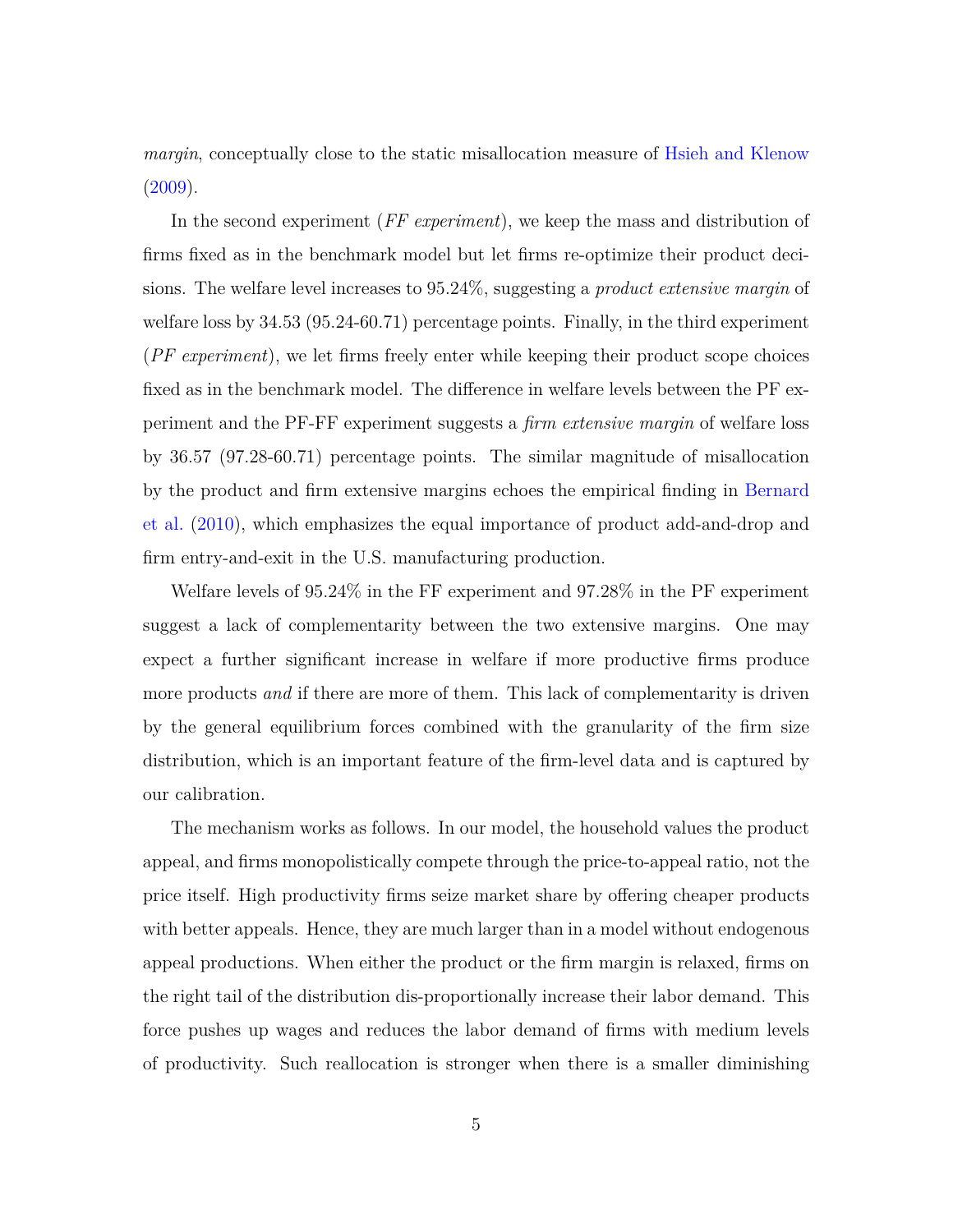*margin*, conceptually close to the static misallocation measure of Hsieh and Klenow (2009).

In the second experiment (*FF experiment*), we keep the mass and distribution of firms fixed as in the benchmark model but let firms re-optimize their product decisions. The welfare level increases to 95.24%, suggesting a *product extensive margin* of welfare loss by 34.53 (95.24-60.71) percentage points. Finally, in the third experiment (*PF experiment*), we let firms freely enter while keeping their product scope choices fixed as in the benchmark model. The difference in welfare levels between the PF experiment and the PF-FF experiment suggests a *firm extensive margin* of welfare loss by 36.57 (97.28-60.71) percentage points. The similar magnitude of misallocation by the product and firm extensive margins echoes the empirical finding in Bernard et al. (2010), which emphasizes the equal importance of product add-and-drop and firm entry-and-exit in the U.S. manufacturing production.

Welfare levels of 95.24% in the FF experiment and 97.28% in the PF experiment suggest a lack of complementarity between the two extensive margins. One may expect a further significant increase in welfare if more productive firms produce more products *and* if there are more of them. This lack of complementarity is driven by the general equilibrium forces combined with the granularity of the firm size distribution, which is an important feature of the firm-level data and is captured by our calibration.

The mechanism works as follows. In our model, the household values the product appeal, and firms monopolistically compete through the price-to-appeal ratio, not the price itself. High productivity firms seize market share by offering cheaper products with better appeals. Hence, they are much larger than in a model without endogenous appeal productions. When either the product or the firm margin is relaxed, firms on the right tail of the distribution dis-proportionally increase their labor demand. This force pushes up wages and reduces the labor demand of firms with medium levels of productivity. Such reallocation is stronger when there is a smaller diminishing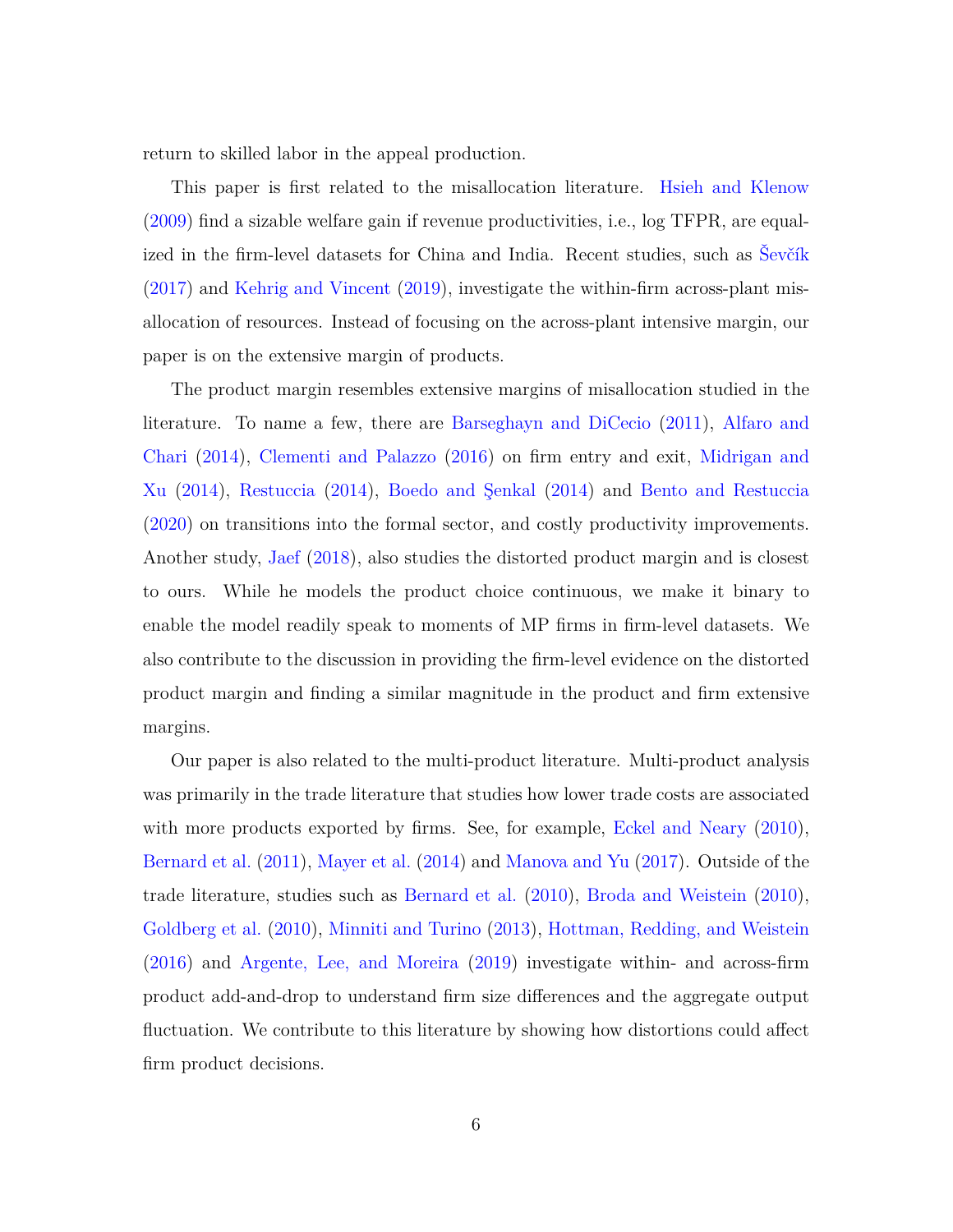return to skilled labor in the appeal production.

This paper is first related to the misallocation literature. Hsieh and Klenow (2009) find a sizable welfare gain if revenue productivities, i.e., log TFPR, are equalized in the firm-level datasets for China and India. Recent studies, such as Ševčík (2017) and Kehrig and Vincent (2019), investigate the within-firm across-plant misallocation of resources. Instead of focusing on the across-plant intensive margin, our paper is on the extensive margin of products.

The product margin resembles extensive margins of misallocation studied in the literature. To name a few, there are Barseghayn and DiCecio (2011), Alfaro and Chari (2014), Clementi and Palazzo (2016) on firm entry and exit, Midrigan and Xu (2014), Restuccia (2014), Boedo and Şenkal (2014) and Bento and Restuccia (2020) on transitions into the formal sector, and costly productivity improvements. Another study, Jaef (2018), also studies the distorted product margin and is closest to ours. While he models the product choice continuous, we make it binary to enable the model readily speak to moments of MP firms in firm-level datasets. We also contribute to the discussion in providing the firm-level evidence on the distorted product margin and finding a similar magnitude in the product and firm extensive margins.

Our paper is also related to the multi-product literature. Multi-product analysis was primarily in the trade literature that studies how lower trade costs are associated with more products exported by firms. See, for example, Eckel and Neary (2010), Bernard et al. (2011), Mayer et al. (2014) and Manova and Yu (2017). Outside of the trade literature, studies such as Bernard et al. (2010), Broda and Weistein (2010), Goldberg et al. (2010), Minniti and Turino (2013), Hottman, Redding, and Weistein (2016) and Argente, Lee, and Moreira (2019) investigate within- and across-firm product add-and-drop to understand firm size differences and the aggregate output fluctuation. We contribute to this literature by showing how distortions could affect firm product decisions.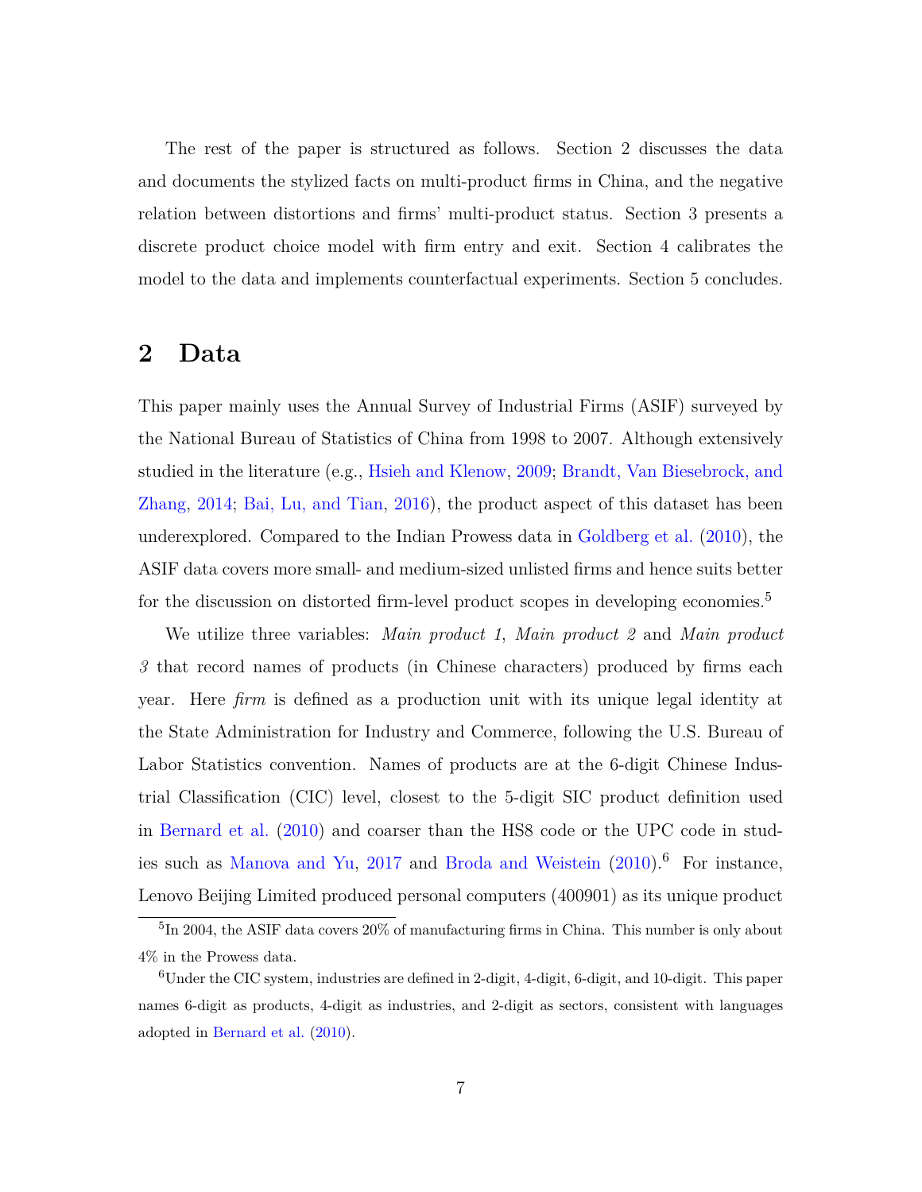The rest of the paper is structured as follows. Section 2 discusses the data and documents the stylized facts on multi-product firms in China, and the negative relation between distortions and firms' multi-product status. Section 3 presents a discrete product choice model with firm entry and exit. Section 4 calibrates the model to the data and implements counterfactual experiments. Section 5 concludes.

## 2 Data

This paper mainly uses the Annual Survey of Industrial Firms (ASIF) surveyed by the National Bureau of Statistics of China from 1998 to 2007. Although extensively studied in the literature (e.g., Hsieh and Klenow, 2009; Brandt, Van Biesebrock, and Zhang, 2014; Bai, Lu, and Tian, 2016), the product aspect of this dataset has been underexplored. Compared to the Indian Prowess data in Goldberg et al. (2010), the ASIF data covers more small- and medium-sized unlisted firms and hence suits better for the discussion on distorted firm-level product scopes in developing economies.[5]

We utilize three variables: *Main product 1*, *Main product 2* and *Main product 3* that record names of products (in Chinese characters) produced by firms each year. Here *firm* is defined as a production unit with its unique legal identity at the State Administration for Industry and Commerce, following the U.S. Bureau of Labor Statistics convention. Names of products are at the 6-digit Chinese Industrial Classification (CIC) level, closest to the 5-digit SIC product definition used in Bernard et al. (2010) and coarser than the HS8 code or the UPC code in studies such as Manova and Yu, 2017 and Broda and Weistein (2010).[6] For instance, Lenovo Beijing Limited produced personal computers (400901) as its unique product

[5] In 2004, the ASIF data covers 20% of manufacturing firms in China. This number is only about 4% in the Prowess data.

[6] Under the CIC system, industries are defined in 2-digit, 4-digit, 6-digit, and 10-digit. This paper names 6-digit as products, 4-digit as industries, and 2-digit as sectors, consistent with languages adopted in Bernard et al. (2010).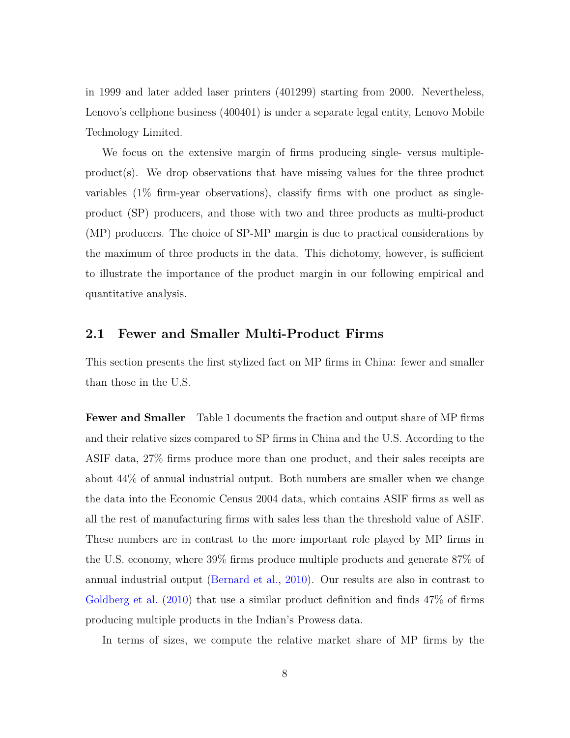in 1999 and later added laser printers (401299) starting from 2000. Nevertheless, Lenovo's cellphone business (400401) is under a separate legal entity, Lenovo Mobile Technology Limited.

We focus on the extensive margin of firms producing single- versus multiple-product(s). We drop observations that have missing values for the three product variables (1% firm-year observations), classify firms with one product as single-product (SP) producers, and those with two and three products as multi-product (MP) producers. The choice of SP-MP margin is due to practical considerations by the maximum of three products in the data. This dichotomy, however, is sufficient to illustrate the importance of the product margin in our following empirical and quantitative analysis.

## 2.1 Fewer and Smaller Multi-Product Firms

This section presents the first stylized fact on MP firms in China: fewer and smaller than those in the U.S.

**Fewer and Smaller** Table 1 documents the fraction and output share of MP firms and their relative sizes compared to SP firms in China and the U.S. According to the ASIF data, 27% firms produce more than one product, and their sales receipts are about 44% of annual industrial output. Both numbers are smaller when we change the data into the Economic Census 2004 data, which contains ASIF firms as well as all the rest of manufacturing firms with sales less than the threshold value of ASIF. These numbers are in contrast to the more important role played by MP firms in the U.S. economy, where 39% firms produce multiple products and generate 87% of annual industrial output (Bernard et al., 2010). Our results are also in contrast to Goldberg et al. (2010) that use a similar product definition and finds 47% of firms producing multiple products in the Indian's Prowess data.

In terms of sizes, we compute the relative market share of MP firms by the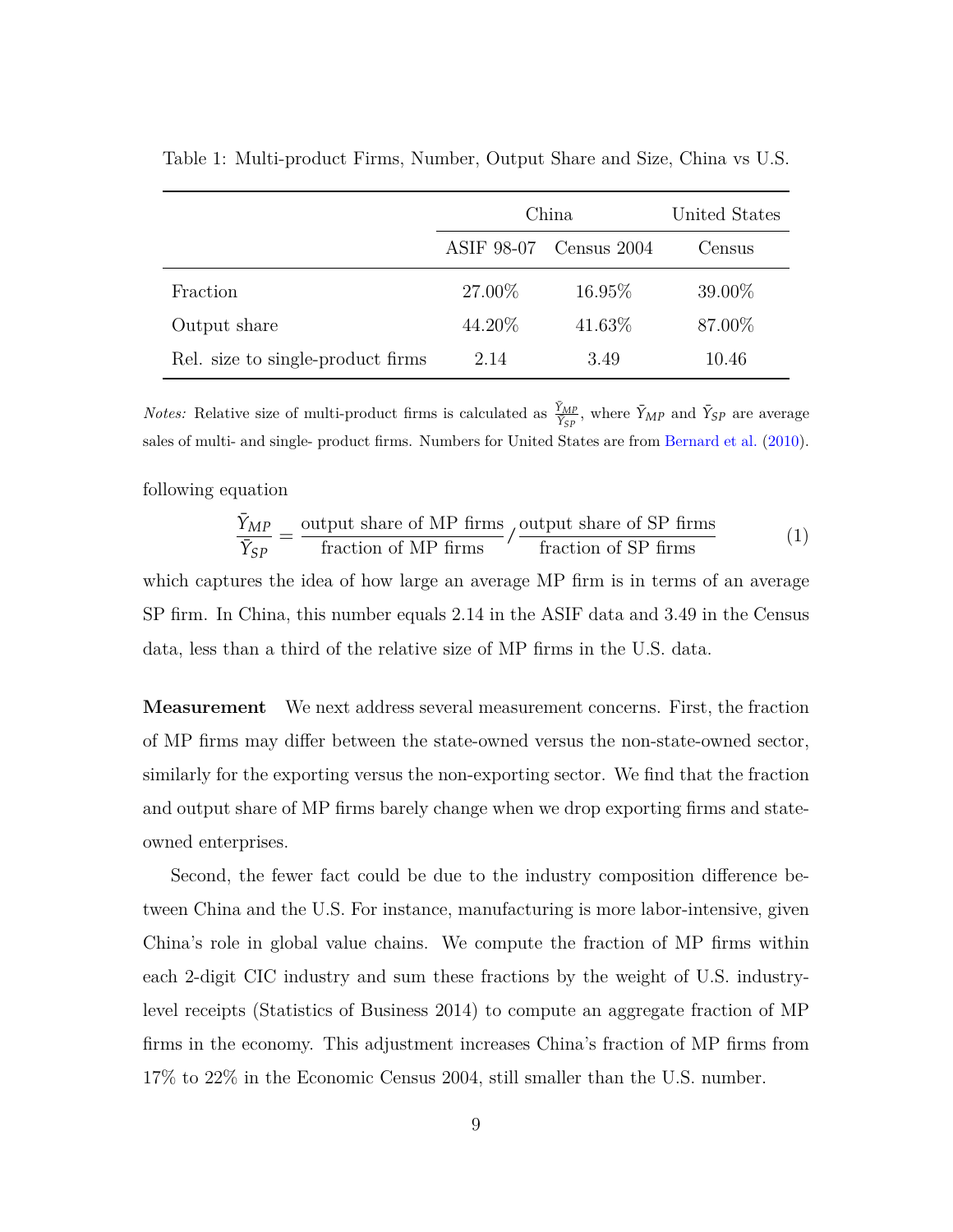Table 1: Multi-product Firms, Number, Output Share and Size, China vs U.S.

| | China | | United States |
|---|---|---|---|
| | ASIF 98-07 | Census 2004 | Census |
| Fraction | 27.00% | 16.95% | 39.00% |
| Output share | 44.20% | 41.63% | 87.00% |
| Rel. size to single-product firms | 2.14 | 3.49 | 10.46 |

*Notes:* Relative size of multi-product firms is calculated as $\frac{\bar{Y}_{MP}}{\bar{Y}_{SP}}$, where $\bar{Y}_{MP}$ and $\bar{Y}_{SP}$ are average sales of multi- and single- product firms. Numbers for United States are from Bernard et al. (2010).

following equation

$$\frac{\bar{Y}_{MP}}{\bar{Y}_{SP}} = \frac{\text{output share of MP firms}}{\text{fraction of MP firms}} \Big/ \frac{\text{output share of SP firms}}{\text{fraction of SP firms}} \tag{1}$$

which captures the idea of how large an average MP firm is in terms of an average SP firm. In China, this number equals 2.14 in the ASIF data and 3.49 in the Census data, less than a third of the relative size of MP firms in the U.S. data.

**Measurement** We next address several measurement concerns. First, the fraction of MP firms may differ between the state-owned versus the non-state-owned sector, similarly for the exporting versus the non-exporting sector. We find that the fraction and output share of MP firms barely change when we drop exporting firms and state-owned enterprises.

Second, the fewer fact could be due to the industry composition difference between China and the U.S. For instance, manufacturing is more labor-intensive, given China's role in global value chains. We compute the fraction of MP firms within each 2-digit CIC industry and sum these fractions by the weight of U.S. industry-level receipts (Statistics of Business 2014) to compute an aggregate fraction of MP firms in the economy. This adjustment increases China's fraction of MP firms from 17% to 22% in the Economic Census 2004, still smaller than the U.S. number.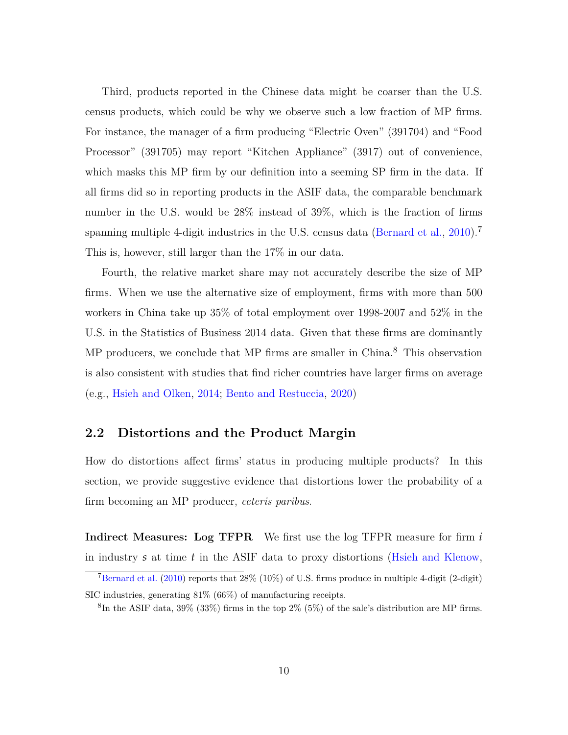Third, products reported in the Chinese data might be coarser than the U.S. census products, which could be why we observe such a low fraction of MP firms. For instance, the manager of a firm producing "Electric Oven" (391704) and "Food Processor" (391705) may report "Kitchen Appliance" (3917) out of convenience, which masks this MP firm by our definition into a seeming SP firm in the data. If all firms did so in reporting products in the ASIF data, the comparable benchmark number in the U.S. would be 28% instead of 39%, which is the fraction of firms spanning multiple 4-digit industries in the U.S. census data (Bernard et al., 2010).[7] This is, however, still larger than the 17% in our data.

Fourth, the relative market share may not accurately describe the size of MP firms. When we use the alternative size of employment, firms with more than 500 workers in China take up 35% of total employment over 1998-2007 and 52% in the U.S. in the Statistics of Business 2014 data. Given that these firms are dominantly MP producers, we conclude that MP firms are smaller in China.[8] This observation is also consistent with studies that find richer countries have larger firms on average (e.g., Hsieh and Olken, 2014; Bento and Restuccia, 2020)

## 2.2 Distortions and the Product Margin

How do distortions affect firms' status in producing multiple products? In this section, we provide suggestive evidence that distortions lower the probability of a firm becoming an MP producer, *ceteris paribus*.

**Indirect Measures: Log TFPR** We first use the log TFPR measure for firm $i$ in industry $s$ at time $t$ in the ASIF data to proxy distortions (Hsieh and Klenow,

[7] Bernard et al. (2010) reports that 28% (10%) of U.S. firms produce in multiple 4-digit (2-digit) SIC industries, generating 81% (66%) of manufacturing receipts.

[8] In the ASIF data, 39% (33%) firms in the top 2% (5%) of the sale's distribution are MP firms.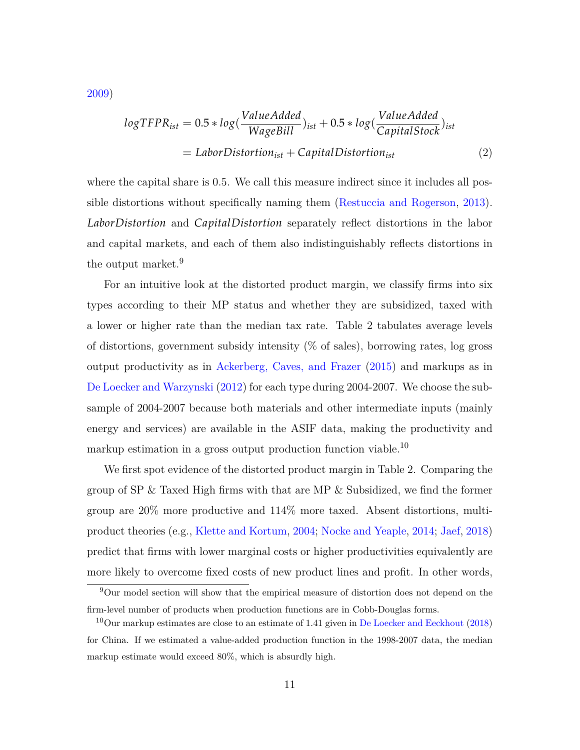2009)

$$
\begin{aligned}
logTFPR_{ist} &= 0.5 * log(\frac{ValueAdded}{WageBill})_{ist} + 0.5 * log(\frac{ValueAdded}{CapitalStock})_{ist} \\
&= LaborDistortion_{ist} + CapitalDistortion_{ist}
\end{aligned} \tag{2}
$$

where the capital share is 0.5. We call this measure indirect since it includes all possible distortions without specifically naming them (Restuccia and Rogerson, 2013). *LaborDistortion* and *CapitalDistortion* separately reflect distortions in the labor and capital markets, and each of them also indistinguishably reflects distortions in the output market.[9]

For an intuitive look at the distorted product margin, we classify firms into six types according to their MP status and whether they are subsidized, taxed with a lower or higher rate than the median tax rate. Table 2 tabulates average levels of distortions, government subsidy intensity (% of sales), borrowing rates, log gross output productivity as in Ackerberg, Caves, and Frazer (2015) and markups as in De Loecker and Warzynski (2012) for each type during 2004-2007. We choose the subsample of 2004-2007 because both materials and other intermediate inputs (mainly energy and services) are available in the ASIF data, making the productivity and markup estimation in a gross output production function viable.[10]

We first spot evidence of the distorted product margin in Table 2. Comparing the group of SP & Taxed High firms with that are MP & Subsidized, we find the former group are 20% more productive and 114% more taxed. Absent distortions, multiproduct theories (e.g., Klette and Kortum, 2004; Nocke and Yeaple, 2014; Jaef, 2018) predict that firms with lower marginal costs or higher productivities equivalently are more likely to overcome fixed costs of new product lines and profit. In other words,

[9] Our model section will show that the empirical measure of distortion does not depend on the firm-level number of products when production functions are in Cobb-Douglas forms.

[10] Our markup estimates are close to an estimate of 1.41 given in De Loecker and Eeckhout (2018) for China. If we estimated a value-added production function in the 1998-2007 data, the median markup estimate would exceed 80%, which is absurdly high.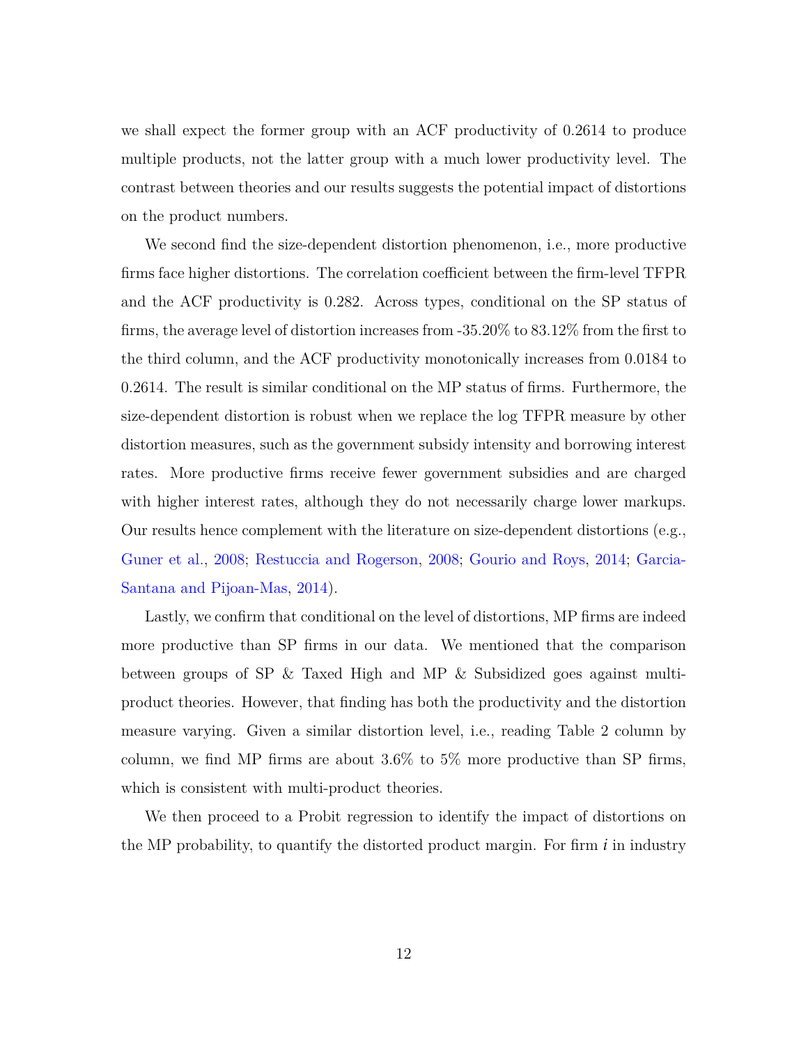we shall expect the former group with an ACF productivity of 0.2614 to produce multiple products, not the latter group with a much lower productivity level. The contrast between theories and our results suggests the potential impact of distortions on the product numbers.

We second find the size-dependent distortion phenomenon, i.e., more productive firms face higher distortions. The correlation coefficient between the firm-level TFPR and the ACF productivity is 0.282. Across types, conditional on the SP status of firms, the average level of distortion increases from -35.20% to 83.12% from the first to the third column, and the ACF productivity monotonically increases from 0.0184 to 0.2614. The result is similar conditional on the MP status of firms. Furthermore, the size-dependent distortion is robust when we replace the log TFPR measure by other distortion measures, such as the government subsidy intensity and borrowing interest rates. More productive firms receive fewer government subsidies and are charged with higher interest rates, although they do not necessarily charge lower markups. Our results hence complement with the literature on size-dependent distortions (e.g., Guner et al., 2008; Restuccia and Rogerson, 2008; Gourio and Roys, 2014; Garcia-Santana and Pijoan-Mas, 2014).

Lastly, we confirm that conditional on the level of distortions, MP firms are indeed more productive than SP firms in our data. We mentioned that the comparison between groups of SP & Taxed High and MP & Subsidized goes against multi-product theories. However, that finding has both the productivity and the distortion measure varying. Given a similar distortion level, i.e., reading Table 2 column by column, we find MP firms are about 3.6% to 5% more productive than SP firms, which is consistent with multi-product theories.

We then proceed to a Probit regression to identify the impact of distortions on the MP probability, to quantify the distorted product margin. For firm $i$ in industry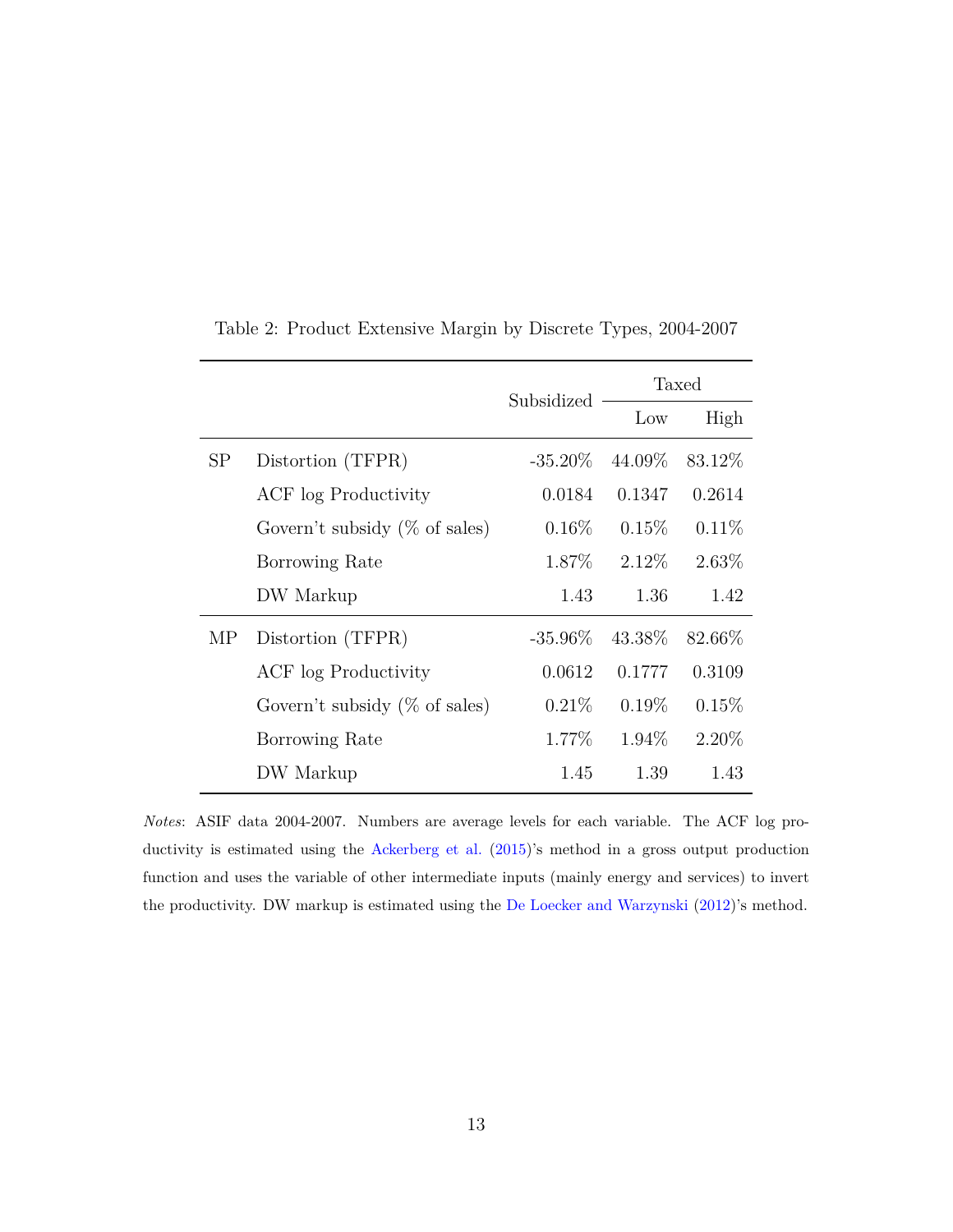Table 2: Product Extensive Margin by Discrete Types, 2004-2007

| | | Subsidized | Taxed | |
|---|---|---|---|---|
| | | | Low | High |
| SP | Distortion (TFPR) | -35.20% | 44.09% | 83.12% |
| | ACF log Productivity | 0.0184 | 0.1347 | 0.2614 |
| | Govern't subsidy (% of sales) | 0.16% | 0.15% | 0.11% |
| | Borrowing Rate | 1.87% | 2.12% | 2.63% |
| | DW Markup | 1.43 | 1.36 | 1.42 |
| MP | Distortion (TFPR) | -35.96% | 43.38% | 82.66% |
| | ACF log Productivity | 0.0612 | 0.1777 | 0.3109 |
| | Govern't subsidy (% of sales) | 0.21% | 0.19% | 0.15% |
| | Borrowing Rate | 1.77% | 1.94% | 2.20% |
| | DW Markup | 1.45 | 1.39 | 1.43 |

*Notes*: ASIF data 2004-2007. Numbers are average levels for each variable. The ACF log productivity is estimated using the Ackerberg et al. (2015)'s method in a gross output production function and uses the variable of other intermediate inputs (mainly energy and services) to invert the productivity. DW markup is estimated using the De Loecker and Warzynski (2012)'s method.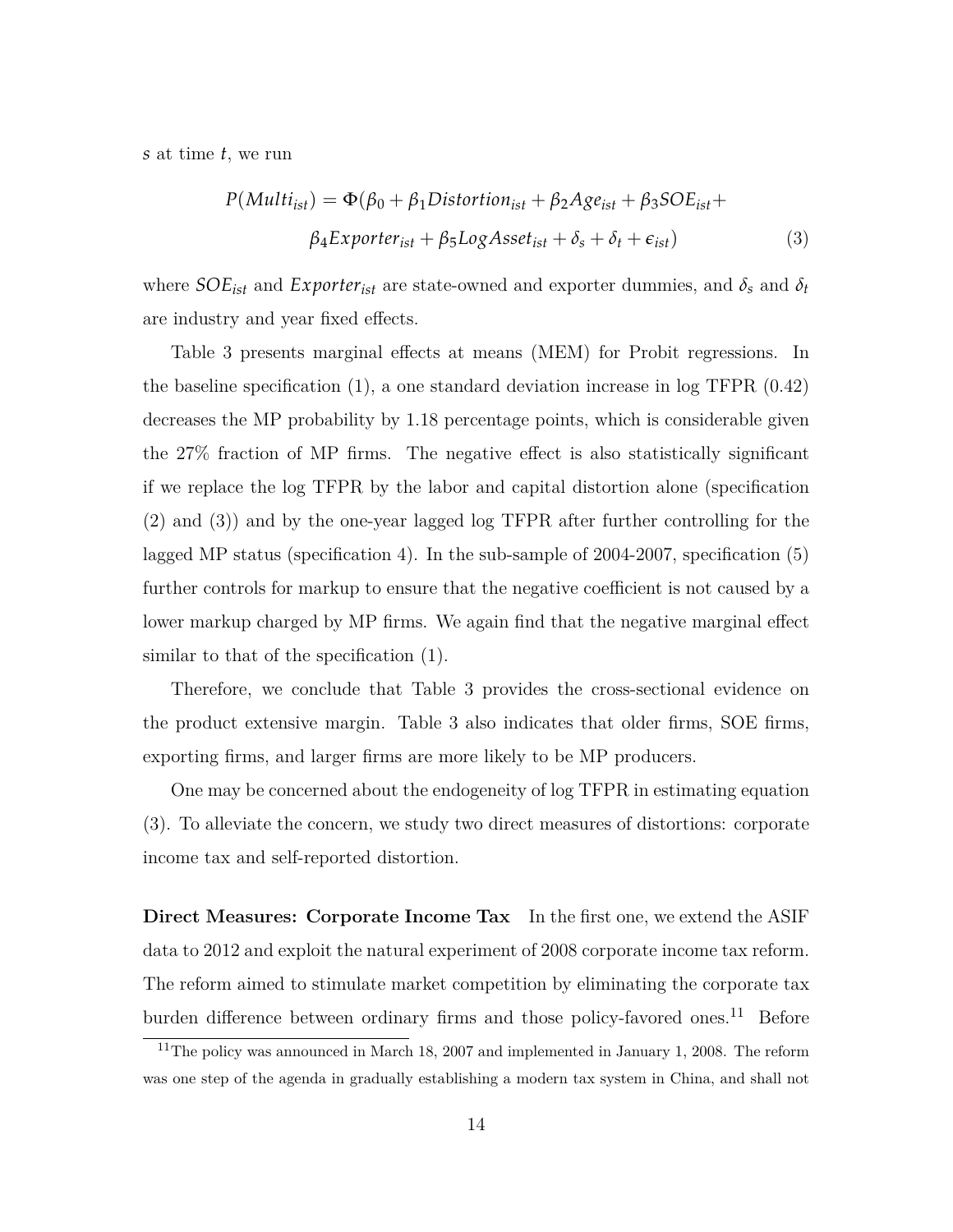$s$ at time $t$, we run

$$P(Multi_{ist}) = \Phi(\beta_0 + \beta_1 Distortion_{ist} + \beta_2 Age_{ist} + \beta_3 SOE_{ist} + \beta_4 Exporter_{ist} + \beta_5 LogAsset_{ist} + \delta_s + \delta_t + \epsilon_{ist}) \tag{3}$$

where $SOE_{ist}$ and $Exporter_{ist}$ are state-owned and exporter dummies, and $\delta_s$ and $\delta_t$ are industry and year fixed effects.

Table 3 presents marginal effects at means (MEM) for Probit regressions. In the baseline specification (1), a one standard deviation increase in log TFPR (0.42) decreases the MP probability by 1.18 percentage points, which is considerable given the 27% fraction of MP firms. The negative effect is also statistically significant if we replace the log TFPR by the labor and capital distortion alone (specification (2) and (3)) and by the one-year lagged log TFPR after further controlling for the lagged MP status (specification 4). In the sub-sample of 2004-2007, specification (5) further controls for markup to ensure that the negative coefficient is not caused by a lower markup charged by MP firms. We again find that the negative marginal effect similar to that of the specification (1).

Therefore, we conclude that Table 3 provides the cross-sectional evidence on the product extensive margin. Table 3 also indicates that older firms, SOE firms, exporting firms, and larger firms are more likely to be MP producers.

One may be concerned about the endogeneity of log TFPR in estimating equation (3). To alleviate the concern, we study two direct measures of distortions: corporate income tax and self-reported distortion.

**Direct Measures: Corporate Income Tax** In the first one, we extend the ASIF data to 2012 and exploit the natural experiment of 2008 corporate income tax reform. The reform aimed to stimulate market competition by eliminating the corporate tax burden difference between ordinary firms and those policy-favored ones.[11] Before

[11] The policy was announced in March 18, 2007 and implemented in January 1, 2008. The reform was one step of the agenda in gradually establishing a modern tax system in China, and shall not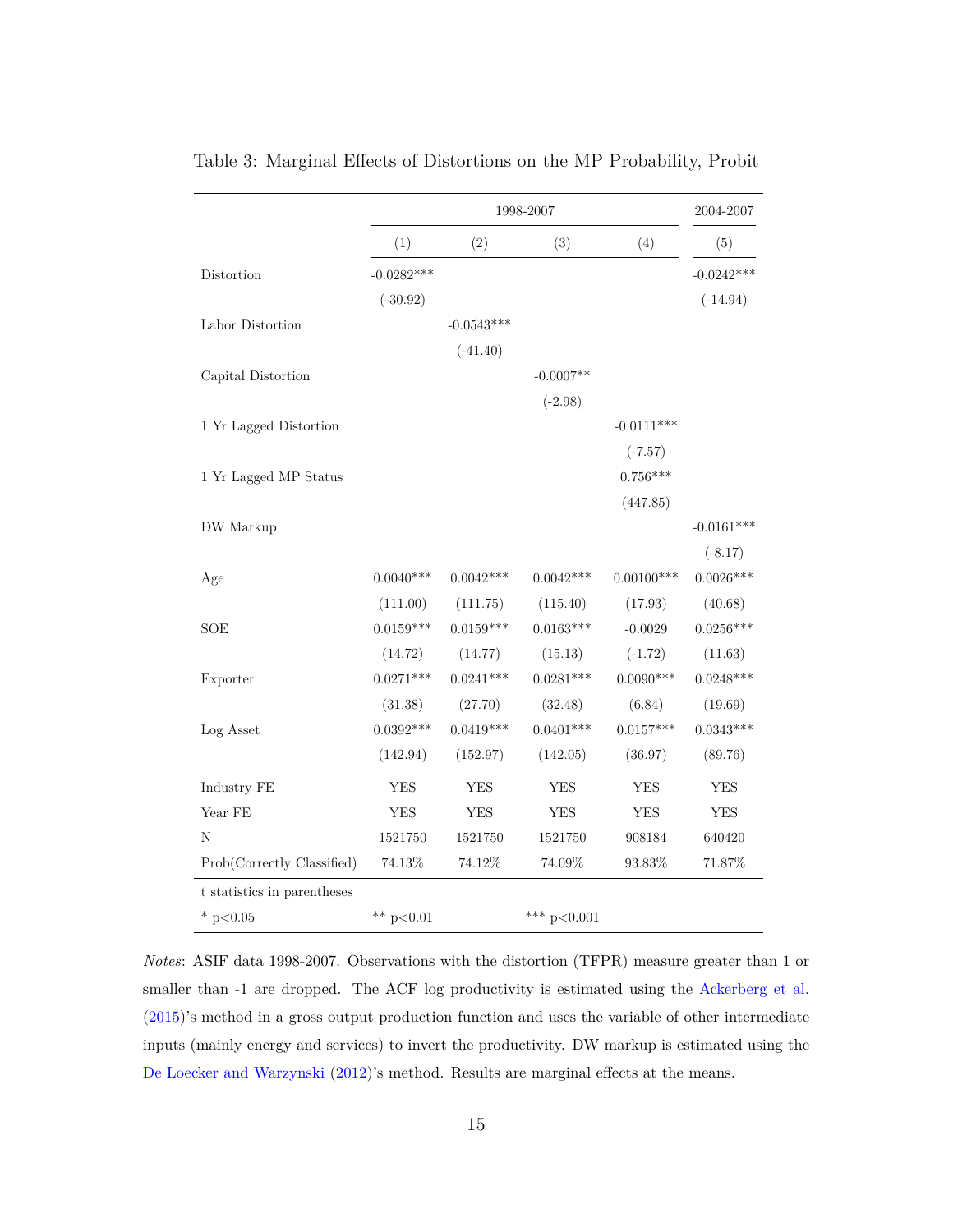Table 3: Marginal Effects of Distortions on the MP Probability, Probit

| | 1998-2007 | | | | 2004-2007 |
|---|---|---|---|---|---|
| | (1) | (2) | (3) | (4) | (5) |
| Distortion | -0.0282*** | | | | -0.0242*** |
| | (-30.92) | | | | (-14.94) |
| Labor Distortion | | -0.0543*** | | | |
| | | (-41.40) | | | |
| Capital Distortion | | | -0.0007** | | |
| | | | (-2.98) | | |
| 1 Yr Lagged Distortion | | | | -0.0111*** | |
| | | | | (-7.57) | |
| 1 Yr Lagged MP Status | | | | 0.756*** | |
| | | | | (447.85) | |
| DW Markup | | | | | -0.0161*** |
| | | | | | (-8.17) |
| Age | 0.0040*** | 0.0042*** | 0.0042*** | 0.00100*** | 0.0026*** |
| | (111.00) | (111.75) | (115.40) | (17.93) | (40.68) |
| SOE | 0.0159*** | 0.0159*** | 0.0163*** | -0.0029 | 0.0256*** |
| | (14.72) | (14.77) | (15.13) | (-1.72) | (11.63) |
| Exporter | 0.0271*** | 0.0241*** | 0.0281*** | 0.0090*** | 0.0248*** |
| | (31.38) | (27.70) | (32.48) | (6.84) | (19.69) |
| Log Asset | 0.0392*** | 0.0419*** | 0.0401*** | 0.0157*** | 0.0343*** |
| | (142.94) | (152.97) | (142.05) | (36.97) | (89.76) |
| Industry FE | YES | YES | YES | YES | YES |
| Year FE | YES | YES | YES | YES | YES |
| N | 1521750 | 1521750 | 1521750 | 908184 | 640420 |
| Prob(Correctly Classified) | 74.13% | 74.12% | 74.09% | 93.83% | 71.87% |

t statistics in parentheses

* $p<0.05$ &nbsp;&nbsp; ** $p<0.01$ &nbsp;&nbsp; *** $p<0.001$

*Notes*: ASIF data 1998-2007. Observations with the distortion (TFPR) measure greater than 1 or smaller than -1 are dropped. The ACF log productivity is estimated using the Ackerberg et al. (2015)'s method in a gross output production function and uses the variable of other intermediate inputs (mainly energy and services) to invert the productivity. DW markup is estimated using the De Loecker and Warzynski (2012)'s method. Results are marginal effects at the means.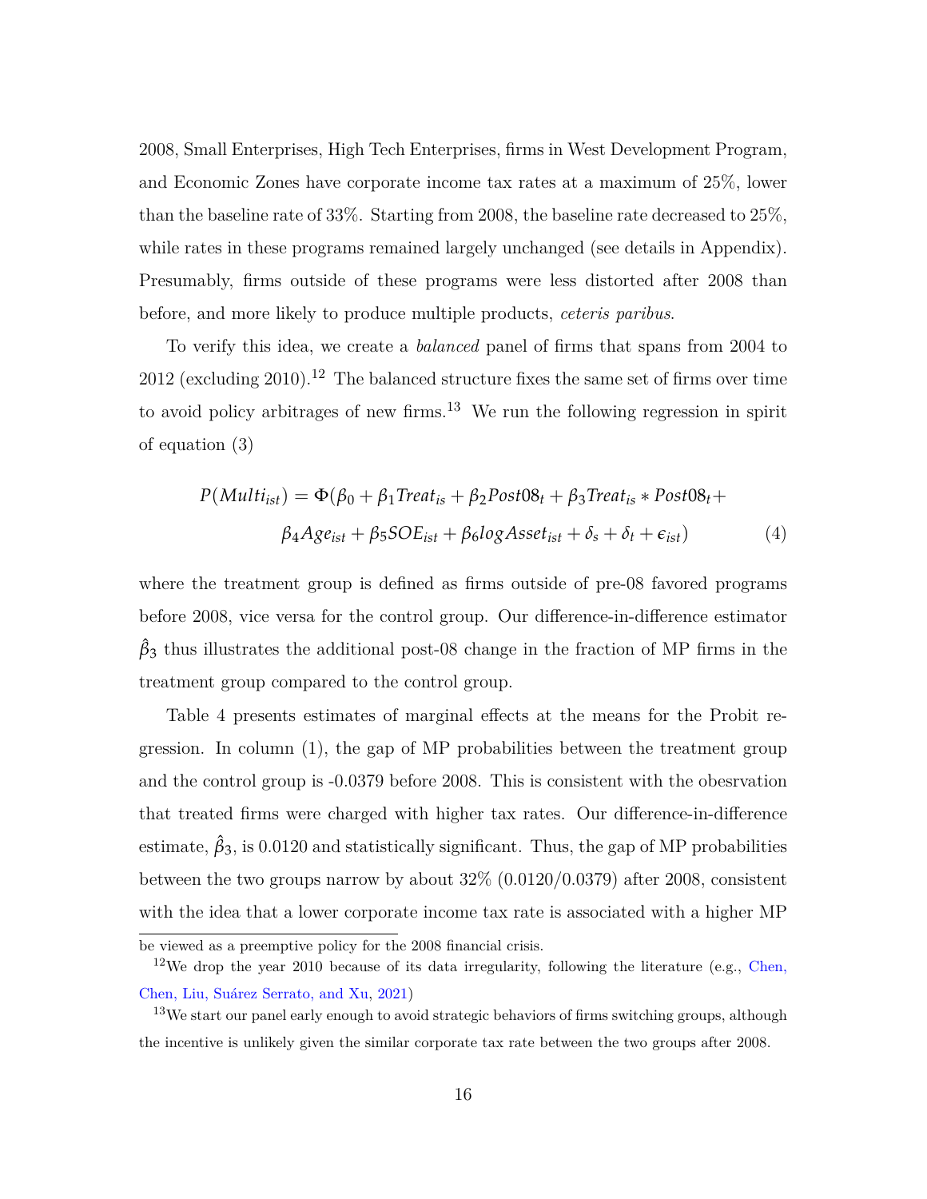2008, Small Enterprises, High Tech Enterprises, firms in West Development Program, and Economic Zones have corporate income tax rates at a maximum of 25%, lower than the baseline rate of 33%. Starting from 2008, the baseline rate decreased to 25%, while rates in these programs remained largely unchanged (see details in Appendix). Presumably, firms outside of these programs were less distorted after 2008 than before, and more likely to produce multiple products, *ceteris paribus*.

To verify this idea, we create a *balanced* panel of firms that spans from 2004 to 2012 (excluding 2010).[12] The balanced structure fixes the same set of firms over time to avoid policy arbitrages of new firms.[13] We run the following regression in spirit of equation (3)

$$
\begin{aligned}
P(Multi_{ist}) = \Phi(&\beta_0 + \beta_1 Treat_{is} + \beta_2 Post08_t + \beta_3 Treat_{is} * Post08_t + \\
&\beta_4 Age_{ist} + \beta_5 SOE_{ist} + \beta_6 logAsset_{ist} + \delta_s + \delta_t + \epsilon_{ist})
\end{aligned}
\tag{4}
$$

where the treatment group is defined as firms outside of pre-08 favored programs before 2008, vice versa for the control group. Our difference-in-difference estimator $\hat{\beta}_3$ thus illustrates the additional post-08 change in the fraction of MP firms in the treatment group compared to the control group.

Table 4 presents estimates of marginal effects at the means for the Probit regression. In column (1), the gap of MP probabilities between the treatment group and the control group is -0.0379 before 2008. This is consistent with the obesrvation that treated firms were charged with higher tax rates. Our difference-in-difference estimate, $\hat{\beta}_3$, is 0.0120 and statistically significant. Thus, the gap of MP probabilities between the two groups narrow by about 32% (0.0120/0.0379) after 2008, consistent with the idea that a lower corporate income tax rate is associated with a higher MP

---

be viewed as a preemptive policy for the 2008 financial crisis.

[12] We drop the year 2010 because of its data irregularity, following the literature (e.g., Chen, Chen, Liu, Suárez Serrato, and Xu, 2021)

[13] We start our panel early enough to avoid strategic behaviors of firms switching groups, although the incentive is unlikely given the similar corporate tax rate between the two groups after 2008.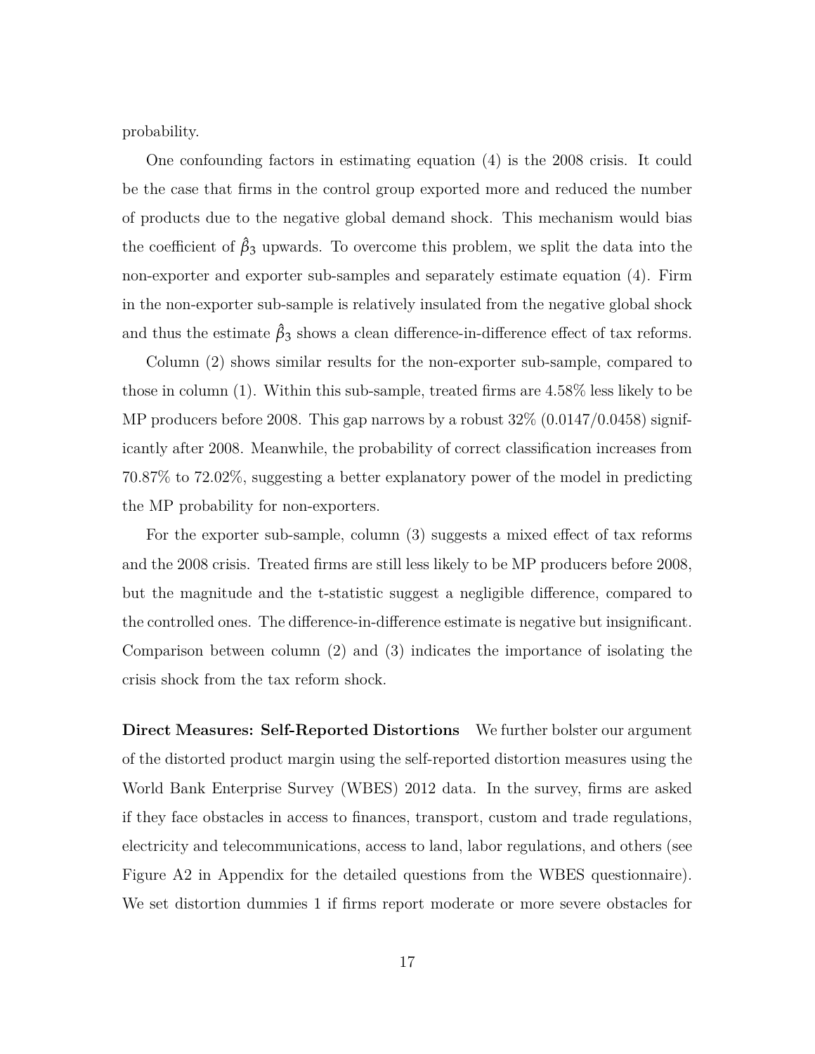probability.

One confounding factors in estimating equation (4) is the 2008 crisis. It could be the case that firms in the control group exported more and reduced the number of products due to the negative global demand shock. This mechanism would bias the coefficient of $\hat{\beta}_3$ upwards. To overcome this problem, we split the data into the non-exporter and exporter sub-samples and separately estimate equation (4). Firm in the non-exporter sub-sample is relatively insulated from the negative global shock and thus the estimate $\hat{\beta}_3$ shows a clean difference-in-difference effect of tax reforms.

Column (2) shows similar results for the non-exporter sub-sample, compared to those in column (1). Within this sub-sample, treated firms are 4.58% less likely to be MP producers before 2008. This gap narrows by a robust 32% (0.0147/0.0458) significantly after 2008. Meanwhile, the probability of correct classification increases from 70.87% to 72.02%, suggesting a better explanatory power of the model in predicting the MP probability for non-exporters.

For the exporter sub-sample, column (3) suggests a mixed effect of tax reforms and the 2008 crisis. Treated firms are still less likely to be MP producers before 2008, but the magnitude and the t-statistic suggest a negligible difference, compared to the controlled ones. The difference-in-difference estimate is negative but insignificant. Comparison between column (2) and (3) indicates the importance of isolating the crisis shock from the tax reform shock.

**Direct Measures: Self-Reported Distortions** We further bolster our argument of the distorted product margin using the self-reported distortion measures using the World Bank Enterprise Survey (WBES) 2012 data. In the survey, firms are asked if they face obstacles in access to finances, transport, custom and trade regulations, electricity and telecommunications, access to land, labor regulations, and others (see Figure A2 in Appendix for the detailed questions from the WBES questionnaire). We set distortion dummies 1 if firms report moderate or more severe obstacles for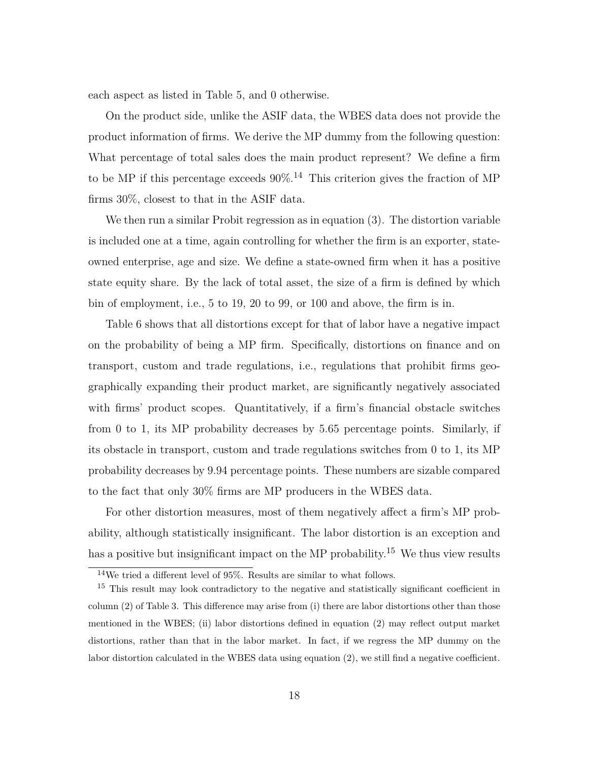each aspect as listed in Table 5, and 0 otherwise.

On the product side, unlike the ASIF data, the WBES data does not provide the product information of firms. We derive the MP dummy from the following question: What percentage of total sales does the main product represent? We define a firm to be MP if this percentage exceeds 90%.[14] This criterion gives the fraction of MP firms 30%, closest to that in the ASIF data.

We then run a similar Probit regression as in equation (3). The distortion variable is included one at a time, again controlling for whether the firm is an exporter, state-owned enterprise, age and size. We define a state-owned firm when it has a positive state equity share. By the lack of total asset, the size of a firm is defined by which bin of employment, i.e., 5 to 19, 20 to 99, or 100 and above, the firm is in.

Table 6 shows that all distortions except for that of labor have a negative impact on the probability of being a MP firm. Specifically, distortions on finance and on transport, custom and trade regulations, i.e., regulations that prohibit firms geographically expanding their product market, are significantly negatively associated with firms' product scopes. Quantitatively, if a firm's financial obstacle switches from 0 to 1, its MP probability decreases by 5.65 percentage points. Similarly, if its obstacle in transport, custom and trade regulations switches from 0 to 1, its MP probability decreases by 9.94 percentage points. These numbers are sizable compared to the fact that only 30% firms are MP producers in the WBES data.

For other distortion measures, most of them negatively affect a firm's MP probability, although statistically insignificant. The labor distortion is an exception and has a positive but insignificant impact on the MP probability.[15] We thus view results

[14] We tried a different level of 95%. Results are similar to what follows.

[15] This result may look contradictory to the negative and statistically significant coefficient in column (2) of Table 3. This difference may arise from (i) there are labor distortions other than those mentioned in the WBES; (ii) labor distortions defined in equation (2) may reflect output market distortions, rather than that in the labor market. In fact, if we regress the MP dummy on the labor distortion calculated in the WBES data using equation (2), we still find a negative coefficient.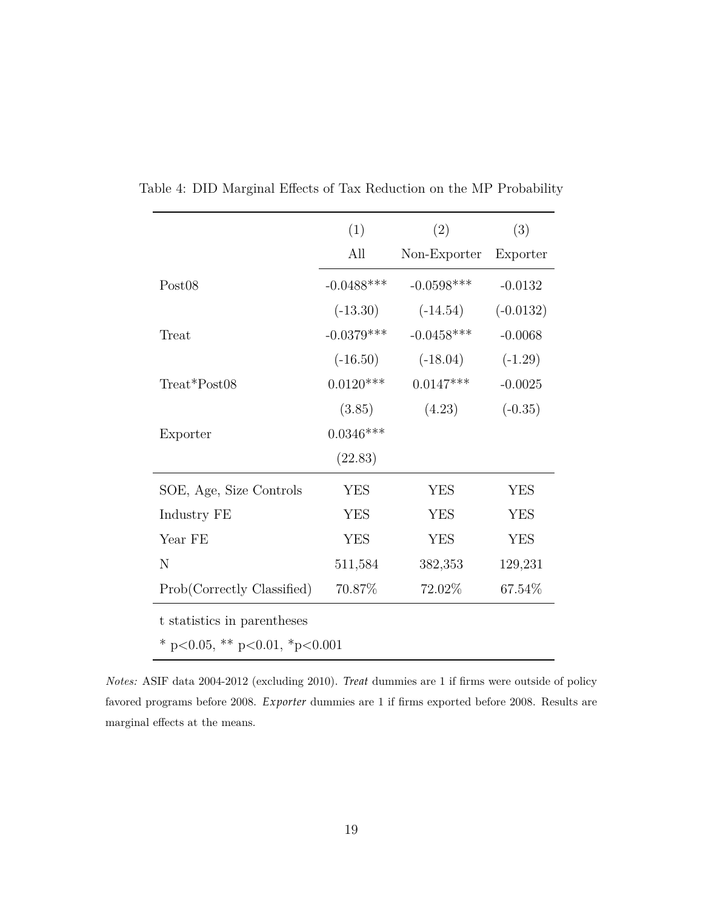Table 4: DID Marginal Effects of Tax Reduction on the MP Probability

| | (1) | (2) | (3) |
|---|---|---|---|
| | All | Non-Exporter | Exporter |
| Post08 | -0.0488*** | -0.0598*** | -0.0132 |
| | (-13.30) | (-14.54) | (-0.0132) |
| Treat | -0.0379*** | -0.0458*** | -0.0068 |
| | (-16.50) | (-18.04) | (-1.29) |
| Treat*Post08 | 0.0120*** | 0.0147*** | -0.0025 |
| | (3.85) | (4.23) | (-0.35) |
| Exporter | 0.0346*** | | |
| | (22.83) | | |
| SOE, Age, Size Controls | YES | YES | YES |
| Industry FE | YES | YES | YES |
| Year FE | YES | YES | YES |
| N | 511,584 | 382,353 | 129,231 |
| Prob(Correctly Classified) | 70.87% | 72.02% | 67.54% |

t statistics in parentheses

* p<0.05, ** p<0.01, *p<0.001

*Notes:* ASIF data 2004-2012 (excluding 2010). *Treat* dummies are 1 if firms were outside of policy favored programs before 2008. *Exporter* dummies are 1 if firms exported before 2008. Results are marginal effects at the means.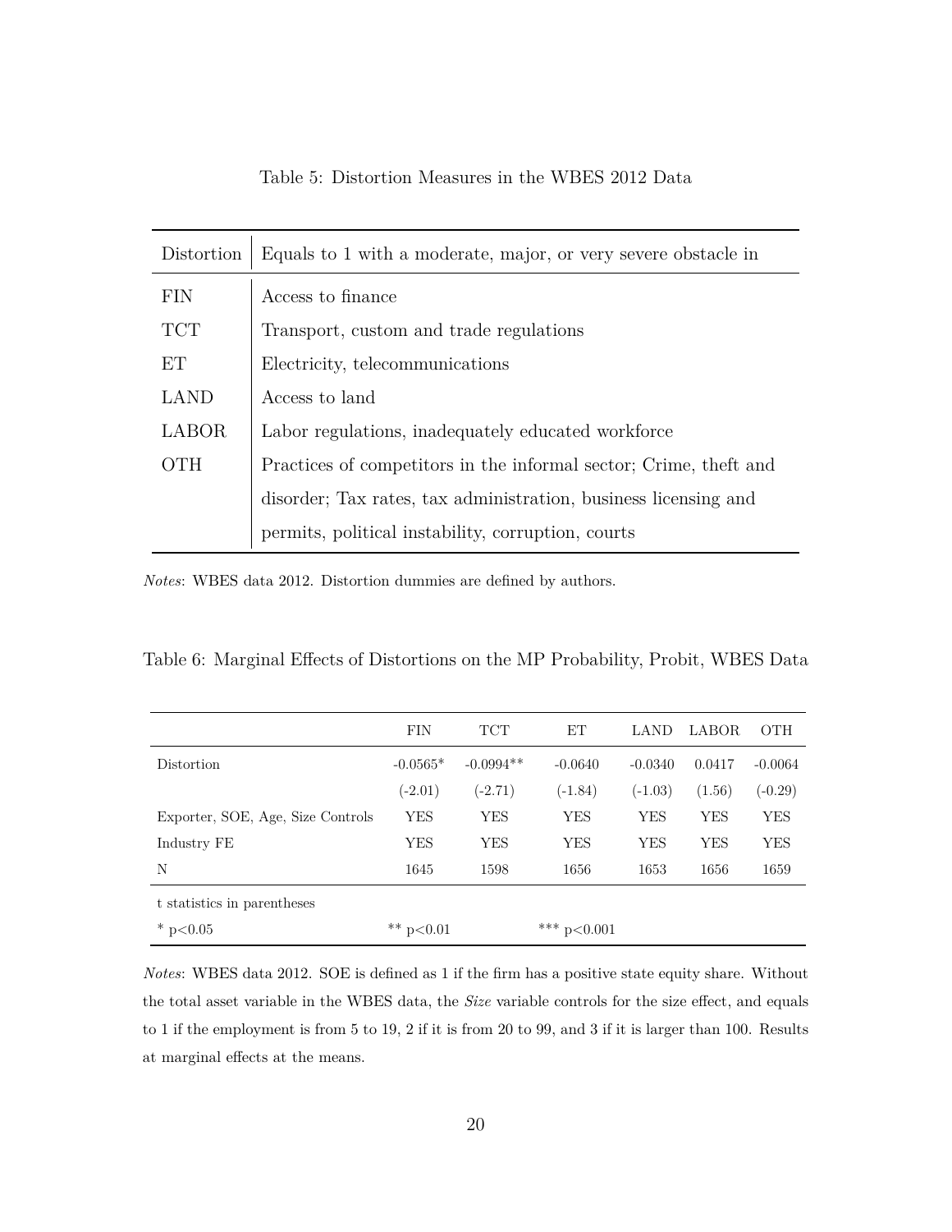Table 5: Distortion Measures in the WBES 2012 Data

| Distortion | Equals to 1 with a moderate, major, or very severe obstacle in |
|---|---|
| FIN | Access to finance |
| TCT | Transport, custom and trade regulations |
| ET | Electricity, telecommunications |
| LAND | Access to land |
| LABOR | Labor regulations, inadequately educated workforce |
| OTH | Practices of competitors in the informal sector; Crime, theft and disorder; Tax rates, tax administration, business licensing and permits, political instability, corruption, courts |

*Notes*: WBES data 2012. Distortion dummies are defined by authors.

Table 6: Marginal Effects of Distortions on the MP Probability, Probit, WBES Data

| | FIN | TCT | ET | LAND | LABOR | OTH |
|---|---|---|---|---|---|---|
| Distortion | -0.0565* | -0.0994** | -0.0640 | -0.0340 | 0.0417 | -0.0064 |
| | (-2.01) | (-2.71) | (-1.84) | (-1.03) | (1.56) | (-0.29) |
| Exporter, SOE, Age, Size Controls | YES | YES | YES | YES | YES | YES |
| Industry FE | YES | YES | YES | YES | YES | YES |
| N | 1645 | 1598 | 1656 | 1653 | 1656 | 1659 |

t statistics in parentheses

* $p<0.05$ &nbsp;&nbsp; ** $p<0.01$ &nbsp;&nbsp; *** $p<0.001$

*Notes*: WBES data 2012. SOE is defined as 1 if the firm has a positive state equity share. Without the total asset variable in the WBES data, the *Size* variable controls for the size effect, and equals to 1 if the employment is from 5 to 19, 2 if it is from 20 to 99, and 3 if it is larger than 100. Results at marginal effects at the means.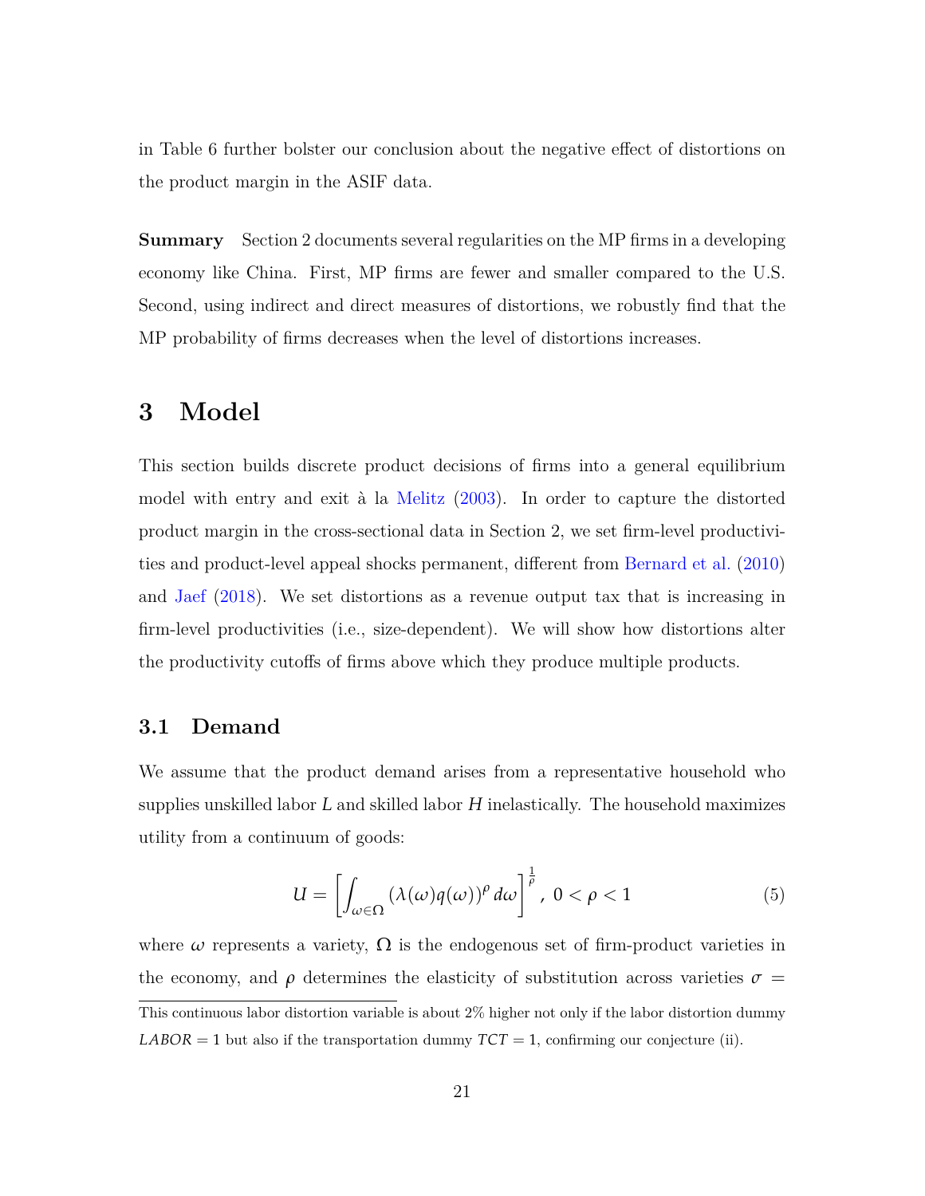in Table 6 further bolster our conclusion about the negative effect of distortions on the product margin in the ASIF data.

**Summary** Section 2 documents several regularities on the MP firms in a developing economy like China. First, MP firms are fewer and smaller compared to the U.S. Second, using indirect and direct measures of distortions, we robustly find that the MP probability of firms decreases when the level of distortions increases.

# 3 Model

This section builds discrete product decisions of firms into a general equilibrium model with entry and exit à la Melitz (2003). In order to capture the distorted product margin in the cross-sectional data in Section 2, we set firm-level productivities and product-level appeal shocks permanent, different from Bernard et al. (2010) and Jaef (2018). We set distortions as a revenue output tax that is increasing in firm-level productivities (i.e., size-dependent). We will show how distortions alter the productivity cutoffs of firms above which they produce multiple products.

## 3.1 Demand

We assume that the product demand arises from a representative household who supplies unskilled labor $L$ and skilled labor $H$ inelastically. The household maximizes utility from a continuum of goods:

$$U = \left[ \int_{\omega \in \Omega} (\lambda(\omega) q(\omega))^{\rho} \, d\omega \right]^{\frac{1}{\rho}}, \; 0 < \rho < 1 \tag{5}$$

where $\omega$ represents a variety, $\Omega$ is the endogenous set of firm-product varieties in the economy, and $\rho$ determines the elasticity of substitution across varieties $\sigma =$

This continuous labor distortion variable is about 2% higher not only if the labor distortion dummy $LABOR = 1$ but also if the transportation dummy $TCT = 1$, confirming our conjecture (ii).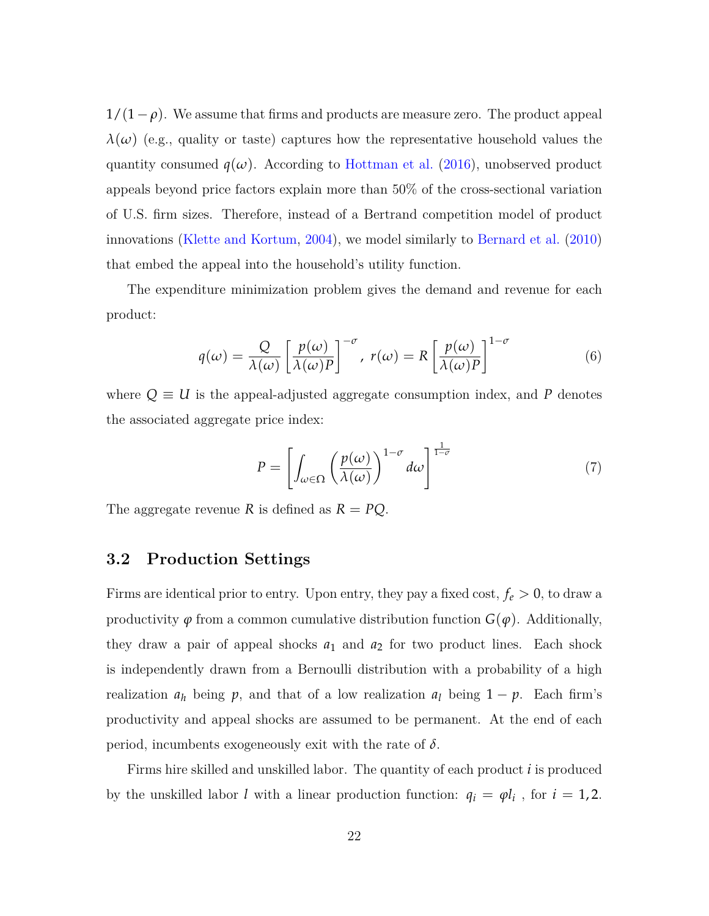$1/(1-\rho)$. We assume that firms and products are measure zero. The product appeal $\lambda(\omega)$ (e.g., quality or taste) captures how the representative household values the quantity consumed $q(\omega)$. According to Hottman et al. (2016), unobserved product appeals beyond price factors explain more than 50% of the cross-sectional variation of U.S. firm sizes. Therefore, instead of a Bertrand competition model of product innovations (Klette and Kortum, 2004), we model similarly to Bernard et al. (2010) that embed the appeal into the household's utility function.

The expenditure minimization problem gives the demand and revenue for each product:

$$q(\omega) = \frac{Q}{\lambda(\omega)} \left[ \frac{p(\omega)}{\lambda(\omega)P} \right]^{-\sigma}, \; r(\omega) = R \left[ \frac{p(\omega)}{\lambda(\omega)P} \right]^{1-\sigma} \tag{6}$$

where $Q \equiv U$ is the appeal-adjusted aggregate consumption index, and $P$ denotes the associated aggregate price index:

$$P = \left[ \int_{\omega \in \Omega} \left( \frac{p(\omega)}{\lambda(\omega)} \right)^{1-\sigma} d\omega \right]^{\frac{1}{1-\sigma}} \tag{7}$$

The aggregate revenue $R$ is defined as $R = PQ$.

## 3.2 Production Settings

Firms are identical prior to entry. Upon entry, they pay a fixed cost, $f_e > 0$, to draw a productivity $\varphi$ from a common cumulative distribution function $G(\varphi)$. Additionally, they draw a pair of appeal shocks $a_1$ and $a_2$ for two product lines. Each shock is independently drawn from a Bernoulli distribution with a probability of a high realization $a_h$ being $p$, and that of a low realization $a_l$ being $1-p$. Each firm's productivity and appeal shocks are assumed to be permanent. At the end of each period, incumbents exogeneously exit with the rate of $\delta$.

Firms hire skilled and unskilled labor. The quantity of each product $i$ is produced by the unskilled labor $l$ with a linear production function: $q_i = \varphi l_i$ , for $i = 1, 2$.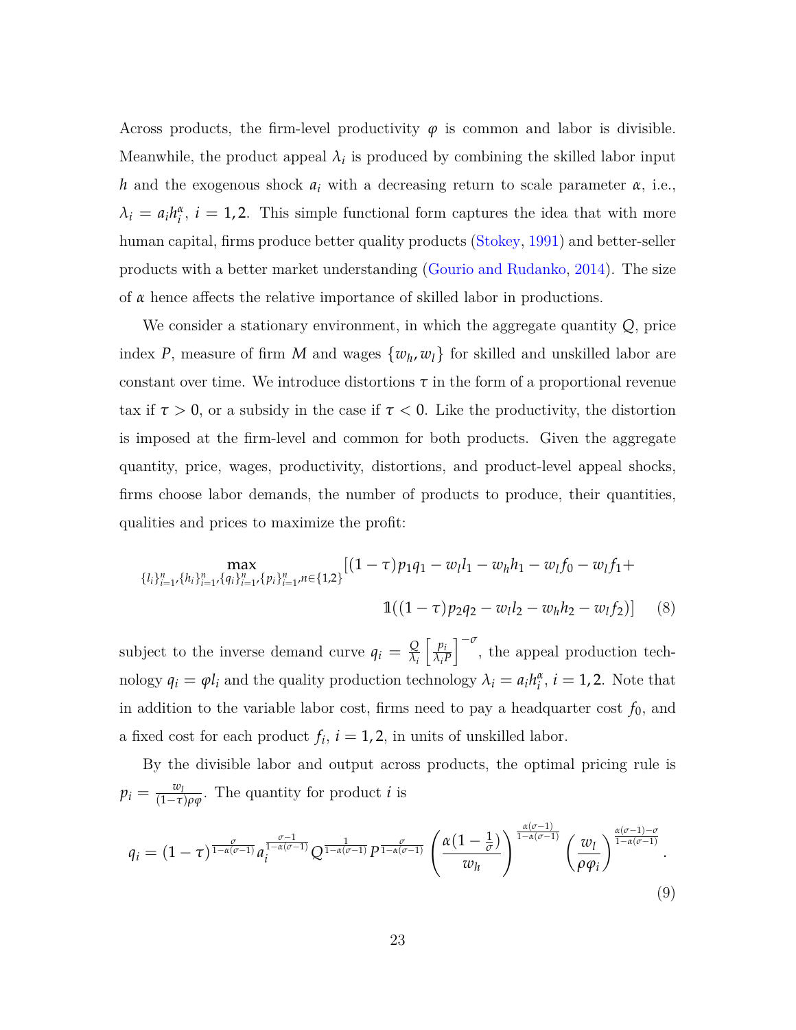Across products, the firm-level productivity $\varphi$ is common and labor is divisible. Meanwhile, the product appeal $\lambda_i$ is produced by combining the skilled labor input $h$ and the exogenous shock $a_i$ with a decreasing return to scale parameter $\alpha$, i.e., $\lambda_i = a_i h_i^{\alpha}$, $i = 1, 2$. This simple functional form captures the idea that with more human capital, firms produce better quality products (Stokey, 1991) and better-seller products with a better market understanding (Gourio and Rudanko, 2014). The size of $\alpha$ hence affects the relative importance of skilled labor in productions.

We consider a stationary environment, in which the aggregate quantity $Q$, price index $P$, measure of firm $M$ and wages $\{w_h, w_l\}$ for skilled and unskilled labor are constant over time. We introduce distortions $\tau$ in the form of a proportional revenue tax if $\tau > 0$, or a subsidy in the case if $\tau < 0$. Like the productivity, the distortion is imposed at the firm-level and common for both products. Given the aggregate quantity, price, wages, productivity, distortions, and product-level appeal shocks, firms choose labor demands, the number of products to produce, their quantities, qualities and prices to maximize the profit:

$$\max_{\{l_i\}_{i=1}^n, \{h_i\}_{i=1}^n, \{q_i\}_{i=1}^n, \{p_i\}_{i=1}^n, n \in \{1,2\}} [(1-\tau)p_1 q_1 - w_l l_1 - w_h h_1 - w_l f_0 - w_l f_1 + \mathbb{1}((1-\tau)p_2 q_2 - w_l l_2 - w_h h_2 - w_l f_2)] \tag{8}$$

subject to the inverse demand curve $q_i = \frac{Q}{\lambda_i}\left[\frac{p_i}{\lambda_i P}\right]^{-\sigma}$, the appeal production technology $q_i = \varphi l_i$ and the quality production technology $\lambda_i = a_i h_i^{\alpha}$, $i = 1, 2$. Note that in addition to the variable labor cost, firms need to pay a headquarter cost $f_0$, and a fixed cost for each product $f_i$, $i = 1, 2$, in units of unskilled labor.

By the divisible labor and output across products, the optimal pricing rule is $p_i = \frac{w_l}{(1-\tau)\rho\varphi}$. The quantity for product $i$ is

$$q_i = (1-\tau)^{\frac{\sigma}{1-\alpha(\sigma-1)}} a_i^{\frac{\sigma-1}{1-\alpha(\sigma-1)}} Q^{\frac{1}{1-\alpha(\sigma-1)}} P^{\frac{\sigma}{1-\alpha(\sigma-1)}} \left(\frac{\alpha(1-\frac{1}{\sigma})}{w_h}\right)^{\frac{\alpha(\sigma-1)}{1-\alpha(\sigma-1)}} \left(\frac{w_l}{\rho\varphi_i}\right)^{\frac{\alpha(\sigma-1)-\sigma}{1-\alpha(\sigma-1)}}. \tag{9}$$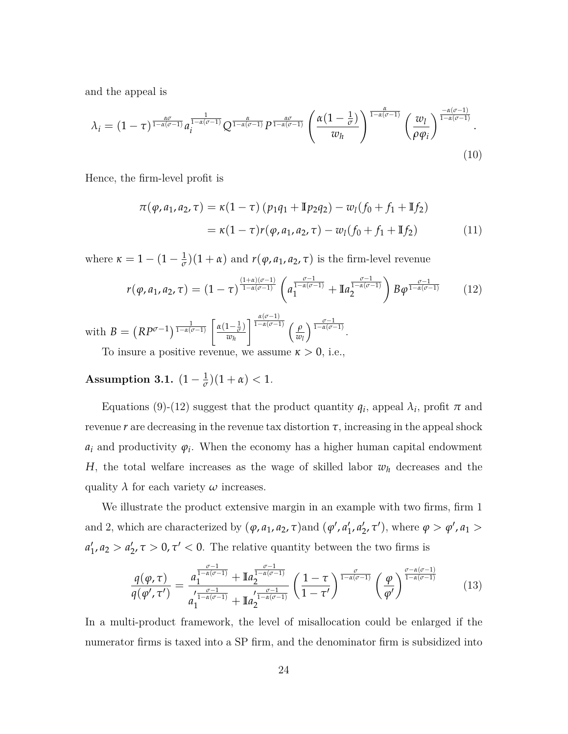and the appeal is

$$\lambda_i = (1-\tau)^{\frac{\alpha\sigma}{1-\alpha(\sigma-1)}} a_i^{\frac{1}{1-\alpha(\sigma-1)}} Q^{\frac{\alpha}{1-\alpha(\sigma-1)}} P^{\frac{\alpha\sigma}{1-\alpha(\sigma-1)}} \left(\frac{\alpha(1-\frac{1}{\sigma})}{w_h}\right)^{\frac{\alpha}{1-\alpha(\sigma-1)}} \left(\frac{w_l}{\rho\varphi_i}\right)^{\frac{-\alpha(\sigma-1)}{1-\alpha(\sigma-1)}}. \tag{10}$$

Hence, the firm-level profit is

$$\begin{aligned}\pi(\varphi, a_1, a_2, \tau) &= \kappa(1-\tau)\left(p_1 q_1 + \mathbb{I} p_2 q_2\right) - w_l(f_0 + f_1 + \mathbb{I} f_2) \\ &= \kappa(1-\tau) r(\varphi, a_1, a_2, \tau) - w_l(f_0 + f_1 + \mathbb{I} f_2)\end{aligned} \tag{11}$$

where $\kappa = 1 - (1-\frac{1}{\sigma})(1+\alpha)$ and $r(\varphi, a_1, a_2, \tau)$ is the firm-level revenue

$$r(\varphi, a_1, a_2, \tau) = (1-\tau)^{\frac{(1+\alpha)(\sigma-1)}{1-\alpha(\sigma-1)}} \left(a_1^{\frac{\sigma-1}{1-\alpha(\sigma-1)}} + \mathbb{I} a_2^{\frac{\sigma-1}{1-\alpha(\sigma-1)}}\right) B \varphi^{\frac{\sigma-1}{1-\alpha(\sigma-1)}} \tag{12}$$

with $B = \left(RP^{\sigma-1}\right)^{\frac{1}{1-\alpha(\sigma-1)}} \left[\frac{\alpha(1-\frac{1}{\sigma})}{w_h}\right]^{\frac{\alpha(\sigma-1)}{1-\alpha(\sigma-1)}} \left(\frac{\rho}{w_l}\right)^{\frac{\sigma-1}{1-\alpha(\sigma-1)}}$.

To insure a positive revenue, we assume $\kappa > 0$, i.e.,

**Assumption 3.1.** $(1-\frac{1}{\sigma})(1+\alpha) < 1$.

Equations (9)-(12) suggest that the product quantity $q_i$, appeal $\lambda_i$, profit $\pi$ and revenue $r$ are decreasing in the revenue tax distortion $\tau$, increasing in the appeal shock $a_i$ and productivity $\varphi_i$. When the economy has a higher human capital endowment $H$, the total welfare increases as the wage of skilled labor $w_h$ decreases and the quality $\lambda$ for each variety $\omega$ increases.

We illustrate the product extensive margin in an example with two firms, firm 1 and 2, which are characterized by $(\varphi, a_1, a_2, \tau)$and $(\varphi', a_1', a_2', \tau')$, where $\varphi > \varphi', a_1 > a_1', a_2 > a_2', \tau > 0, \tau' < 0$. The relative quantity between the two firms is

$$\frac{q(\varphi, \tau)}{q(\varphi', \tau')} = \frac{a_1^{\frac{\sigma-1}{1-\alpha(\sigma-1)}} + \mathbb{I} a_2^{\frac{\sigma-1}{1-\alpha(\sigma-1)}}}{a_1'^{\frac{\sigma-1}{1-\alpha(\sigma-1)}} + \mathbb{I} a_2'^{\frac{\sigma-1}{1-\alpha(\sigma-1)}}} \left(\frac{1-\tau}{1-\tau'}\right)^{\frac{\sigma}{1-\alpha(\sigma-1)}} \left(\frac{\varphi}{\varphi'}\right)^{\frac{\sigma-\alpha(\sigma-1)}{1-\alpha(\sigma-1)}} \tag{13}$$

In a multi-product framework, the level of misallocation could be enlarged if the numerator firms is taxed into a SP firm, and the denominator firm is subsidized into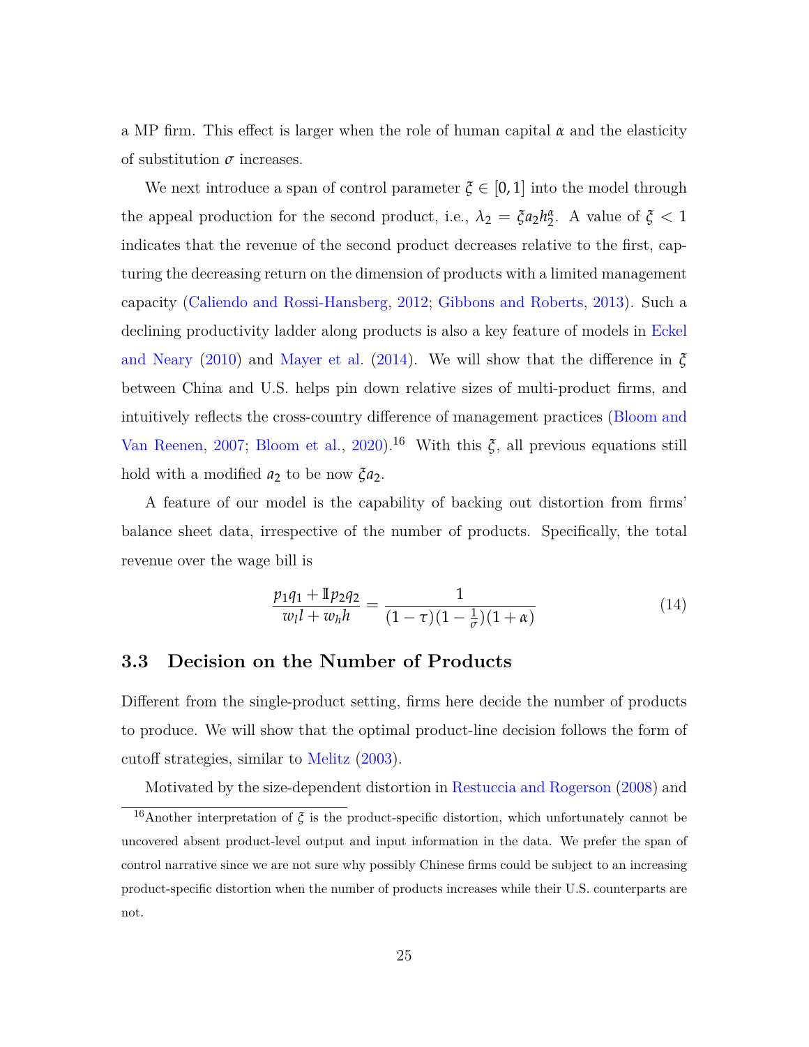a MP firm. This effect is larger when the role of human capital $\alpha$ and the elasticity of substitution $\sigma$ increases.

We next introduce a span of control parameter $\xi \in [0, 1]$ into the model through the appeal production for the second product, i.e., $\lambda_2 = \xi a_2 h_2^{\alpha}$. A value of $\xi < 1$ indicates that the revenue of the second product decreases relative to the first, capturing the decreasing return on the dimension of products with a limited management capacity (Caliendo and Rossi-Hansberg, 2012; Gibbons and Roberts, 2013). Such a declining productivity ladder along products is also a key feature of models in Eckel and Neary (2010) and Mayer et al. (2014). We will show that the difference in $\xi$ between China and U.S. helps pin down relative sizes of multi-product firms, and intuitively reflects the cross-country difference of management practices (Bloom and Van Reenen, 2007; Bloom et al., 2020).[16] With this $\xi$, all previous equations still hold with a modified $a_2$ to be now $\xi a_2$.

A feature of our model is the capability of backing out distortion from firms' balance sheet data, irrespective of the number of products. Specifically, the total revenue over the wage bill is

$$\frac{p_1 q_1 + \mathbb{I} p_2 q_2}{w_l l + w_h h} = \frac{1}{(1-\tau)(1-\frac{1}{\sigma})(1+\alpha)} \tag{14}$$

### 3.3 Decision on the Number of Products

Different from the single-product setting, firms here decide the number of products to produce. We will show that the optimal product-line decision follows the form of cutoff strategies, similar to Melitz (2003).

Motivated by the size-dependent distortion in Restuccia and Rogerson (2008) and

[16] Another interpretation of $\xi$ is the product-specific distortion, which unfortunately cannot be uncovered absent product-level output and input information in the data. We prefer the span of control narrative since we are not sure why possibly Chinese firms could be subject to an increasing product-specific distortion when the number of products increases while their U.S. counterparts are not.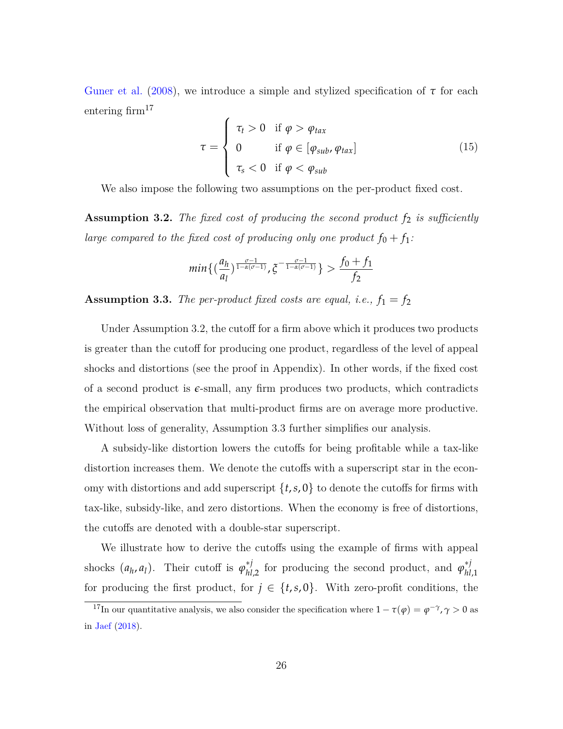Guner et al. (2008), we introduce a simple and stylized specification of $\tau$ for each entering firm[17]

$$\tau = \begin{cases} \tau_t > 0 & \text{if } \varphi > \varphi_{tax} \\ 0 & \text{if } \varphi \in [\varphi_{sub}, \varphi_{tax}] \\ \tau_s < 0 & \text{if } \varphi < \varphi_{sub} \end{cases} \tag{15}$$

We also impose the following two assumptions on the per-product fixed cost.

**Assumption 3.2.** *The fixed cost of producing the second product $f_2$ is sufficiently large compared to the fixed cost of producing only one product $f_0 + f_1$:*

$$min\{(\frac{a_h}{a_l})^{\frac{\sigma-1}{1-\alpha(\sigma-1)}}, \xi^{-\frac{\sigma-1}{1-\alpha(\sigma-1)}}\} > \frac{f_0 + f_1}{f_2}$$

**Assumption 3.3.** *The per-product fixed costs are equal, i.e., $f_1 = f_2$*

Under Assumption 3.2, the cutoff for a firm above which it produces two products is greater than the cutoff for producing one product, regardless of the level of appeal shocks and distortions (see the proof in Appendix). In other words, if the fixed cost of a second product is $\epsilon$-small, any firm produces two products, which contradicts the empirical observation that multi-product firms are on average more productive. Without loss of generality, Assumption 3.3 further simplifies our analysis.

A subsidy-like distortion lowers the cutoffs for being profitable while a tax-like distortion increases them. We denote the cutoffs with a superscript star in the economy with distortions and add superscript $\{t, s, 0\}$ to denote the cutoffs for firms with tax-like, subsidy-like, and zero distortions. When the economy is free of distortions, the cutoffs are denoted with a double-star superscript.

We illustrate how to derive the cutoffs using the example of firms with appeal shocks $(a_h, a_l)$. Their cutoff is $\varphi^{*j}_{hl,2}$ for producing the second product, and $\varphi^{*j}_{hl,1}$ for producing the first product, for $j \in \{t, s, 0\}$. With zero-profit conditions, the

[17] In our quantitative analysis, we also consider the specification where $1 - \tau(\varphi) = \varphi^{-\gamma}, \gamma > 0$ as in Jaef (2018).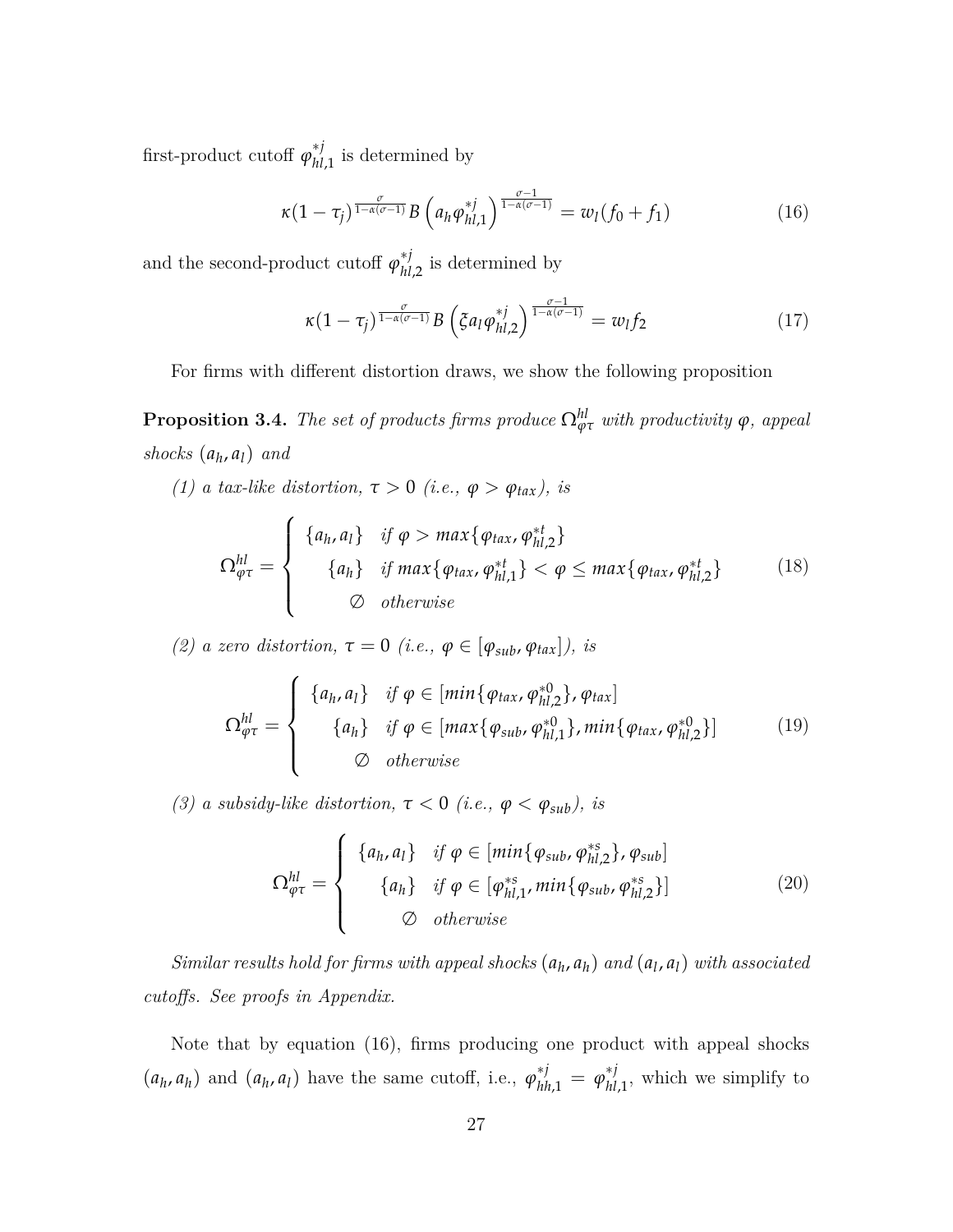first-product cutoff $\varphi^{*j}_{hl,1}$ is determined by

$$\kappa(1-\tau_j)^{\frac{\sigma}{1-\alpha(\sigma-1)}} B \left(a_h \varphi^{*j}_{hl,1}\right)^{\frac{\sigma-1}{1-\alpha(\sigma-1)}} = w_l(f_0 + f_1) \tag{16}$$

and the second-product cutoff $\varphi^{*j}_{hl,2}$ is determined by

$$\kappa(1-\tau_j)^{\frac{\sigma}{1-\alpha(\sigma-1)}} B \left(\xi a_l \varphi^{*j}_{hl,2}\right)^{\frac{\sigma-1}{1-\alpha(\sigma-1)}} = w_l f_2 \tag{17}$$

For firms with different distortion draws, we show the following proposition

**Proposition 3.4.** *The set of products firms produce $\Omega^{hl}_{\varphi\tau}$ with productivity $\varphi$, appeal shocks $(a_h, a_l)$ and*

*(1) a tax-like distortion, $\tau > 0$ (i.e., $\varphi > \varphi_{tax}$), is*

$$\Omega^{hl}_{\varphi\tau} = \begin{cases} \{a_h, a_l\} & \text{if } \varphi > max\{\varphi_{tax}, \varphi^{*t}_{hl,2}\} \\ \{a_h\} & \text{if } max\{\varphi_{tax}, \varphi^{*t}_{hl,1}\} < \varphi \leq max\{\varphi_{tax}, \varphi^{*t}_{hl,2}\} \\ \emptyset & \text{otherwise} \end{cases} \tag{18}$$

*(2) a zero distortion, $\tau = 0$ (i.e., $\varphi \in [\varphi_{sub}, \varphi_{tax}]$), is*

$$\Omega^{hl}_{\varphi\tau} = \begin{cases} \{a_h, a_l\} & \text{if } \varphi \in [min\{\varphi_{tax}, \varphi^{*0}_{hl,2}\}, \varphi_{tax}] \\ \{a_h\} & \text{if } \varphi \in [max\{\varphi_{sub}, \varphi^{*0}_{hl,1}\}, min\{\varphi_{tax}, \varphi^{*0}_{hl,2}\}] \\ \emptyset & \text{otherwise} \end{cases} \tag{19}$$

*(3) a subsidy-like distortion, $\tau < 0$ (i.e., $\varphi < \varphi_{sub}$), is*

$$\Omega^{hl}_{\varphi\tau} = \begin{cases} \{a_h, a_l\} & \text{if } \varphi \in [min\{\varphi_{sub}, \varphi^{*s}_{hl,2}\}, \varphi_{sub}] \\ \{a_h\} & \text{if } \varphi \in [\varphi^{*s}_{hl,1}, min\{\varphi_{sub}, \varphi^{*s}_{hl,2}\}] \\ \emptyset & \text{otherwise} \end{cases} \tag{20}$$

*Similar results hold for firms with appeal shocks $(a_h, a_h)$ and $(a_l, a_l)$ with associated cutoffs. See proofs in Appendix.*

Note that by equation (16), firms producing one product with appeal shocks $(a_h, a_h)$ and $(a_h, a_l)$ have the same cutoff, i.e., $\varphi^{*j}_{hh,1} = \varphi^{*j}_{hl,1}$, which we simplify to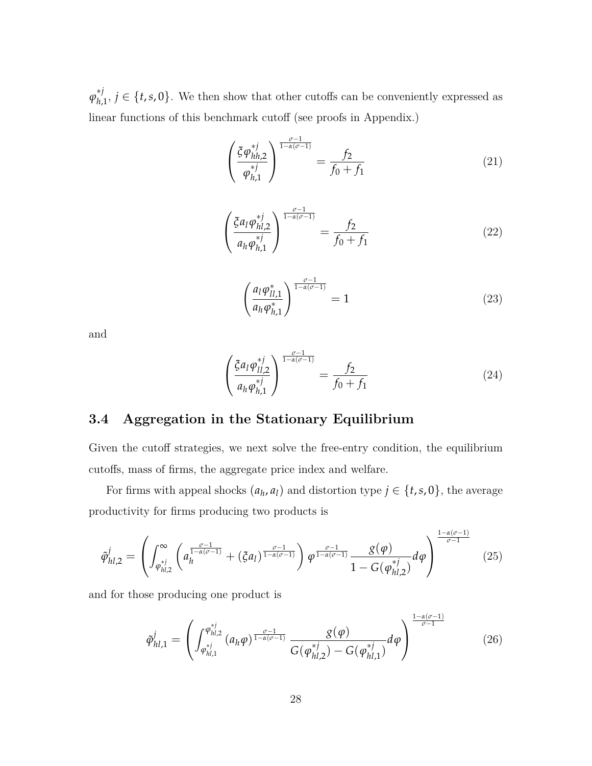$\varphi_{h,1}^{*j}$, $j \in \{t, s, 0\}$. We then show that other cutoffs can be conveniently expressed as linear functions of this benchmark cutoff (see proofs in Appendix.)

$$\left(\frac{\xi \varphi_{hh,2}^{*j}}{\varphi_{h,1}^{*j}}\right)^{\frac{\sigma-1}{1-\alpha(\sigma-1)}} = \frac{f_2}{f_0 + f_1} \tag{21}$$

$$\left(\frac{\xi a_l \varphi_{hl,2}^{*j}}{a_h \varphi_{h,1}^{*j}}\right)^{\frac{\sigma-1}{1-\alpha(\sigma-1)}} = \frac{f_2}{f_0 + f_1} \tag{22}$$

$$\left(\frac{a_l \varphi_{ll,1}^{*}}{a_h \varphi_{h,1}^{*}}\right)^{\frac{\sigma-1}{1-\alpha(\sigma-1)}} = 1 \tag{23}$$

and

$$\left(\frac{\xi a_l \varphi_{ll,2}^{*j}}{a_h \varphi_{h,1}^{*j}}\right)^{\frac{\sigma-1}{1-\alpha(\sigma-1)}} = \frac{f_2}{f_0 + f_1} \tag{24}$$

## 3.4 Aggregation in the Stationary Equilibrium

Given the cutoff strategies, we next solve the free-entry condition, the equilibrium cutoffs, mass of firms, the aggregate price index and welfare.

For firms with appeal shocks $(a_h, a_l)$ and distortion type $j \in \{t, s, 0\}$, the average productivity for firms producing two products is

$$\tilde{\varphi}_{hl,2}^{j} = \left(\int_{\varphi_{hl,2}^{*j}}^{\infty} \left(a_h^{\frac{\sigma-1}{1-\alpha(\sigma-1)}} + (\xi a_l)^{\frac{\sigma-1}{1-\alpha(\sigma-1)}}\right) \varphi^{\frac{\sigma-1}{1-\alpha(\sigma-1)}} \frac{g(\varphi)}{1 - G(\varphi_{hl,2}^{*j})} d\varphi\right)^{\frac{1-\alpha(\sigma-1)}{\sigma-1}} \tag{25}$$

and for those producing one product is

$$\tilde{\varphi}_{hl,1}^{j} = \left(\int_{\varphi_{hl,1}^{*j}}^{\varphi_{hl,2}^{*j}} (a_h \varphi)^{\frac{\sigma-1}{1-\alpha(\sigma-1)}} \frac{g(\varphi)}{G(\varphi_{hl,2}^{*j}) - G(\varphi_{hl,1}^{*j})} d\varphi\right)^{\frac{1-\alpha(\sigma-1)}{\sigma-1}} \tag{26}$$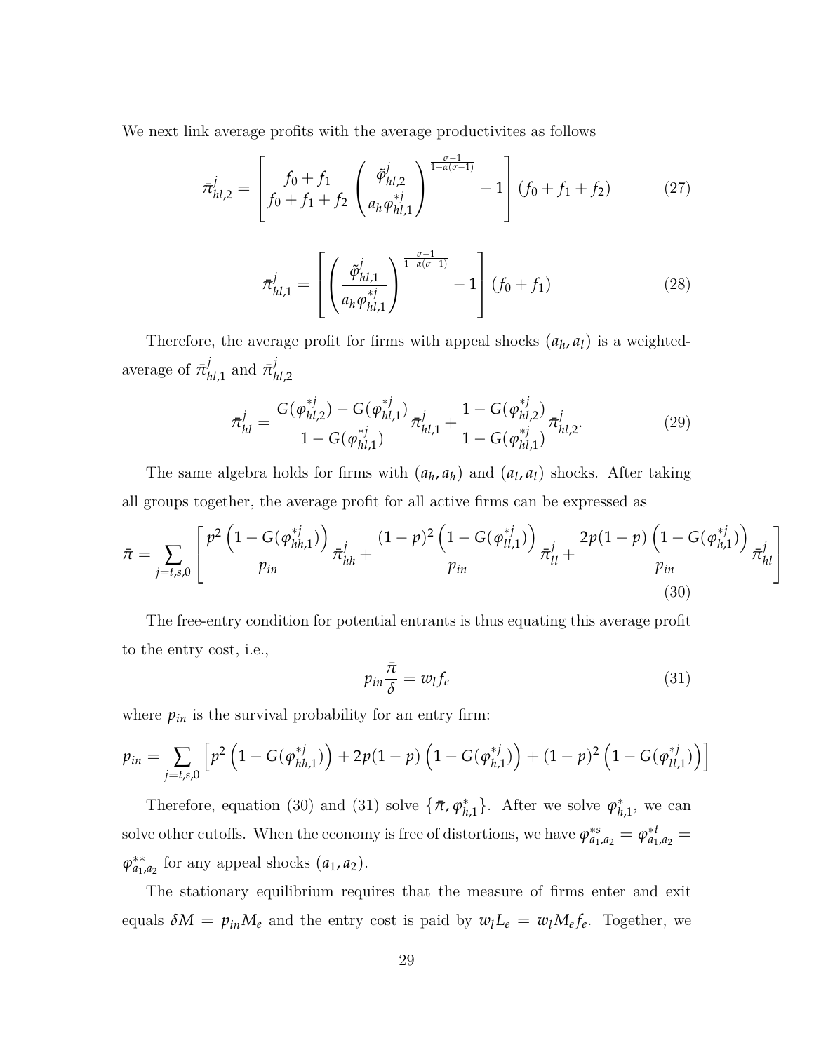We next link average profits with the average productivites as follows

$$\bar{\pi}^j_{hl,2} = \left[ \frac{f_0 + f_1}{f_0 + f_1 + f_2} \left( \frac{\tilde{\varphi}^j_{hl,2}}{a_h \varphi^{*j}_{hl,1}} \right)^{\frac{\sigma-1}{1-\alpha(\sigma-1)}} - 1 \right] (f_0 + f_1 + f_2) \tag{27}$$

$$\bar{\pi}^j_{hl,1} = \left[ \left( \frac{\tilde{\varphi}^j_{hl,1}}{a_h \varphi^{*j}_{hl,1}} \right)^{\frac{\sigma-1}{1-\alpha(\sigma-1)}} - 1 \right] (f_0 + f_1) \tag{28}$$

Therefore, the average profit for firms with appeal shocks $(a_h, a_l)$ is a weighted-average of $\bar{\pi}^j_{hl,1}$ and $\bar{\pi}^j_{hl,2}$

$$\bar{\pi}^j_{hl} = \frac{G(\varphi^{*j}_{hl,2}) - G(\varphi^{*j}_{hl,1})}{1 - G(\varphi^{*j}_{hl,1})} \bar{\pi}^j_{hl,1} + \frac{1 - G(\varphi^{*j}_{hl,2})}{1 - G(\varphi^{*j}_{hl,1})} \bar{\pi}^j_{hl,2}. \tag{29}$$

The same algebra holds for firms with $(a_h, a_h)$ and $(a_l, a_l)$ shocks. After taking all groups together, the average profit for all active firms can be expressed as

$$\bar{\pi} = \sum_{j=t,s,0} \left[ \frac{p^2 \left(1 - G(\varphi^{*j}_{hh,1})\right)}{p_{in}} \bar{\pi}^j_{hh} + \frac{(1-p)^2 \left(1 - G(\varphi^{*j}_{ll,1})\right)}{p_{in}} \bar{\pi}^j_{ll} + \frac{2p(1-p)\left(1 - G(\varphi^{*j}_{h,1})\right)}{p_{in}} \bar{\pi}^j_{hl} \right] \tag{30}$$

The free-entry condition for potential entrants is thus equating this average profit to the entry cost, i.e.,

$$p_{in} \frac{\bar{\pi}}{\delta} = w_l f_e \tag{31}$$

where $p_{in}$ is the survival probability for an entry firm:

$$p_{in} = \sum_{j=t,s,0} \left[ p^2 \left(1 - G(\varphi^{*j}_{hh,1})\right) + 2p(1-p)\left(1 - G(\varphi^{*j}_{h,1})\right) + (1-p)^2 \left(1 - G(\varphi^{*j}_{ll,1})\right) \right]$$

Therefore, equation (30) and (31) solve $\{\bar{\pi}, \varphi^*_{h,1}\}$. After we solve $\varphi^*_{h,1}$, we can solve other cutoffs. When the economy is free of distortions, we have $\varphi^{*s}_{a_1,a_2} = \varphi^{*t}_{a_1,a_2} = \varphi^{**}_{a_1,a_2}$ for any appeal shocks $(a_1, a_2)$.

The stationary equilibrium requires that the measure of firms enter and exit equals $\delta M = p_{in} M_e$ and the entry cost is paid by $w_l L_e = w_l M_e f_e$. Together, we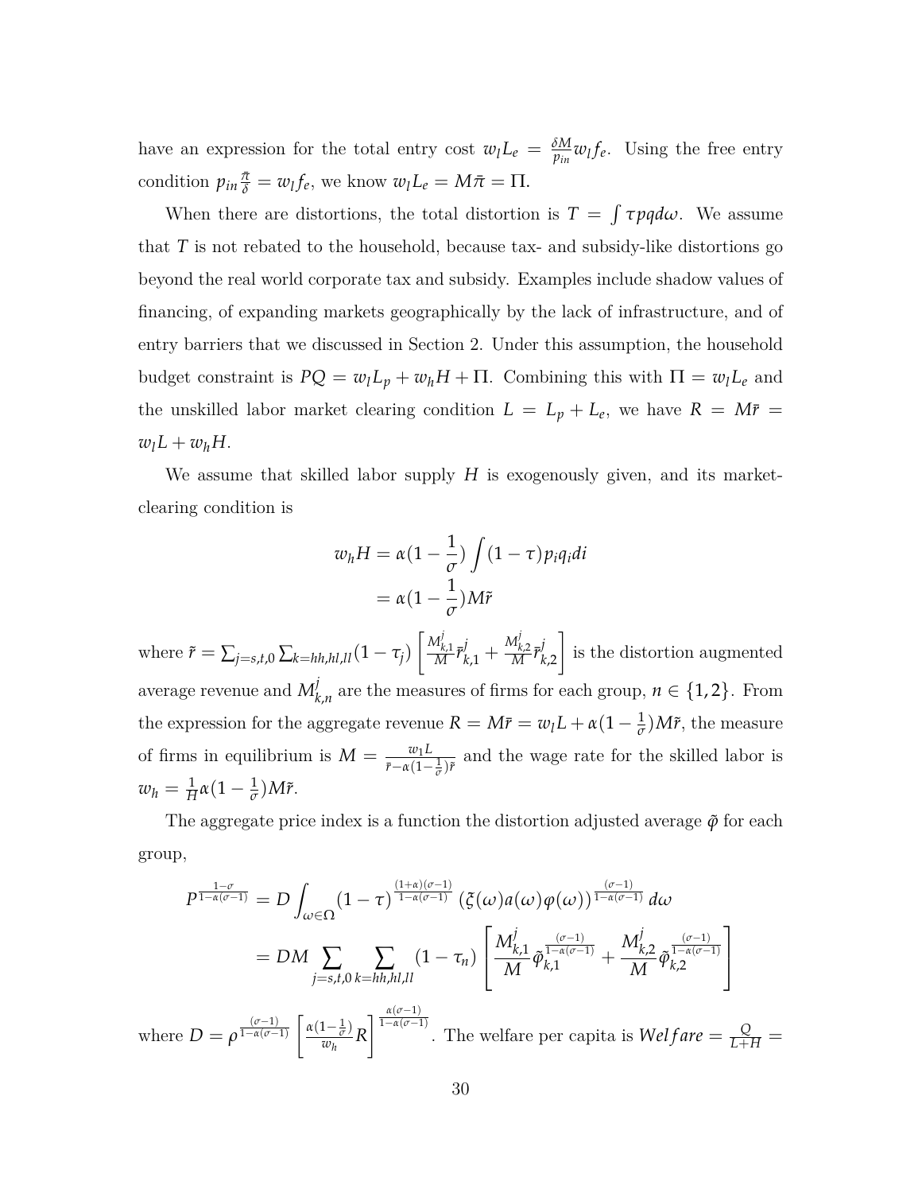have an expression for the total entry cost $w_l L_e = \frac{\delta M}{p_{in}} w_l f_e$. Using the free entry condition $p_{in} \frac{\bar{\pi}}{\delta} = w_l f_e$, we know $w_l L_e = M\bar{\pi} = \Pi$.

When there are distortions, the total distortion is $T = \int \tau pq d\omega$. We assume that $T$ is not rebated to the household, because tax- and subsidy-like distortions go beyond the real world corporate tax and subsidy. Examples include shadow values of financing, of expanding markets geographically by the lack of infrastructure, and of entry barriers that we discussed in Section 2. Under this assumption, the household budget constraint is $PQ = w_l L_p + w_h H + \Pi$. Combining this with $\Pi = w_l L_e$ and the unskilled labor market clearing condition $L = L_p + L_e$, we have $R = M\bar{r} = w_l L + w_h H$.

We assume that skilled labor supply $H$ is exogenously given, and its market-clearing condition is

$$
\begin{aligned}
w_h H &= \alpha(1 - \frac{1}{\sigma}) \int (1-\tau) p_i q_i di \\
&= \alpha(1 - \frac{1}{\sigma}) M\tilde{r}
\end{aligned}
$$

where $\tilde{r} = \sum_{j=s,t,0} \sum_{k=hh,hl,ll} (1-\tau_j) \left[ \frac{M^j_{k,1}}{M} \bar{r}^j_{k,1} + \frac{M^j_{k,2}}{M} \bar{r}^j_{k,2} \right]$ is the distortion augmented average revenue and $M^j_{k,n}$ are the measures of firms for each group, $n \in \{1, 2\}$. From the expression for the aggregate revenue $R = M\bar{r} = w_l L + \alpha(1 - \frac{1}{\sigma}) M\tilde{r}$, the measure of firms in equilibrium is $M = \frac{w_1 L}{\bar{r} - \alpha(1-\frac{1}{\sigma})\tilde{r}}$ and the wage rate for the skilled labor is $w_h = \frac{1}{H} \alpha(1 - \frac{1}{\sigma}) M\tilde{r}$.

The aggregate price index is a function the distortion adjusted average $\tilde{\varphi}$ for each group,

$$
\begin{aligned}
P^{\frac{1-\sigma}{1-\alpha(\sigma-1)}} &= D \int_{\omega \in \Omega} (1-\tau)^{\frac{(1+\alpha)(\sigma-1)}{1-\alpha(\sigma-1)}} \left(\xi(\omega) a(\omega) \varphi(\omega)\right)^{\frac{(\sigma-1)}{1-\alpha(\sigma-1)}} d\omega \\
&= DM \sum_{j=s,t,0} \sum_{k=hh,hl,ll} (1-\tau_n) \left[ \frac{M^j_{k,1}}{M} \tilde{\varphi}_{k,1}^{\frac{(\sigma-1)}{1-\alpha(\sigma-1)}} + \frac{M^j_{k,2}}{M} \tilde{\varphi}_{k,2}^{\frac{(\sigma-1)}{1-\alpha(\sigma-1)}} \right]
\end{aligned}
$$

where $D = \rho^{\frac{(\sigma-1)}{1-\alpha(\sigma-1)}} \left[ \frac{\alpha(1-\frac{1}{\sigma})}{w_h} R \right]^{\frac{\alpha(\sigma-1)}{1-\alpha(\sigma-1)}}$. The welfare per capita is $Welfare = \frac{Q}{L+H} =$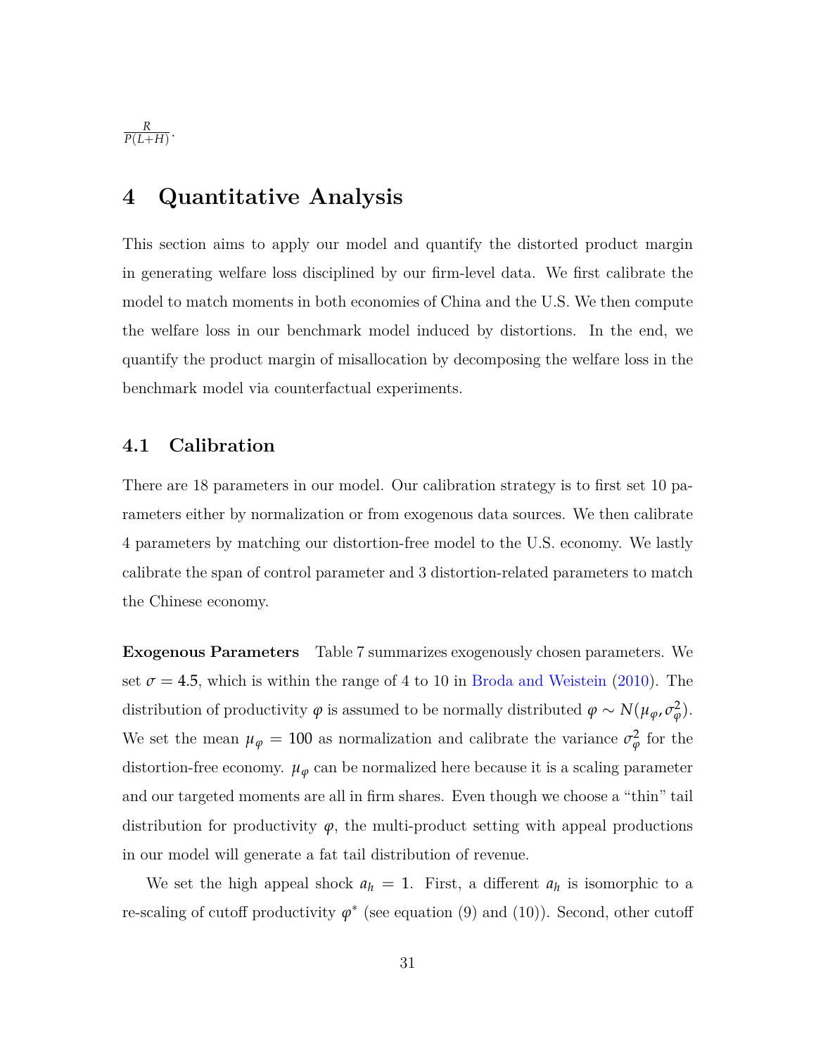$\frac{R}{P(L+H)}$.

# 4 Quantitative Analysis

This section aims to apply our model and quantify the distorted product margin in generating welfare loss disciplined by our firm-level data. We first calibrate the model to match moments in both economies of China and the U.S. We then compute the welfare loss in our benchmark model induced by distortions. In the end, we quantify the product margin of misallocation by decomposing the welfare loss in the benchmark model via counterfactual experiments.

## 4.1 Calibration

There are 18 parameters in our model. Our calibration strategy is to first set 10 parameters either by normalization or from exogenous data sources. We then calibrate 4 parameters by matching our distortion-free model to the U.S. economy. We lastly calibrate the span of control parameter and 3 distortion-related parameters to match the Chinese economy.

**Exogenous Parameters** Table 7 summarizes exogenously chosen parameters. We set $\sigma = 4.5$, which is within the range of 4 to 10 in Broda and Weistein (2010). The distribution of productivity $\varphi$ is assumed to be normally distributed $\varphi \sim N(\mu_\varphi, \sigma_\varphi^2)$. We set the mean $\mu_\varphi = 100$ as normalization and calibrate the variance $\sigma_\varphi^2$ for the distortion-free economy. $\mu_\varphi$ can be normalized here because it is a scaling parameter and our targeted moments are all in firm shares. Even though we choose a "thin" tail distribution for productivity $\varphi$, the multi-product setting with appeal productions in our model will generate a fat tail distribution of revenue.

We set the high appeal shock $a_h = 1$. First, a different $a_h$ is isomorphic to a re-scaling of cutoff productivity $\varphi^*$ (see equation (9) and (10)). Second, other cutoff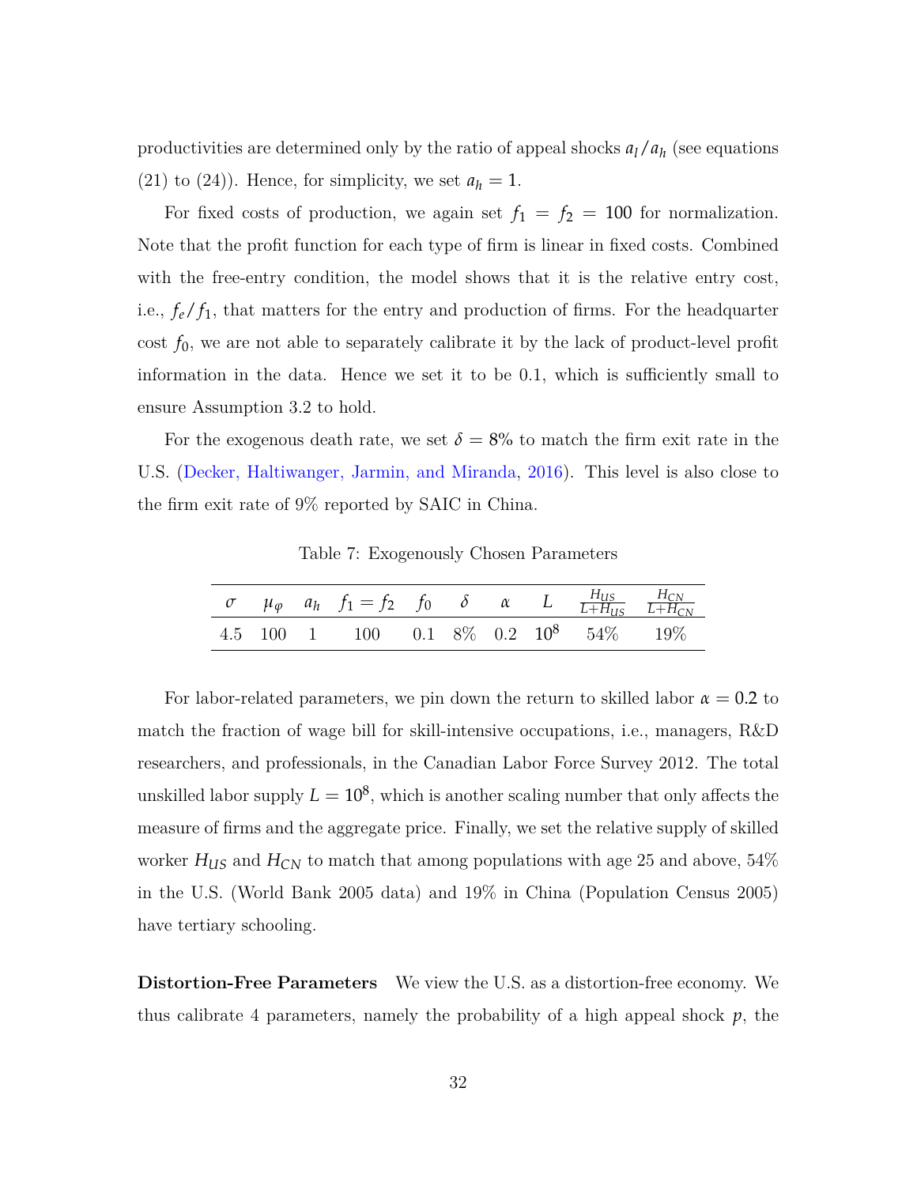productivities are determined only by the ratio of appeal shocks $a_l/a_h$ (see equations (21) to (24)). Hence, for simplicity, we set $a_h = 1$.

For fixed costs of production, we again set $f_1 = f_2 = 100$ for normalization. Note that the profit function for each type of firm is linear in fixed costs. Combined with the free-entry condition, the model shows that it is the relative entry cost, i.e., $f_e/f_1$, that matters for the entry and production of firms. For the headquarter cost $f_0$, we are not able to separately calibrate it by the lack of product-level profit information in the data. Hence we set it to be 0.1, which is sufficiently small to ensure Assumption 3.2 to hold.

For the exogenous death rate, we set $\delta = 8\%$ to match the firm exit rate in the U.S. (Decker, Haltiwanger, Jarmin, and Miranda, 2016). This level is also close to the firm exit rate of 9% reported by SAIC in China.

Table 7: Exogenously Chosen Parameters

| $\sigma$ | $\mu_\varphi$ | $a_h$ | $f_1 = f_2$ | $f_0$ | $\delta$ | $\alpha$ | $L$ | $\frac{H_{US}}{L+H_{US}}$ | $\frac{H_{CN}}{L+H_{CN}}$ |
|---|---|---|---|---|---|---|---|---|---|
| 4.5 | 100 | 1 | 100 | 0.1 | 8% | 0.2 | $10^8$ | 54% | 19% |

For labor-related parameters, we pin down the return to skilled labor $\alpha = 0.2$ to match the fraction of wage bill for skill-intensive occupations, i.e., managers, R&D researchers, and professionals, in the Canadian Labor Force Survey 2012. The total unskilled labor supply $L = 10^8$, which is another scaling number that only affects the measure of firms and the aggregate price. Finally, we set the relative supply of skilled worker $H_{US}$ and $H_{CN}$ to match that among populations with age 25 and above, 54% in the U.S. (World Bank 2005 data) and 19% in China (Population Census 2005) have tertiary schooling.

**Distortion-Free Parameters** We view the U.S. as a distortion-free economy. We thus calibrate 4 parameters, namely the probability of a high appeal shock $p$, the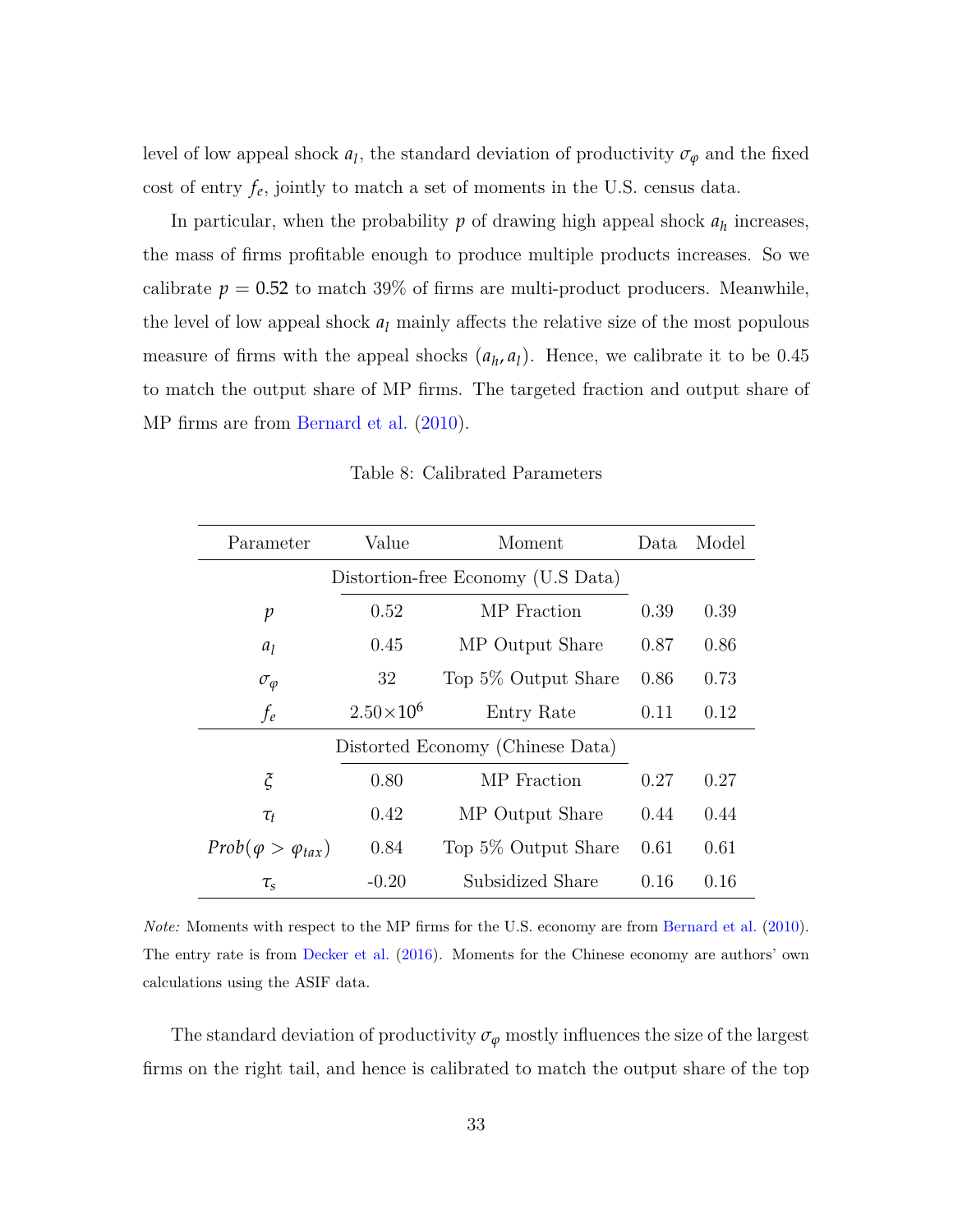level of low appeal shock $a_l$, the standard deviation of productivity $\sigma_\varphi$ and the fixed cost of entry $f_e$, jointly to match a set of moments in the U.S. census data.

In particular, when the probability $p$ of drawing high appeal shock $a_h$ increases, the mass of firms profitable enough to produce multiple products increases. So we calibrate $p = 0.52$ to match 39% of firms are multi-product producers. Meanwhile, the level of low appeal shock $a_l$ mainly affects the relative size of the most populous measure of firms with the appeal shocks $(a_h, a_l)$. Hence, we calibrate it to be 0.45 to match the output share of MP firms. The targeted fraction and output share of MP firms are from Bernard et al. (2010).

Table 8: Calibrated Parameters

| Parameter | Value | Moment | Data | Model |
|---|---|---|---|---|
| | Distortion-free Economy (U.S Data) | | | |
| $p$ | 0.52 | MP Fraction | 0.39 | 0.39 |
| $a_l$ | 0.45 | MP Output Share | 0.87 | 0.86 |
| $\sigma_\varphi$ | 32 | Top 5% Output Share | 0.86 | 0.73 |
| $f_e$ | $2.50\times10^6$ | Entry Rate | 0.11 | 0.12 |
| | Distorted Economy (Chinese Data) | | | |
| $\xi$ | 0.80 | MP Fraction | 0.27 | 0.27 |
| $\tau_t$ | 0.42 | MP Output Share | 0.44 | 0.44 |
| $Prob(\varphi > \varphi_{tax})$ | 0.84 | Top 5% Output Share | 0.61 | 0.61 |
| $\tau_s$ | -0.20 | Subsidized Share | 0.16 | 0.16 |

*Note:* Moments with respect to the MP firms for the U.S. economy are from Bernard et al. (2010). The entry rate is from Decker et al. (2016). Moments for the Chinese economy are authors' own calculations using the ASIF data.

The standard deviation of productivity $\sigma_\varphi$ mostly influences the size of the largest firms on the right tail, and hence is calibrated to match the output share of the top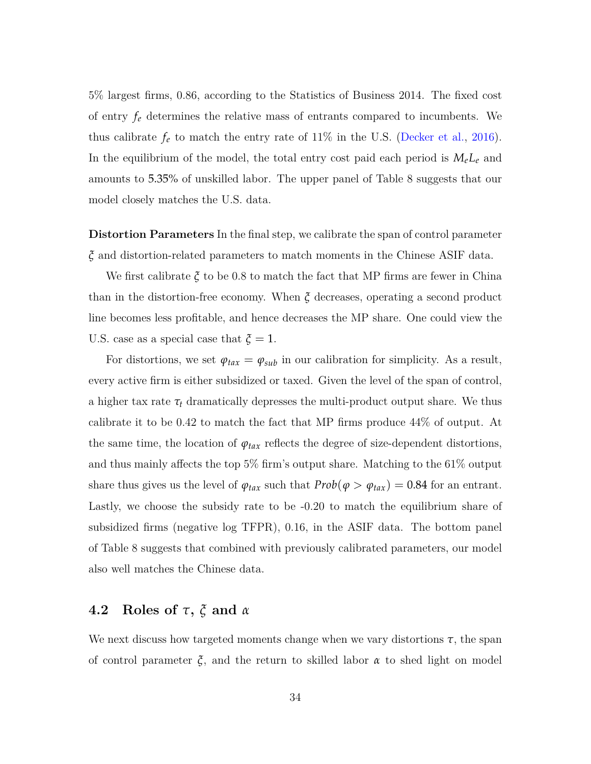5% largest firms, 0.86, according to the Statistics of Business 2014. The fixed cost of entry $f_e$ determines the relative mass of entrants compared to incumbents. We thus calibrate $f_e$ to match the entry rate of 11% in the U.S. (Decker et al., 2016). In the equilibrium of the model, the total entry cost paid each period is $M_e L_e$ and amounts to 5.35% of unskilled labor. The upper panel of Table 8 suggests that our model closely matches the U.S. data.

**Distortion Parameters** In the final step, we calibrate the span of control parameter $\xi$ and distortion-related parameters to match moments in the Chinese ASIF data.

We first calibrate $\xi$ to be 0.8 to match the fact that MP firms are fewer in China than in the distortion-free economy. When $\xi$ decreases, operating a second product line becomes less profitable, and hence decreases the MP share. One could view the U.S. case as a special case that $\xi = 1$.

For distortions, we set $\varphi_{tax} = \varphi_{sub}$ in our calibration for simplicity. As a result, every active firm is either subsidized or taxed. Given the level of the span of control, a higher tax rate $\tau_t$ dramatically depresses the multi-product output share. We thus calibrate it to be 0.42 to match the fact that MP firms produce 44% of output. At the same time, the location of $\varphi_{tax}$ reflects the degree of size-dependent distortions, and thus mainly affects the top 5% firm's output share. Matching to the 61% output share thus gives us the level of $\varphi_{tax}$ such that $Prob(\varphi > \varphi_{tax}) = 0.84$ for an entrant. Lastly, we choose the subsidy rate to be -0.20 to match the equilibrium share of subsidized firms (negative log TFPR), 0.16, in the ASIF data. The bottom panel of Table 8 suggests that combined with previously calibrated parameters, our model also well matches the Chinese data.

## 4.2 Roles of $\tau$, $\xi$ and $\alpha$

We next discuss how targeted moments change when we vary distortions $\tau$, the span of control parameter $\xi$, and the return to skilled labor $\alpha$ to shed light on model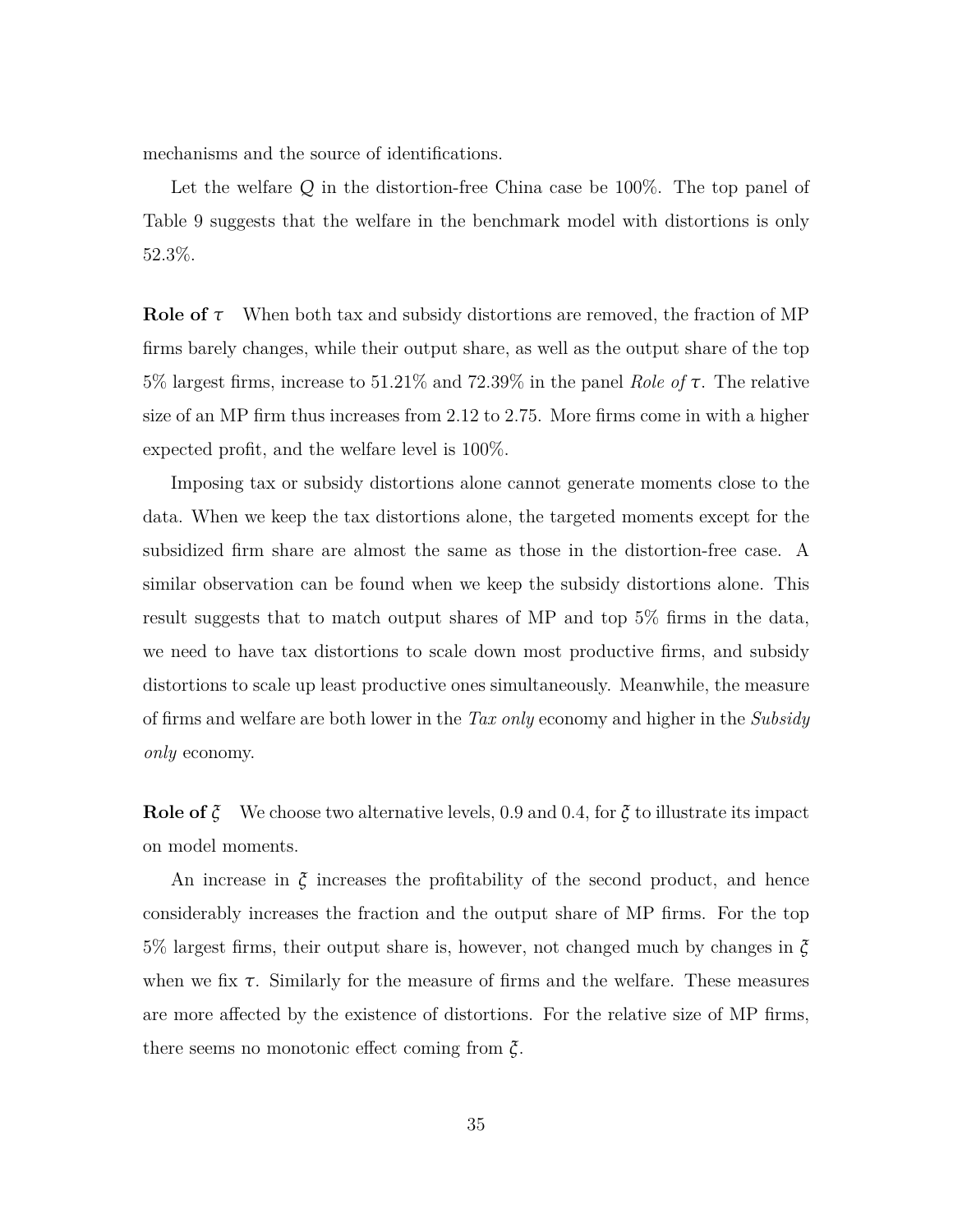mechanisms and the source of identifications.

Let the welfare $Q$ in the distortion-free China case be 100%. The top panel of Table 9 suggests that the welfare in the benchmark model with distortions is only 52.3%.

**Role of $\tau$** When both tax and subsidy distortions are removed, the fraction of MP firms barely changes, while their output share, as well as the output share of the top 5% largest firms, increase to 51.21% and 72.39% in the panel *Role of* $\tau$. The relative size of an MP firm thus increases from 2.12 to 2.75. More firms come in with a higher expected profit, and the welfare level is 100%.

Imposing tax or subsidy distortions alone cannot generate moments close to the data. When we keep the tax distortions alone, the targeted moments except for the subsidized firm share are almost the same as those in the distortion-free case. A similar observation can be found when we keep the subsidy distortions alone. This result suggests that to match output shares of MP and top 5% firms in the data, we need to have tax distortions to scale down most productive firms, and subsidy distortions to scale up least productive ones simultaneously. Meanwhile, the measure of firms and welfare are both lower in the *Tax only* economy and higher in the *Subsidy only* economy.

**Role of $\xi$** We choose two alternative levels, 0.9 and 0.4, for $\xi$ to illustrate its impact on model moments.

An increase in $\xi$ increases the profitability of the second product, and hence considerably increases the fraction and the output share of MP firms. For the top 5% largest firms, their output share is, however, not changed much by changes in $\xi$ when we fix $\tau$. Similarly for the measure of firms and the welfare. These measures are more affected by the existence of distortions. For the relative size of MP firms, there seems no monotonic effect coming from $\xi$.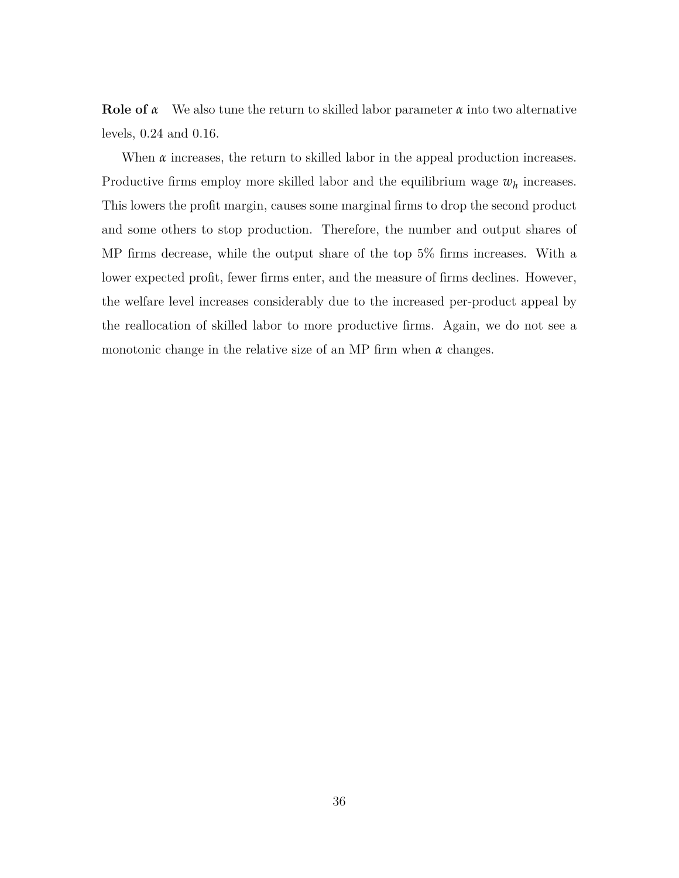**Role of $\alpha$** We also tune the return to skilled labor parameter $\alpha$ into two alternative levels, 0.24 and 0.16.

When $\alpha$ increases, the return to skilled labor in the appeal production increases. Productive firms employ more skilled labor and the equilibrium wage $w_h$ increases. This lowers the profit margin, causes some marginal firms to drop the second product and some others to stop production. Therefore, the number and output shares of MP firms decrease, while the output share of the top 5% firms increases. With a lower expected profit, fewer firms enter, and the measure of firms declines. However, the welfare level increases considerably due to the increased per-product appeal by the reallocation of skilled labor to more productive firms. Again, we do not see a monotonic change in the relative size of an MP firm when $\alpha$ changes.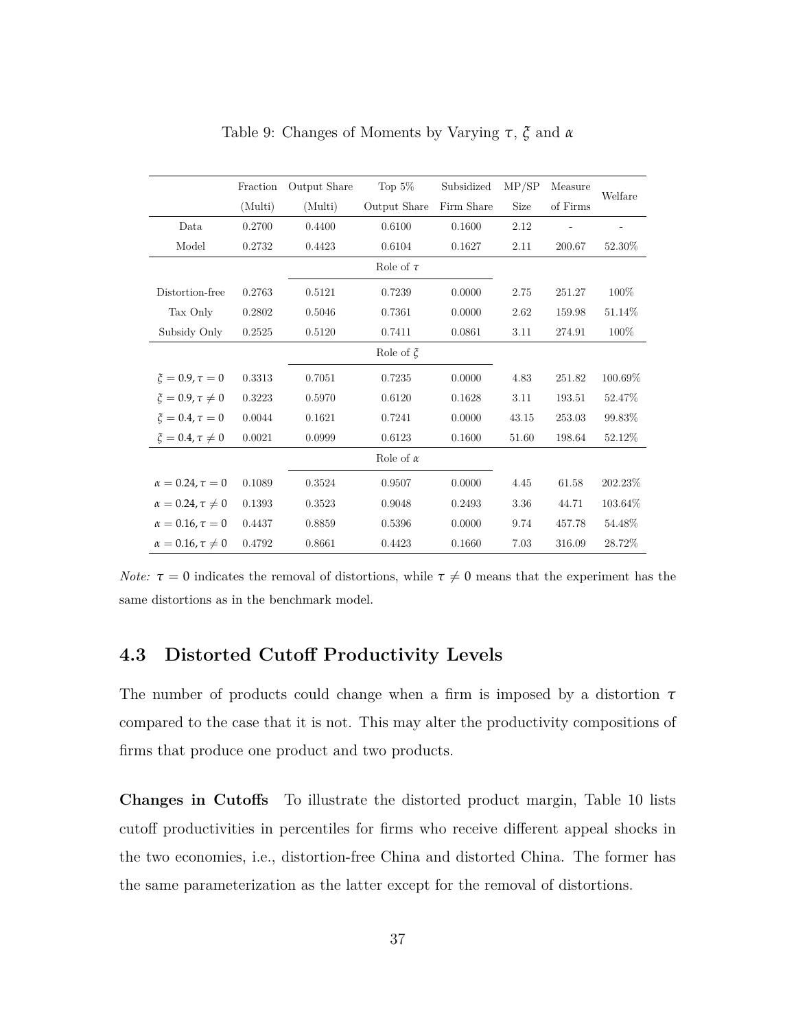Table 9: Changes of Moments by Varying $\tau$, $\xi$ and $\alpha$

| | Fraction (Multi) | Output Share (Multi) | Top 5% Output Share | Subsidized Firm Share | MP/SP Size | Measure of Firms | Welfare |
|---|---|---|---|---|---|---|---|
| Data | 0.2700 | 0.4400 | 0.6100 | 0.1600 | 2.12 | - | - |
| Model | 0.2732 | 0.4423 | 0.6104 | 0.1627 | 2.11 | 200.67 | 52.30% |
| | | | Role of $\tau$ | | | | |
| Distortion-free | 0.2763 | 0.5121 | 0.7239 | 0.0000 | 2.75 | 251.27 | 100% |
| Tax Only | 0.2802 | 0.5046 | 0.7361 | 0.0000 | 2.62 | 159.98 | 51.14% |
| Subsidy Only | 0.2525 | 0.5120 | 0.7411 | 0.0861 | 3.11 | 274.91 | 100% |
| | | | Role of $\xi$ | | | | |
| $\xi = 0.9, \tau = 0$ | 0.3313 | 0.7051 | 0.7235 | 0.0000 | 4.83 | 251.82 | 100.69% |
| $\xi = 0.9, \tau \neq 0$ | 0.3223 | 0.5970 | 0.6120 | 0.1628 | 3.11 | 193.51 | 52.47% |
| $\xi = 0.4, \tau = 0$ | 0.0044 | 0.1621 | 0.7241 | 0.0000 | 43.15 | 253.03 | 99.83% |
| $\xi = 0.4, \tau \neq 0$ | 0.0021 | 0.0999 | 0.6123 | 0.1600 | 51.60 | 198.64 | 52.12% |
| | | | Role of $\alpha$ | | | | |
| $\alpha = 0.24, \tau = 0$ | 0.1089 | 0.3524 | 0.9507 | 0.0000 | 4.45 | 61.58 | 202.23% |
| $\alpha = 0.24, \tau \neq 0$ | 0.1393 | 0.3523 | 0.9048 | 0.2493 | 3.36 | 44.71 | 103.64% |
| $\alpha = 0.16, \tau = 0$ | 0.4437 | 0.8859 | 0.5396 | 0.0000 | 9.74 | 457.78 | 54.48% |
| $\alpha = 0.16, \tau \neq 0$ | 0.4792 | 0.8661 | 0.4423 | 0.1660 | 7.03 | 316.09 | 28.72% |

*Note:* $\tau = 0$ indicates the removal of distortions, while $\tau \neq 0$ means that the experiment has the same distortions as in the benchmark model.

## 4.3 Distorted Cutoff Productivity Levels

The number of products could change when a firm is imposed by a distortion $\tau$ compared to the case that it is not. This may alter the productivity compositions of firms that produce one product and two products.

**Changes in Cutoffs** To illustrate the distorted product margin, Table 10 lists cutoff productivities in percentiles for firms who receive different appeal shocks in the two economies, i.e., distortion-free China and distorted China. The former has the same parameterization as the latter except for the removal of distortions.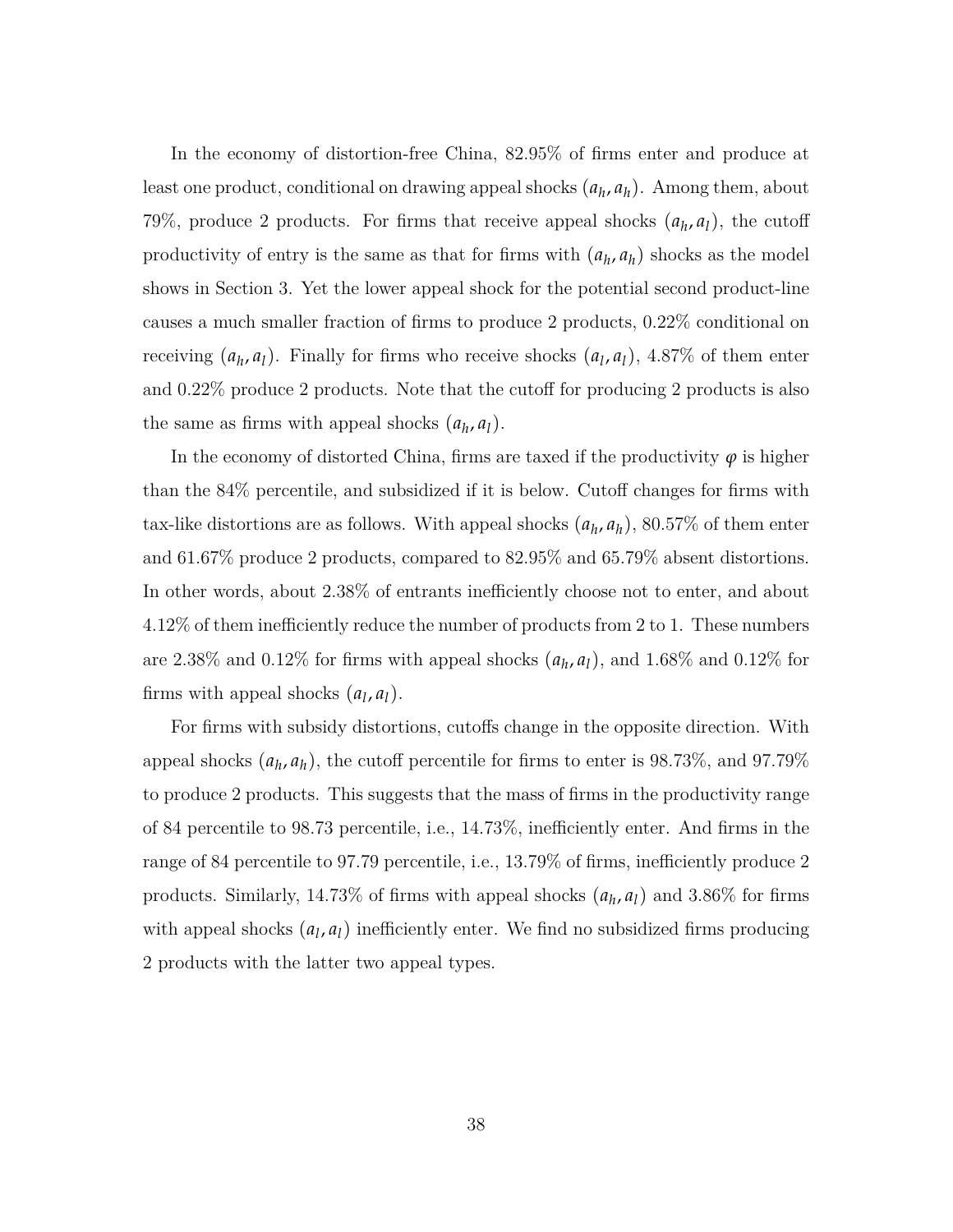In the economy of distortion-free China, 82.95% of firms enter and produce at least one product, conditional on drawing appeal shocks $(a_h, a_h)$. Among them, about 79%, produce 2 products. For firms that receive appeal shocks $(a_h, a_l)$, the cutoff productivity of entry is the same as that for firms with $(a_h, a_h)$ shocks as the model shows in Section 3. Yet the lower appeal shock for the potential second product-line causes a much smaller fraction of firms to produce 2 products, 0.22% conditional on receiving $(a_h, a_l)$. Finally for firms who receive shocks $(a_l, a_l)$, 4.87% of them enter and 0.22% produce 2 products. Note that the cutoff for producing 2 products is also the same as firms with appeal shocks $(a_h, a_l)$.

In the economy of distorted China, firms are taxed if the productivity $\varphi$ is higher than the 84% percentile, and subsidized if it is below. Cutoff changes for firms with tax-like distortions are as follows. With appeal shocks $(a_h, a_h)$, 80.57% of them enter and 61.67% produce 2 products, compared to 82.95% and 65.79% absent distortions. In other words, about 2.38% of entrants inefficiently choose not to enter, and about 4.12% of them inefficiently reduce the number of products from 2 to 1. These numbers are 2.38% and 0.12% for firms with appeal shocks $(a_h, a_l)$, and 1.68% and 0.12% for firms with appeal shocks $(a_l, a_l)$.

For firms with subsidy distortions, cutoffs change in the opposite direction. With appeal shocks $(a_h, a_h)$, the cutoff percentile for firms to enter is 98.73%, and 97.79% to produce 2 products. This suggests that the mass of firms in the productivity range of 84 percentile to 98.73 percentile, i.e., 14.73%, inefficiently enter. And firms in the range of 84 percentile to 97.79 percentile, i.e., 13.79% of firms, inefficiently produce 2 products. Similarly, 14.73% of firms with appeal shocks $(a_h, a_l)$ and 3.86% for firms with appeal shocks $(a_l, a_l)$ inefficiently enter. We find no subsidized firms producing 2 products with the latter two appeal types.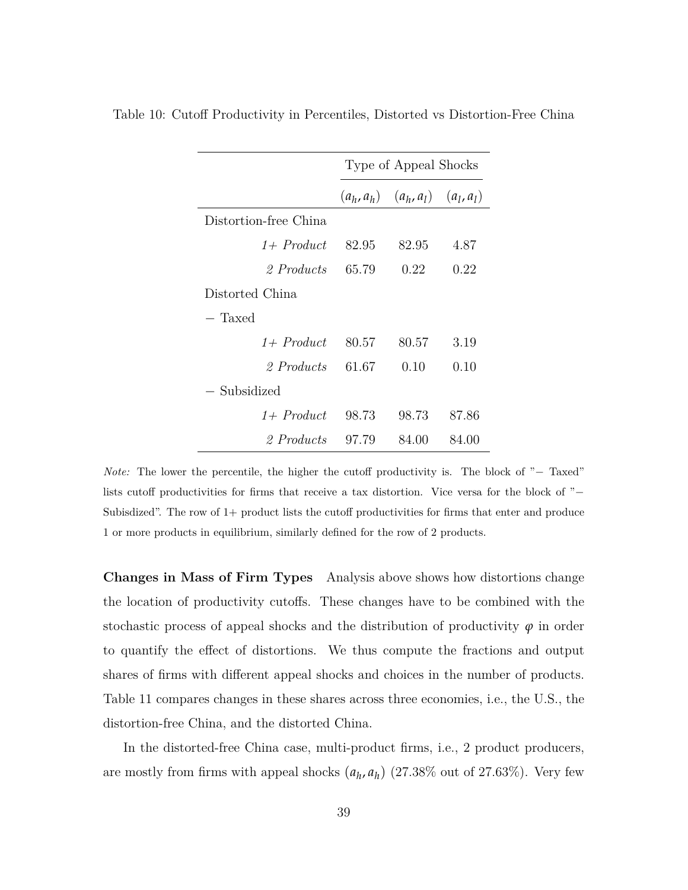Table 10: Cutoff Productivity in Percentiles, Distorted vs Distortion-Free China

| | Type of Appeal Shocks | | |
|---|---|---|---|
| | $(a_h, a_h)$ | $(a_h, a_l)$ | $(a_l, a_l)$ |
| Distortion-free China | | | |
| *1+ Product* | 82.95 | 82.95 | 4.87 |
| *2 Products* | 65.79 | 0.22 | 0.22 |
| Distorted China | | | |
| − Taxed | | | |
| *1+ Product* | 80.57 | 80.57 | 3.19 |
| *2 Products* | 61.67 | 0.10 | 0.10 |
| − Subsidized | | | |
| *1+ Product* | 98.73 | 98.73 | 87.86 |
| *2 Products* | 97.79 | 84.00 | 84.00 |

*Note:* The lower the percentile, the higher the cutoff productivity is. The block of "− Taxed" lists cutoff productivities for firms that receive a tax distortion. Vice versa for the block of "− Subisdized". The row of 1+ product lists the cutoff productivities for firms that enter and produce 1 or more products in equilibrium, similarly defined for the row of 2 products.

**Changes in Mass of Firm Types** Analysis above shows how distortions change the location of productivity cutoffs. These changes have to be combined with the stochastic process of appeal shocks and the distribution of productivity $\varphi$ in order to quantify the effect of distortions. We thus compute the fractions and output shares of firms with different appeal shocks and choices in the number of products. Table 11 compares changes in these shares across three economies, i.e., the U.S., the distortion-free China, and the distorted China.

In the distorted-free China case, multi-product firms, i.e., 2 product producers, are mostly from firms with appeal shocks $(a_h, a_h)$ (27.38% out of 27.63%). Very few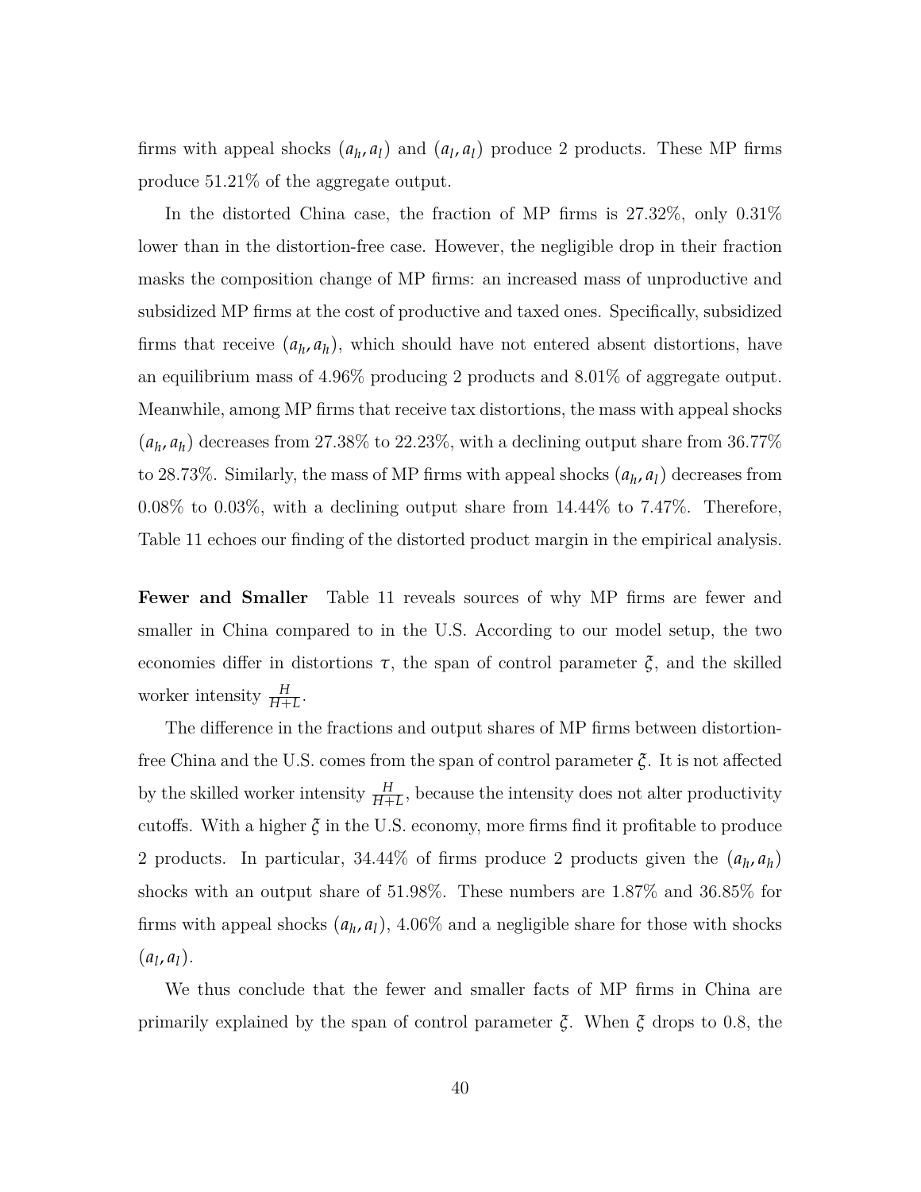firms with appeal shocks $(a_h, a_l)$ and $(a_l, a_l)$ produce 2 products. These MP firms produce 51.21% of the aggregate output.

In the distorted China case, the fraction of MP firms is 27.32%, only 0.31% lower than in the distortion-free case. However, the negligible drop in their fraction masks the composition change of MP firms: an increased mass of unproductive and subsidized MP firms at the cost of productive and taxed ones. Specifically, subsidized firms that receive $(a_h, a_h)$, which should have not entered absent distortions, have an equilibrium mass of 4.96% producing 2 products and 8.01% of aggregate output. Meanwhile, among MP firms that receive tax distortions, the mass with appeal shocks $(a_h, a_h)$ decreases from 27.38% to 22.23%, with a declining output share from 36.77% to 28.73%. Similarly, the mass of MP firms with appeal shocks $(a_h, a_l)$ decreases from 0.08% to 0.03%, with a declining output share from 14.44% to 7.47%. Therefore, Table 11 echoes our finding of the distorted product margin in the empirical analysis.

**Fewer and Smaller** Table 11 reveals sources of why MP firms are fewer and smaller in China compared to in the U.S. According to our model setup, the two economies differ in distortions $\tau$, the span of control parameter $\xi$, and the skilled worker intensity $\frac{H}{H+L}$.

The difference in the fractions and output shares of MP firms between distortion-free China and the U.S. comes from the span of control parameter $\xi$. It is not affected by the skilled worker intensity $\frac{H}{H+L}$, because the intensity does not alter productivity cutoffs. With a higher $\xi$ in the U.S. economy, more firms find it profitable to produce 2 products. In particular, 34.44% of firms produce 2 products given the $(a_h, a_h)$ shocks with an output share of 51.98%. These numbers are 1.87% and 36.85% for firms with appeal shocks $(a_h, a_l)$, 4.06% and a negligible share for those with shocks $(a_l, a_l)$.

We thus conclude that the fewer and smaller facts of MP firms in China are primarily explained by the span of control parameter $\xi$. When $\xi$ drops to 0.8, the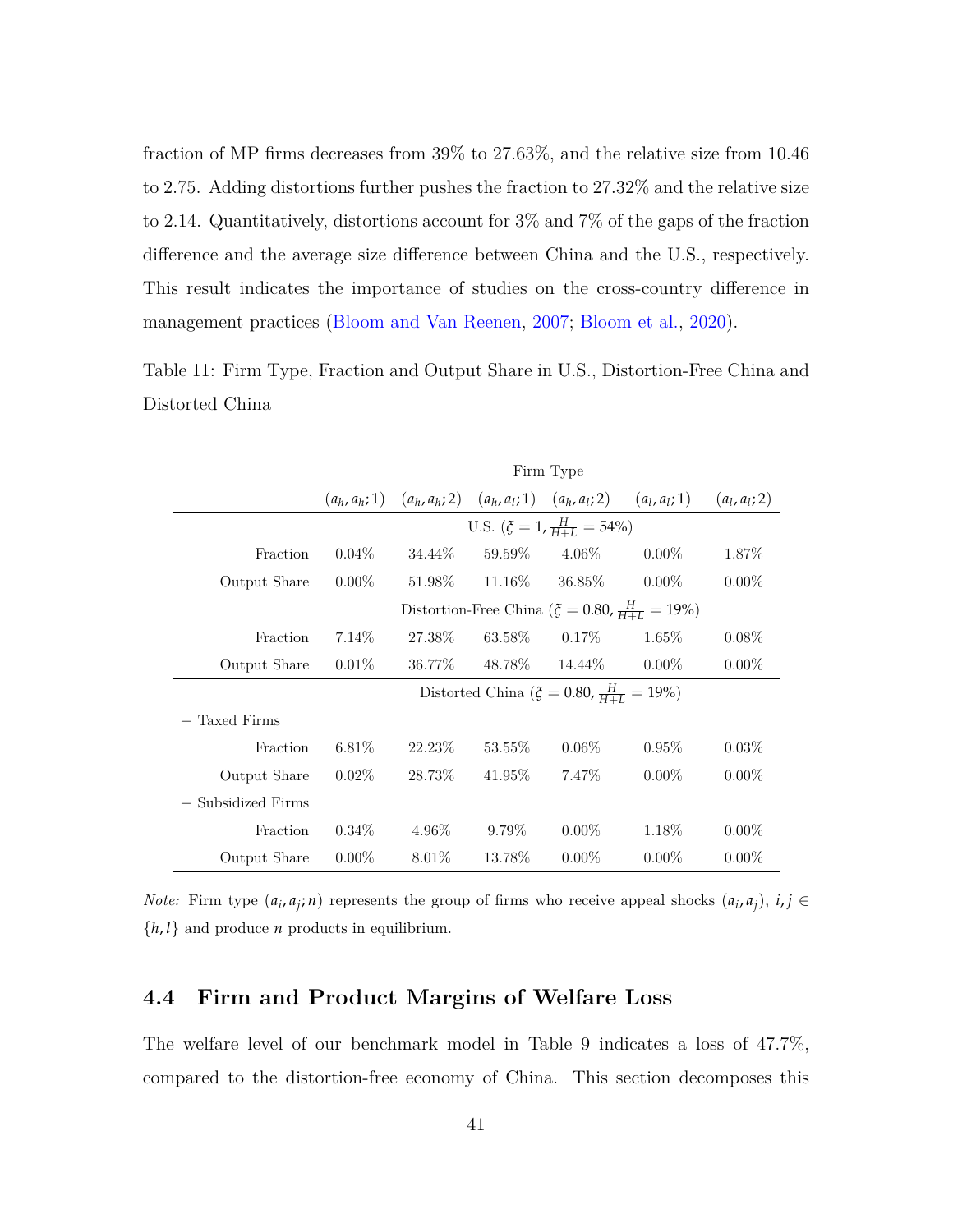fraction of MP firms decreases from 39% to 27.63%, and the relative size from 10.46 to 2.75. Adding distortions further pushes the fraction to 27.32% and the relative size to 2.14. Quantitatively, distortions account for 3% and 7% of the gaps of the fraction difference and the average size difference between China and the U.S., respectively. This result indicates the importance of studies on the cross-country difference in management practices (Bloom and Van Reenen, 2007; Bloom et al., 2020).

Table 11: Firm Type, Fraction and Output Share in U.S., Distortion-Free China and Distorted China

| | Firm Type | | | | | |
|---|---|---|---|---|---|---|
| | $(a_h, a_h; 1)$ | $(a_h, a_h; 2)$ | $(a_h, a_l; 1)$ | $(a_h, a_l; 2)$ | $(a_l, a_l; 1)$ | $(a_l, a_l; 2)$ |
| | U.S. ($\xi = 1, \frac{H}{H+L} = 54\%$) | | | | | |
| Fraction | 0.04% | 34.44% | 59.59% | 4.06% | 0.00% | 1.87% |
| Output Share | 0.00% | 51.98% | 11.16% | 36.85% | 0.00% | 0.00% |
| | Distortion-Free China ($\xi = 0.80, \frac{H}{H+L} = 19\%$) | | | | | |
| Fraction | 7.14% | 27.38% | 63.58% | 0.17% | 1.65% | 0.08% |
| Output Share | 0.01% | 36.77% | 48.78% | 14.44% | 0.00% | 0.00% |
| | Distorted China ($\xi = 0.80, \frac{H}{H+L} = 19\%$) | | | | | |
| − Taxed Firms | | | | | | |
| Fraction | 6.81% | 22.23% | 53.55% | 0.06% | 0.95% | 0.03% |
| Output Share | 0.02% | 28.73% | 41.95% | 7.47% | 0.00% | 0.00% |
| − Subsidized Firms | | | | | | |
| Fraction | 0.34% | 4.96% | 9.79% | 0.00% | 1.18% | 0.00% |
| Output Share | 0.00% | 8.01% | 13.78% | 0.00% | 0.00% | 0.00% |

*Note:* Firm type $(a_i, a_j; n)$ represents the group of firms who receive appeal shocks $(a_i, a_j)$, $i, j \in \{h, l\}$ and produce $n$ products in equilibrium.

## 4.4 Firm and Product Margins of Welfare Loss

The welfare level of our benchmark model in Table 9 indicates a loss of 47.7%, compared to the distortion-free economy of China. This section decomposes this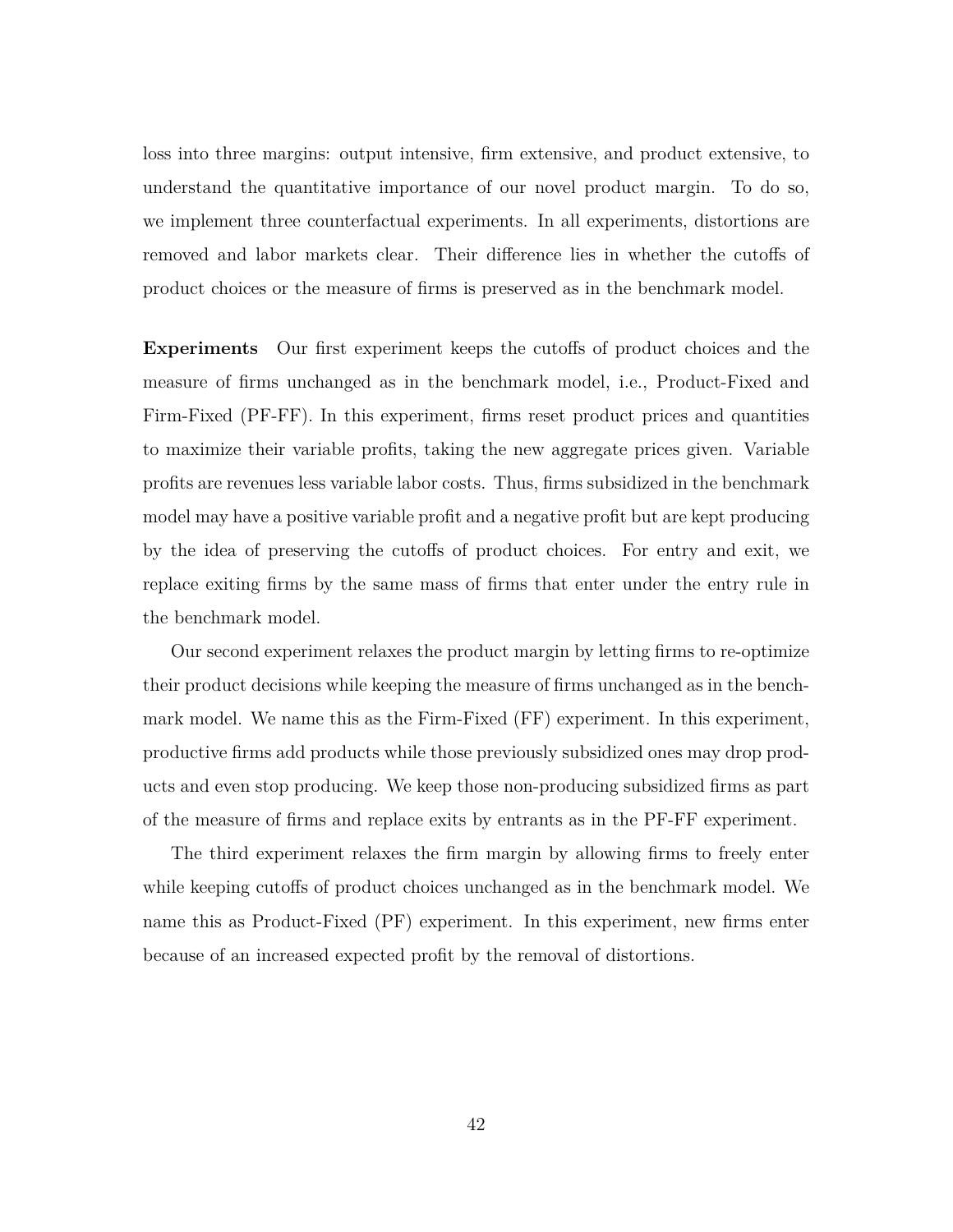loss into three margins: output intensive, firm extensive, and product extensive, to understand the quantitative importance of our novel product margin. To do so, we implement three counterfactual experiments. In all experiments, distortions are removed and labor markets clear. Their difference lies in whether the cutoffs of product choices or the measure of firms is preserved as in the benchmark model.

**Experiments** Our first experiment keeps the cutoffs of product choices and the measure of firms unchanged as in the benchmark model, i.e., Product-Fixed and Firm-Fixed (PF-FF). In this experiment, firms reset product prices and quantities to maximize their variable profits, taking the new aggregate prices given. Variable profits are revenues less variable labor costs. Thus, firms subsidized in the benchmark model may have a positive variable profit and a negative profit but are kept producing by the idea of preserving the cutoffs of product choices. For entry and exit, we replace exiting firms by the same mass of firms that enter under the entry rule in the benchmark model.

Our second experiment relaxes the product margin by letting firms to re-optimize their product decisions while keeping the measure of firms unchanged as in the benchmark model. We name this as the Firm-Fixed (FF) experiment. In this experiment, productive firms add products while those previously subsidized ones may drop products and even stop producing. We keep those non-producing subsidized firms as part of the measure of firms and replace exits by entrants as in the PF-FF experiment.

The third experiment relaxes the firm margin by allowing firms to freely enter while keeping cutoffs of product choices unchanged as in the benchmark model. We name this as Product-Fixed (PF) experiment. In this experiment, new firms enter because of an increased expected profit by the removal of distortions.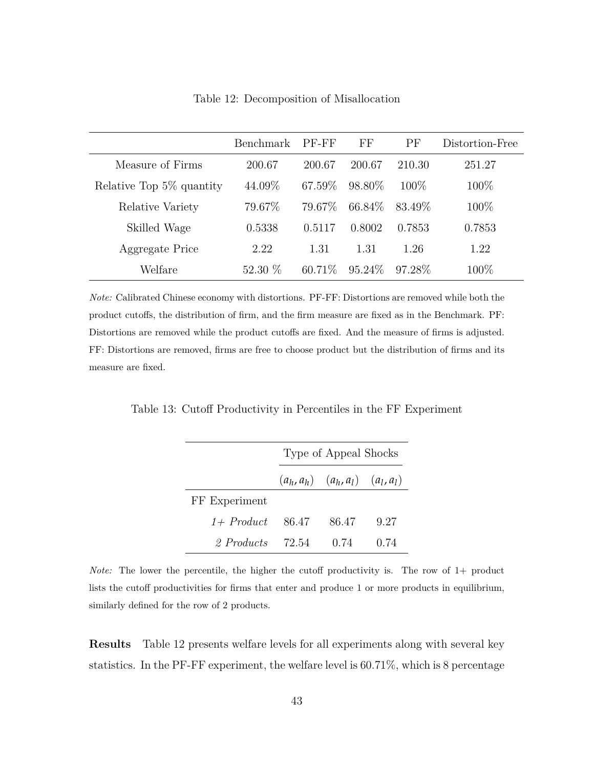Table 12: Decomposition of Misallocation

| | Benchmark | PF-FF | FF | PF | Distortion-Free |
|---|---|---|---|---|---|
| Measure of Firms | 200.67 | 200.67 | 200.67 | 210.30 | 251.27 |
| Relative Top 5% quantity | 44.09% | 67.59% | 98.80% | 100% | 100% |
| Relative Variety | 79.67% | 79.67% | 66.84% | 83.49% | 100% |
| Skilled Wage | 0.5338 | 0.5117 | 0.8002 | 0.7853 | 0.7853 |
| Aggregate Price | 2.22 | 1.31 | 1.31 | 1.26 | 1.22 |
| Welfare | 52.30 % | 60.71% | 95.24% | 97.28% | 100% |

*Note:* Calibrated Chinese economy with distortions. PF-FF: Distortions are removed while both the product cutoffs, the distribution of firm, and the firm measure are fixed as in the Benchmark. PF: Distortions are removed while the product cutoffs are fixed. And the measure of firms is adjusted. FF: Distortions are removed, firms are free to choose product but the distribution of firms and its measure are fixed.

Table 13: Cutoff Productivity in Percentiles in the FF Experiment

| | Type of Appeal Shocks | | |
|---|---|---|---|
| | $(a_h, a_h)$ | $(a_h, a_l)$ | $(a_l, a_l)$ |
| FF Experiment | | | |
| *1+ Product* | 86.47 | 86.47 | 9.27 |
| *2 Products* | 72.54 | 0.74 | 0.74 |

*Note:* The lower the percentile, the higher the cutoff productivity is. The row of 1+ product lists the cutoff productivities for firms that enter and produce 1 or more products in equilibrium, similarly defined for the row of 2 products.

**Results** Table 12 presents welfare levels for all experiments along with several key statistics. In the PF-FF experiment, the welfare level is 60.71%, which is 8 percentage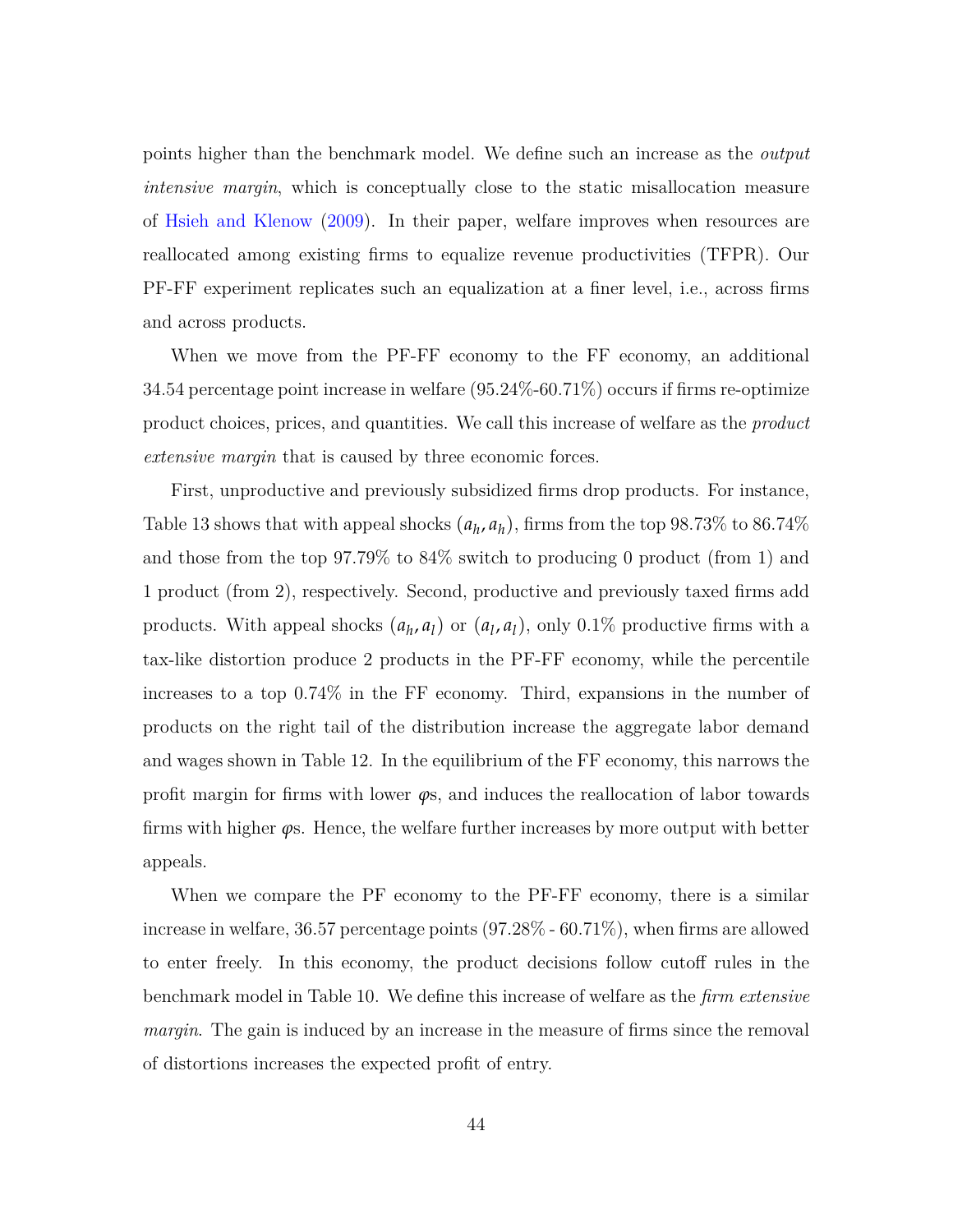points higher than the benchmark model. We define such an increase as the *output intensive margin*, which is conceptually close to the static misallocation measure of Hsieh and Klenow (2009). In their paper, welfare improves when resources are reallocated among existing firms to equalize revenue productivities (TFPR). Our PF-FF experiment replicates such an equalization at a finer level, i.e., across firms and across products.

When we move from the PF-FF economy to the FF economy, an additional 34.54 percentage point increase in welfare (95.24%-60.71%) occurs if firms re-optimize product choices, prices, and quantities. We call this increase of welfare as the *product extensive margin* that is caused by three economic forces.

First, unproductive and previously subsidized firms drop products. For instance, Table 13 shows that with appeal shocks $(a_h, a_h)$, firms from the top 98.73% to 86.74% and those from the top 97.79% to 84% switch to producing 0 product (from 1) and 1 product (from 2), respectively. Second, productive and previously taxed firms add products. With appeal shocks $(a_h, a_l)$ or $(a_l, a_l)$, only 0.1% productive firms with a tax-like distortion produce 2 products in the PF-FF economy, while the percentile increases to a top 0.74% in the FF economy. Third, expansions in the number of products on the right tail of the distribution increase the aggregate labor demand and wages shown in Table 12. In the equilibrium of the FF economy, this narrows the profit margin for firms with lower $\varphi$s, and induces the reallocation of labor towards firms with higher $\varphi$s. Hence, the welfare further increases by more output with better appeals.

When we compare the PF economy to the PF-FF economy, there is a similar increase in welfare, 36.57 percentage points (97.28% - 60.71%), when firms are allowed to enter freely. In this economy, the product decisions follow cutoff rules in the benchmark model in Table 10. We define this increase of welfare as the *firm extensive margin*. The gain is induced by an increase in the measure of firms since the removal of distortions increases the expected profit of entry.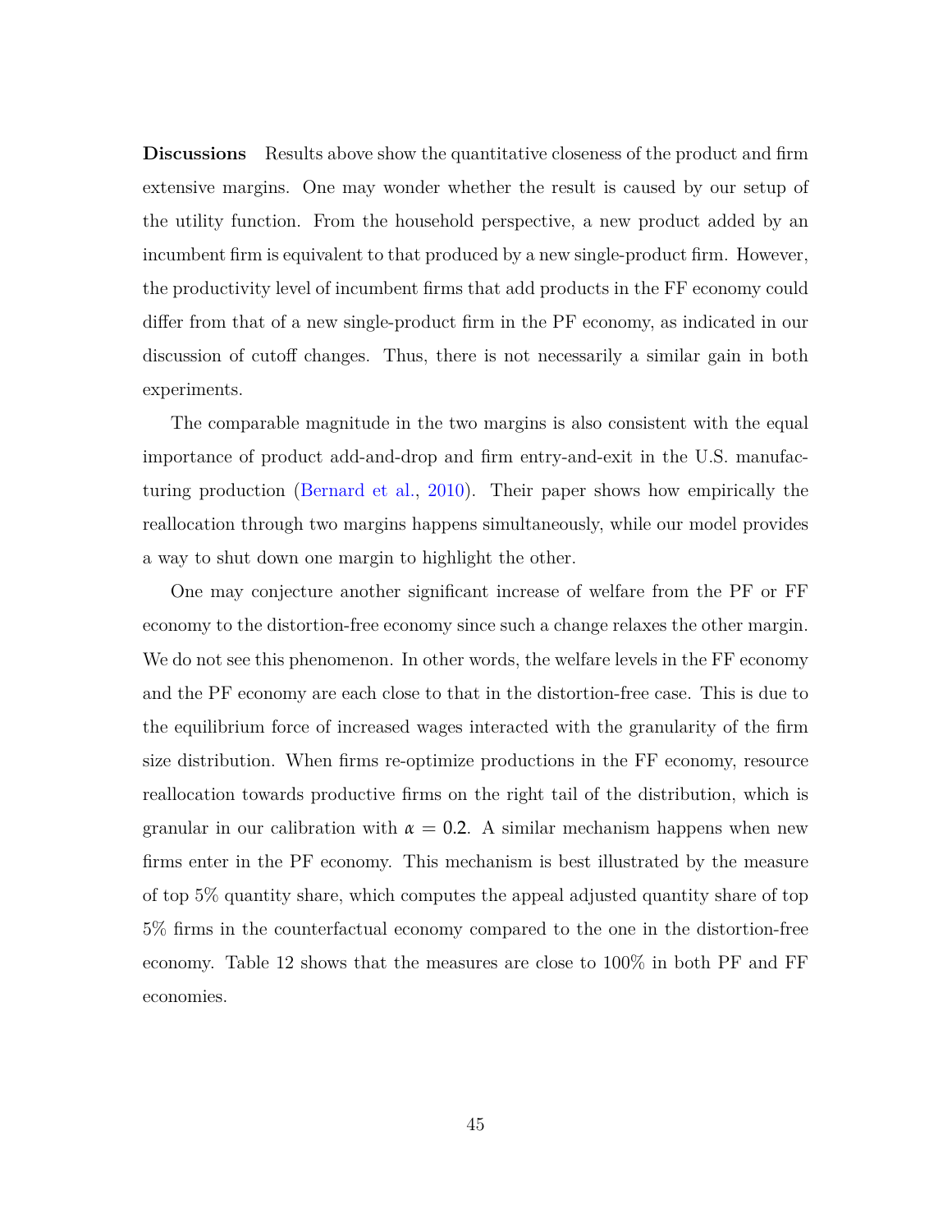**Discussions** Results above show the quantitative closeness of the product and firm extensive margins. One may wonder whether the result is caused by our setup of the utility function. From the household perspective, a new product added by an incumbent firm is equivalent to that produced by a new single-product firm. However, the productivity level of incumbent firms that add products in the FF economy could differ from that of a new single-product firm in the PF economy, as indicated in our discussion of cutoff changes. Thus, there is not necessarily a similar gain in both experiments.

The comparable magnitude in the two margins is also consistent with the equal importance of product add-and-drop and firm entry-and-exit in the U.S. manufacturing production (Bernard et al., 2010). Their paper shows how empirically the reallocation through two margins happens simultaneously, while our model provides a way to shut down one margin to highlight the other.

One may conjecture another significant increase of welfare from the PF or FF economy to the distortion-free economy since such a change relaxes the other margin. We do not see this phenomenon. In other words, the welfare levels in the FF economy and the PF economy are each close to that in the distortion-free case. This is due to the equilibrium force of increased wages interacted with the granularity of the firm size distribution. When firms re-optimize productions in the FF economy, resource reallocation towards productive firms on the right tail of the distribution, which is granular in our calibration with $\alpha = 0.2$. A similar mechanism happens when new firms enter in the PF economy. This mechanism is best illustrated by the measure of top 5% quantity share, which computes the appeal adjusted quantity share of top 5% firms in the counterfactual economy compared to the one in the distortion-free economy. Table 12 shows that the measures are close to 100% in both PF and FF economies.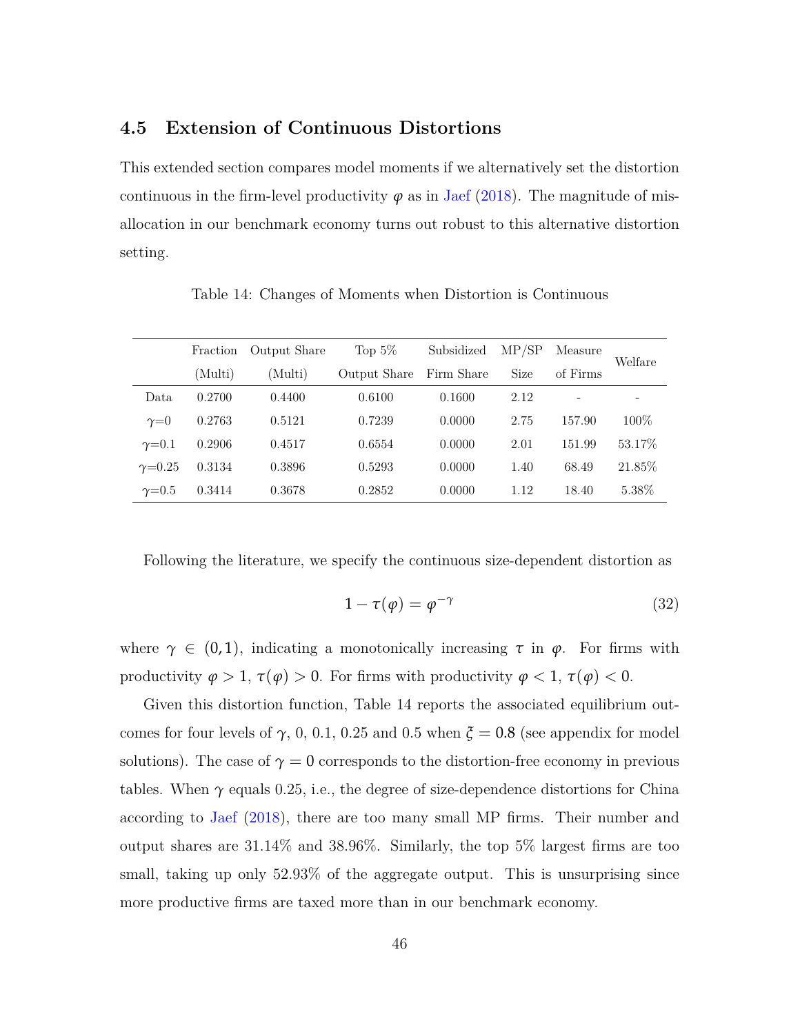## 4.5 Extension of Continuous Distortions

This extended section compares model moments if we alternatively set the distortion continuous in the firm-level productivity $\varphi$ as in Jaef (2018). The magnitude of misallocation in our benchmark economy turns out robust to this alternative distortion setting.

Table 14: Changes of Moments when Distortion is Continuous

| | Fraction (Multi) | Output Share (Multi) | Top 5% Output Share | Subsidized Firm Share | MP/SP Size | Measure of Firms | Welfare |
|---|---|---|---|---|---|---|---|
| Data | 0.2700 | 0.4400 | 0.6100 | 0.1600 | 2.12 | - | - |
| $\gamma$=0 | 0.2763 | 0.5121 | 0.7239 | 0.0000 | 2.75 | 157.90 | 100% |
| $\gamma$=0.1 | 0.2906 | 0.4517 | 0.6554 | 0.0000 | 2.01 | 151.99 | 53.17% |
| $\gamma$=0.25 | 0.3134 | 0.3896 | 0.5293 | 0.0000 | 1.40 | 68.49 | 21.85% |
| $\gamma$=0.5 | 0.3414 | 0.3678 | 0.2852 | 0.0000 | 1.12 | 18.40 | 5.38% |

Following the literature, we specify the continuous size-dependent distortion as

$$1 - \tau(\varphi) = \varphi^{-\gamma} \tag{32}$$

where $\gamma \in (0, 1)$, indicating a monotonically increasing $\tau$ in $\varphi$. For firms with productivity $\varphi > 1$, $\tau(\varphi) > 0$. For firms with productivity $\varphi < 1$, $\tau(\varphi) < 0$.

Given this distortion function, Table 14 reports the associated equilibrium outcomes for four levels of $\gamma$, 0, 0.1, 0.25 and 0.5 when $\xi = 0.8$ (see appendix for model solutions). The case of $\gamma = 0$ corresponds to the distortion-free economy in previous tables. When $\gamma$ equals 0.25, i.e., the degree of size-dependence distortions for China according to Jaef (2018), there are too many small MP firms. Their number and output shares are 31.14% and 38.96%. Similarly, the top 5% largest firms are too small, taking up only 52.93% of the aggregate output. This is unsurprising since more productive firms are taxed more than in our benchmark economy.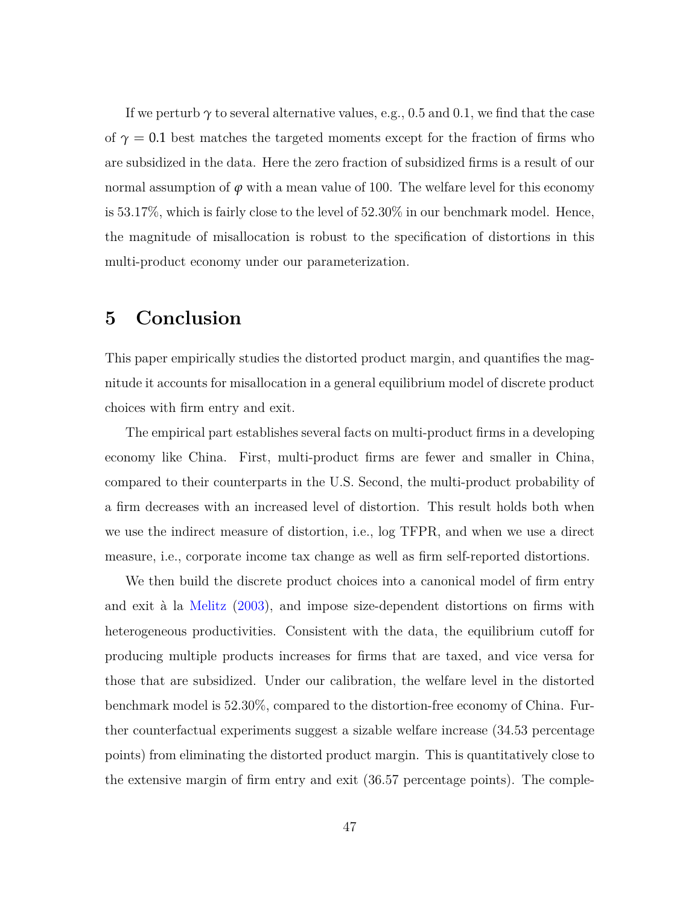If we perturb $\gamma$ to several alternative values, e.g., 0.5 and 0.1, we find that the case of $\gamma = 0.1$ best matches the targeted moments except for the fraction of firms who are subsidized in the data. Here the zero fraction of subsidized firms is a result of our normal assumption of $\varphi$ with a mean value of 100. The welfare level for this economy is 53.17%, which is fairly close to the level of 52.30% in our benchmark model. Hence, the magnitude of misallocation is robust to the specification of distortions in this multi-product economy under our parameterization.

# 5 Conclusion

This paper empirically studies the distorted product margin, and quantifies the magnitude it accounts for misallocation in a general equilibrium model of discrete product choices with firm entry and exit.

The empirical part establishes several facts on multi-product firms in a developing economy like China. First, multi-product firms are fewer and smaller in China, compared to their counterparts in the U.S. Second, the multi-product probability of a firm decreases with an increased level of distortion. This result holds both when we use the indirect measure of distortion, i.e., log TFPR, and when we use a direct measure, i.e., corporate income tax change as well as firm self-reported distortions.

We then build the discrete product choices into a canonical model of firm entry and exit à la Melitz (2003), and impose size-dependent distortions on firms with heterogeneous productivities. Consistent with the data, the equilibrium cutoff for producing multiple products increases for firms that are taxed, and vice versa for those that are subsidized. Under our calibration, the welfare level in the distorted benchmark model is 52.30%, compared to the distortion-free economy of China. Further counterfactual experiments suggest a sizable welfare increase (34.53 percentage points) from eliminating the distorted product margin. This is quantitatively close to the extensive margin of firm entry and exit (36.57 percentage points). The comple-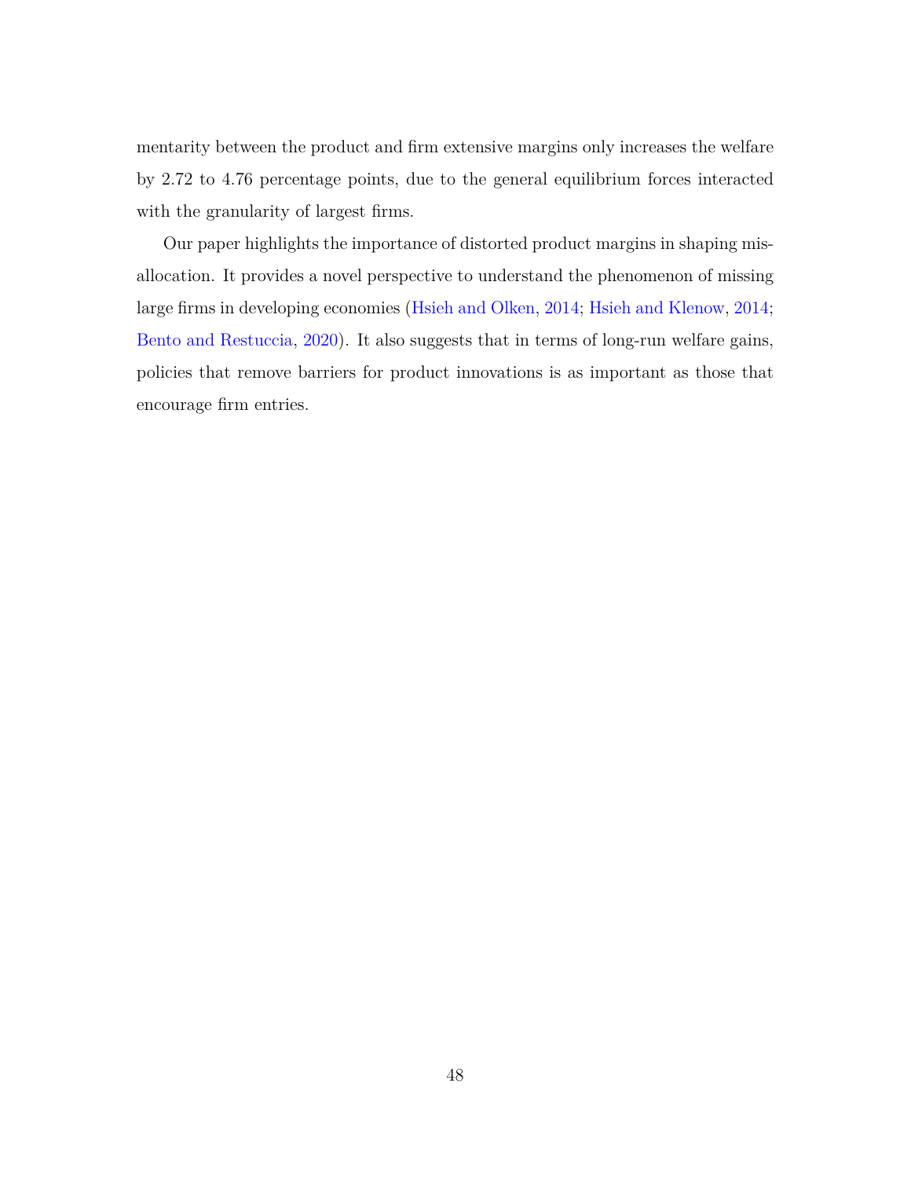mentarity between the product and firm extensive margins only increases the welfare by 2.72 to 4.76 percentage points, due to the general equilibrium forces interacted with the granularity of largest firms.

Our paper highlights the importance of distorted product margins in shaping misallocation. It provides a novel perspective to understand the phenomenon of missing large firms in developing economies (Hsieh and Olken, 2014; Hsieh and Klenow, 2014; Bento and Restuccia, 2020). It also suggests that in terms of long-run welfare gains, policies that remove barriers for product innovations is as important as those that encourage firm entries.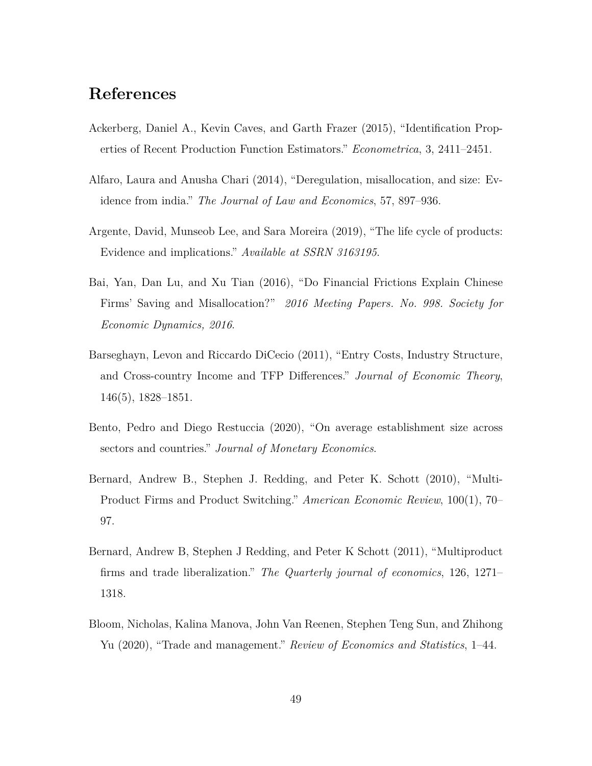## References

Ackerberg, Daniel A., Kevin Caves, and Garth Frazer (2015), "Identification Properties of Recent Production Function Estimators." *Econometrica*, 3, 2411–2451.

Alfaro, Laura and Anusha Chari (2014), "Deregulation, misallocation, and size: Evidence from india." *The Journal of Law and Economics*, 57, 897–936.

Argente, David, Munseob Lee, and Sara Moreira (2019), "The life cycle of products: Evidence and implications." *Available at SSRN 3163195*.

Bai, Yan, Dan Lu, and Xu Tian (2016), "Do Financial Frictions Explain Chinese Firms' Saving and Misallocation?" *2016 Meeting Papers. No. 998. Society for Economic Dynamics, 2016*.

Barseghayn, Levon and Riccardo DiCecio (2011), "Entry Costs, Industry Structure, and Cross-country Income and TFP Differences." *Journal of Economic Theory*, 146(5), 1828–1851.

Bento, Pedro and Diego Restuccia (2020), "On average establishment size across sectors and countries." *Journal of Monetary Economics*.

Bernard, Andrew B., Stephen J. Redding, and Peter K. Schott (2010), "Multi-Product Firms and Product Switching." *American Economic Review*, 100(1), 70–97.

Bernard, Andrew B, Stephen J Redding, and Peter K Schott (2011), "Multiproduct firms and trade liberalization." *The Quarterly journal of economics*, 126, 1271–1318.

Bloom, Nicholas, Kalina Manova, John Van Reenen, Stephen Teng Sun, and Zhihong Yu (2020), "Trade and management." *Review of Economics and Statistics*, 1–44.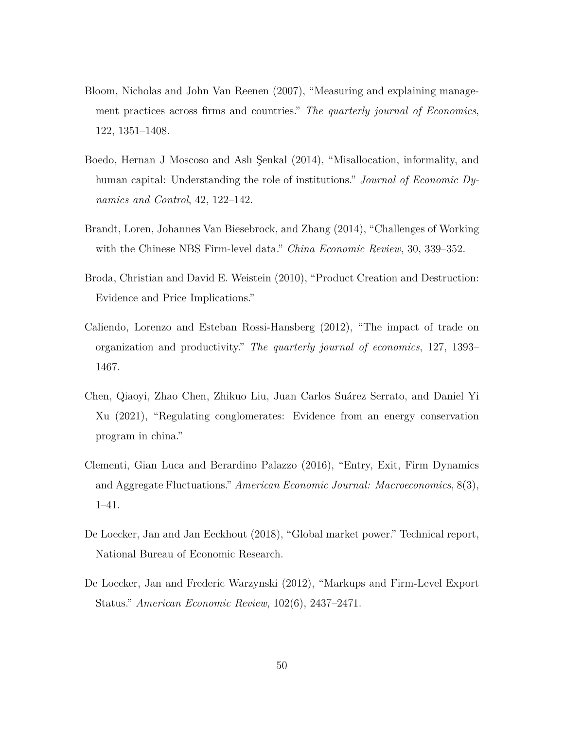Bloom, Nicholas and John Van Reenen (2007), "Measuring and explaining management practices across firms and countries." *The quarterly journal of Economics*, 122, 1351–1408.

Boedo, Hernan J Moscoso and Aslı Şenkal (2014), "Misallocation, informality, and human capital: Understanding the role of institutions." *Journal of Economic Dynamics and Control*, 42, 122–142.

Brandt, Loren, Johannes Van Biesebrock, and Zhang (2014), "Challenges of Working with the Chinese NBS Firm-level data." *China Economic Review*, 30, 339–352.

Broda, Christian and David E. Weistein (2010), "Product Creation and Destruction: Evidence and Price Implications."

Caliendo, Lorenzo and Esteban Rossi-Hansberg (2012), "The impact of trade on organization and productivity." *The quarterly journal of economics*, 127, 1393–1467.

Chen, Qiaoyi, Zhao Chen, Zhikuo Liu, Juan Carlos Suárez Serrato, and Daniel Yi Xu (2021), "Regulating conglomerates: Evidence from an energy conservation program in china."

Clementi, Gian Luca and Berardino Palazzo (2016), "Entry, Exit, Firm Dynamics and Aggregate Fluctuations." *American Economic Journal: Macroeconomics*, 8(3), 1–41.

De Loecker, Jan and Jan Eeckhout (2018), "Global market power." Technical report, National Bureau of Economic Research.

De Loecker, Jan and Frederic Warzynski (2012), "Markups and Firm-Level Export Status." *American Economic Review*, 102(6), 2437–2471.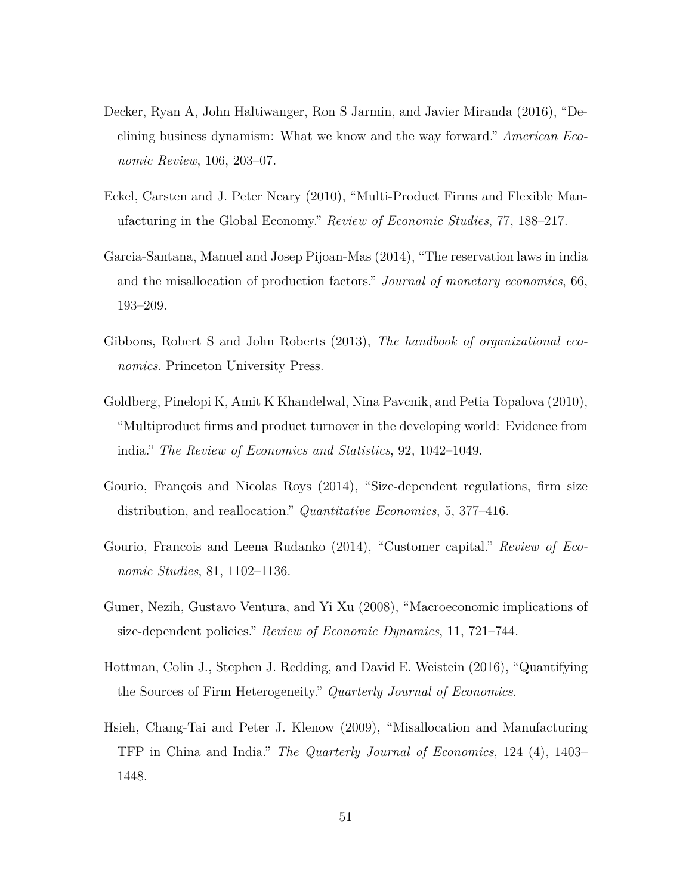Decker, Ryan A, John Haltiwanger, Ron S Jarmin, and Javier Miranda (2016), "Declining business dynamism: What we know and the way forward." *American Economic Review*, 106, 203–07.

Eckel, Carsten and J. Peter Neary (2010), "Multi-Product Firms and Flexible Manufacturing in the Global Economy." *Review of Economic Studies*, 77, 188–217.

Garcia-Santana, Manuel and Josep Pijoan-Mas (2014), "The reservation laws in india and the misallocation of production factors." *Journal of monetary economics*, 66, 193–209.

Gibbons, Robert S and John Roberts (2013), *The handbook of organizational economics*. Princeton University Press.

Goldberg, Pinelopi K, Amit K Khandelwal, Nina Pavcnik, and Petia Topalova (2010), "Multiproduct firms and product turnover in the developing world: Evidence from india." *The Review of Economics and Statistics*, 92, 1042–1049.

Gourio, François and Nicolas Roys (2014), "Size-dependent regulations, firm size distribution, and reallocation." *Quantitative Economics*, 5, 377–416.

Gourio, Francois and Leena Rudanko (2014), "Customer capital." *Review of Economic Studies*, 81, 1102–1136.

Guner, Nezih, Gustavo Ventura, and Yi Xu (2008), "Macroeconomic implications of size-dependent policies." *Review of Economic Dynamics*, 11, 721–744.

Hottman, Colin J., Stephen J. Redding, and David E. Weistein (2016), "Quantifying the Sources of Firm Heterogeneity." *Quarterly Journal of Economics*.

Hsieh, Chang-Tai and Peter J. Klenow (2009), "Misallocation and Manufacturing TFP in China and India." *The Quarterly Journal of Economics*, 124 (4), 1403–1448.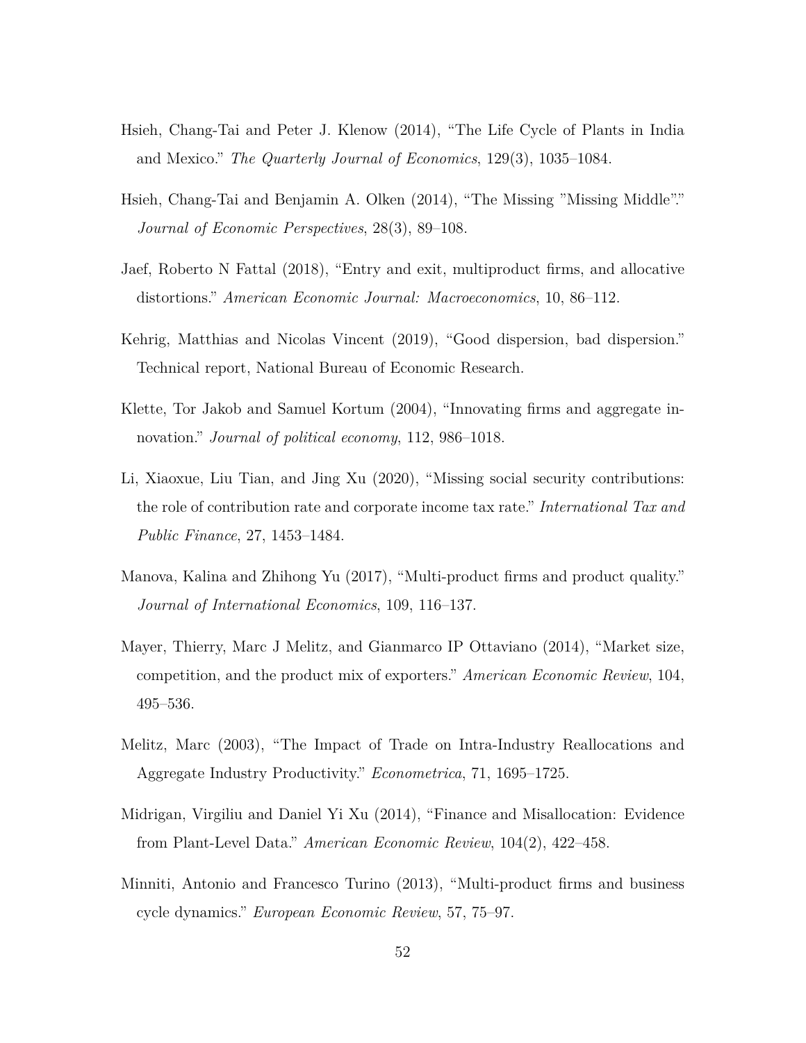Hsieh, Chang-Tai and Peter J. Klenow (2014), "The Life Cycle of Plants in India and Mexico." *The Quarterly Journal of Economics*, 129(3), 1035–1084.

Hsieh, Chang-Tai and Benjamin A. Olken (2014), "The Missing "Missing Middle"." *Journal of Economic Perspectives*, 28(3), 89–108.

Jaef, Roberto N Fattal (2018), "Entry and exit, multiproduct firms, and allocative distortions." *American Economic Journal: Macroeconomics*, 10, 86–112.

Kehrig, Matthias and Nicolas Vincent (2019), "Good dispersion, bad dispersion." Technical report, National Bureau of Economic Research.

Klette, Tor Jakob and Samuel Kortum (2004), "Innovating firms and aggregate innovation." *Journal of political economy*, 112, 986–1018.

Li, Xiaoxue, Liu Tian, and Jing Xu (2020), "Missing social security contributions: the role of contribution rate and corporate income tax rate." *International Tax and Public Finance*, 27, 1453–1484.

Manova, Kalina and Zhihong Yu (2017), "Multi-product firms and product quality." *Journal of International Economics*, 109, 116–137.

Mayer, Thierry, Marc J Melitz, and Gianmarco IP Ottaviano (2014), "Market size, competition, and the product mix of exporters." *American Economic Review*, 104, 495–536.

Melitz, Marc (2003), "The Impact of Trade on Intra-Industry Reallocations and Aggregate Industry Productivity." *Econometrica*, 71, 1695–1725.

Midrigan, Virgiliu and Daniel Yi Xu (2014), "Finance and Misallocation: Evidence from Plant-Level Data." *American Economic Review*, 104(2), 422–458.

Minniti, Antonio and Francesco Turino (2013), "Multi-product firms and business cycle dynamics." *European Economic Review*, 57, 75–97.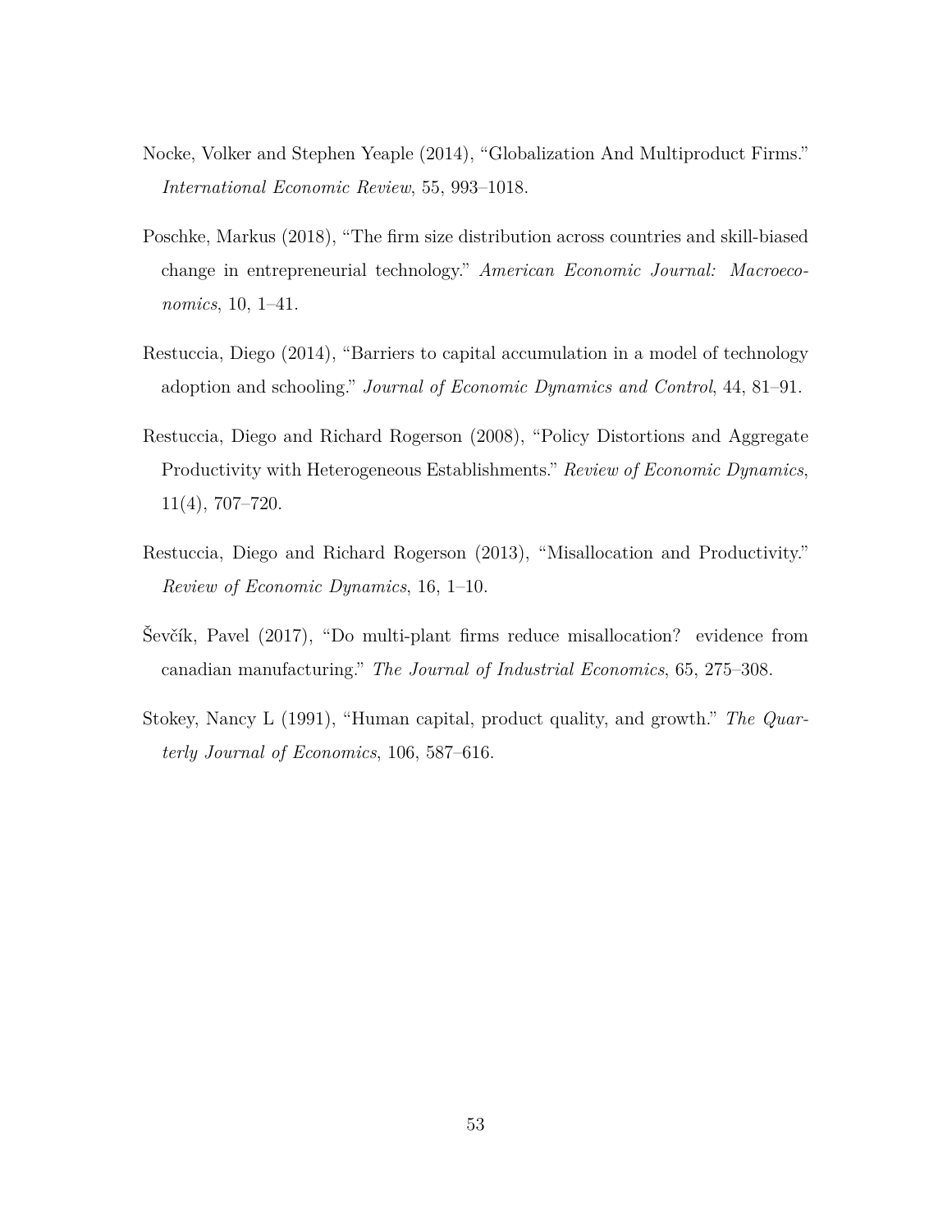Nocke, Volker and Stephen Yeaple (2014), "Globalization And Multiproduct Firms." *International Economic Review*, 55, 993–1018.

Poschke, Markus (2018), "The firm size distribution across countries and skill-biased change in entrepreneurial technology." *American Economic Journal: Macroeconomics*, 10, 1–41.

Restuccia, Diego (2014), "Barriers to capital accumulation in a model of technology adoption and schooling." *Journal of Economic Dynamics and Control*, 44, 81–91.

Restuccia, Diego and Richard Rogerson (2008), "Policy Distortions and Aggregate Productivity with Heterogeneous Establishments." *Review of Economic Dynamics*, 11(4), 707–720.

Restuccia, Diego and Richard Rogerson (2013), "Misallocation and Productivity." *Review of Economic Dynamics*, 16, 1–10.

Ševčík, Pavel (2017), "Do multi-plant firms reduce misallocation? evidence from canadian manufacturing." *The Journal of Industrial Economics*, 65, 275–308.

Stokey, Nancy L (1991), "Human capital, product quality, and growth." *The Quarterly Journal of Economics*, 106, 587–616.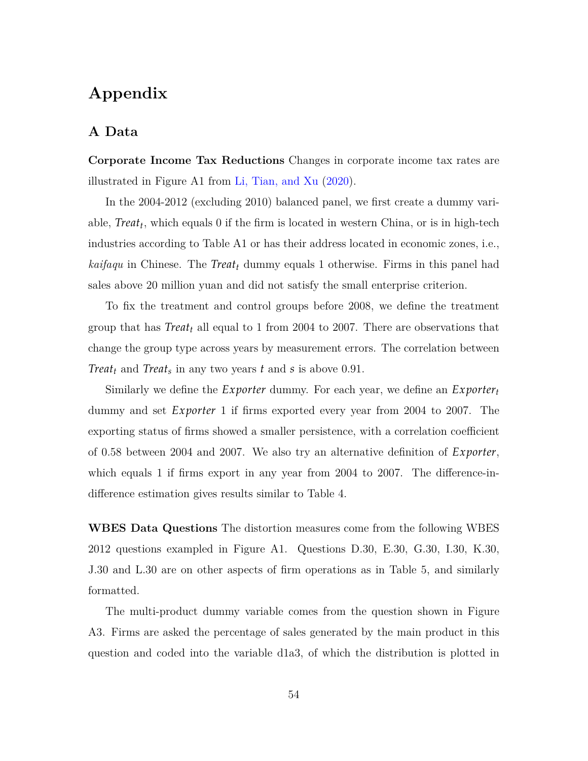# Appendix

## A Data

**Corporate Income Tax Reductions** Changes in corporate income tax rates are illustrated in Figure A1 from Li, Tian, and Xu (2020).

In the 2004-2012 (excluding 2010) balanced panel, we first create a dummy variable, $Treat_t$, which equals 0 if the firm is located in western China, or is in high-tech industries according to Table A1 or has their address located in economic zones, i.e., *kaifaqu* in Chinese. The $Treat_t$ dummy equals 1 otherwise. Firms in this panel had sales above 20 million yuan and did not satisfy the small enterprise criterion.

To fix the treatment and control groups before 2008, we define the treatment group that has $Treat_t$ all equal to 1 from 2004 to 2007. There are observations that change the group type across years by measurement errors. The correlation between $Treat_t$ and $Treat_s$ in any two years $t$ and $s$ is above 0.91.

Similarly we define the $Exporter$ dummy. For each year, we define an $Exporter_t$ dummy and set $Exporter$ 1 if firms exported every year from 2004 to 2007. The exporting status of firms showed a smaller persistence, with a correlation coefficient of 0.58 between 2004 and 2007. We also try an alternative definition of $Exporter$, which equals 1 if firms export in any year from 2004 to 2007. The difference-in-difference estimation gives results similar to Table 4.

**WBES Data Questions** The distortion measures come from the following WBES 2012 questions exampled in Figure A1. Questions D.30, E.30, G.30, I.30, K.30, J.30 and L.30 are on other aspects of firm operations as in Table 5, and similarly formatted.

The multi-product dummy variable comes from the question shown in Figure A3. Firms are asked the percentage of sales generated by the main product in this question and coded into the variable d1a3, of which the distribution is plotted in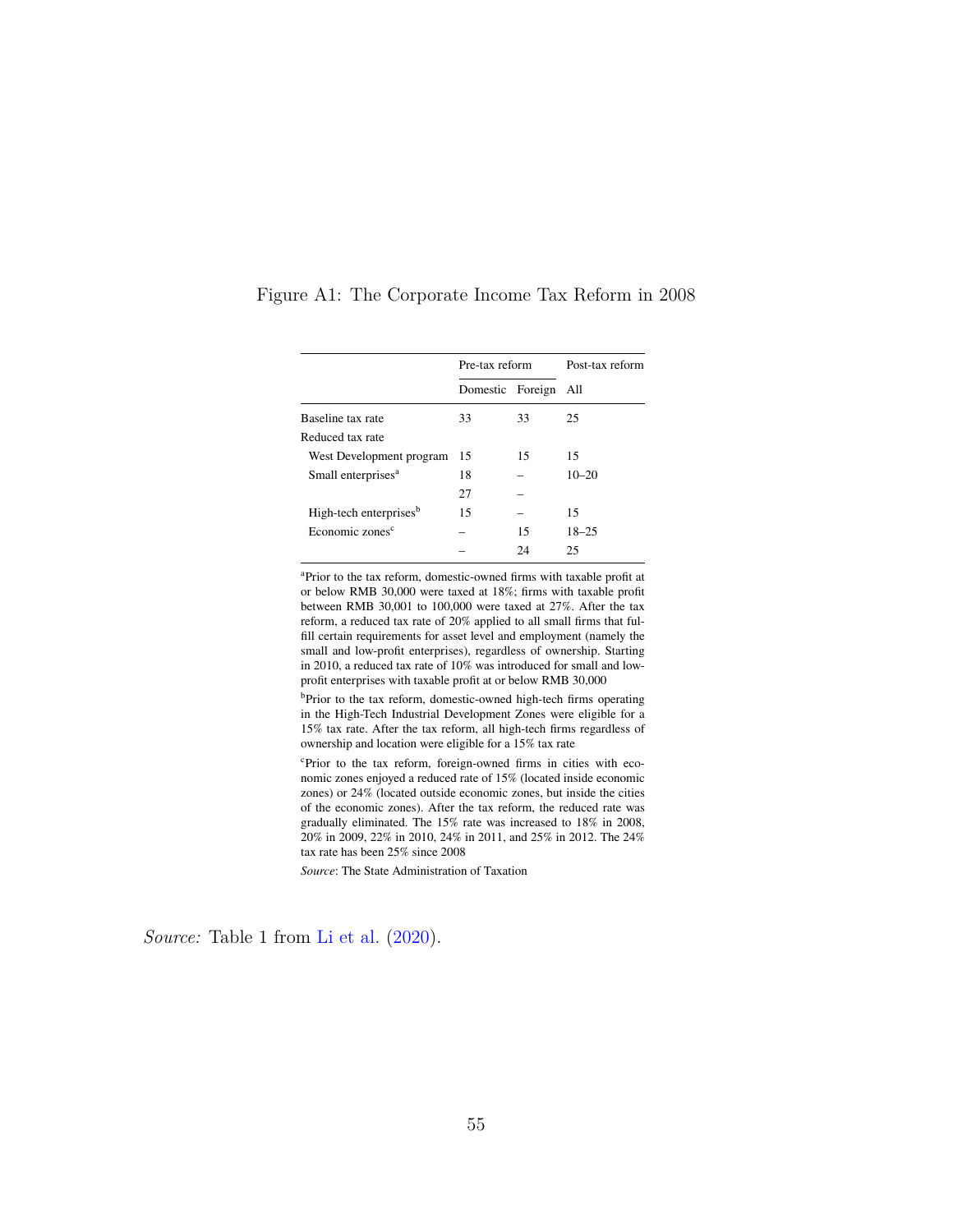Figure A1: The Corporate Income Tax Reform in 2008

| | Pre-tax reform | | Post-tax reform |
|---|---|---|---|
| | Domestic | Foreign | All |
| Baseline tax rate | 33 | 33 | 25 |
| Reduced tax rate | | | |
| West Development program | 15 | 15 | 15 |
| Small enterprises[a] | 18 | – | 10–20 |
| | 27 | – | |
| High-tech enterprises[b] | 15 | – | 15 |
| Economic zones[c] | – | 15 | 18–25 |
| | – | 24 | 25 |

[a]Prior to the tax reform, domestic-owned firms with taxable profit at or below RMB 30,000 were taxed at 18%; firms with taxable profit between RMB 30,001 to 100,000 were taxed at 27%. After the tax reform, a reduced tax rate of 20% applied to all small firms that fulfill certain requirements for asset level and employment (namely the small and low-profit enterprises), regardless of ownership. Starting in 2010, a reduced tax rate of 10% was introduced for small and low-profit enterprises with taxable profit at or below RMB 30,000

[b]Prior to the tax reform, domestic-owned high-tech firms operating in the High-Tech Industrial Development Zones were eligible for a 15% tax rate. After the tax reform, all high-tech firms regardless of ownership and location were eligible for a 15% tax rate

[c]Prior to the tax reform, foreign-owned firms in cities with economic zones enjoyed a reduced rate of 15% (located inside economic zones) or 24% (located outside economic zones, but inside the cities of the economic zones). After the tax reform, the reduced rate was gradually eliminated. The 15% rate was increased to 18% in 2008, 20% in 2009, 22% in 2010, 24% in 2011, and 25% in 2012. The 24% tax rate has been 25% since 2008

*Source*: The State Administration of Taxation

*Source:* Table 1 from Li et al. (2020).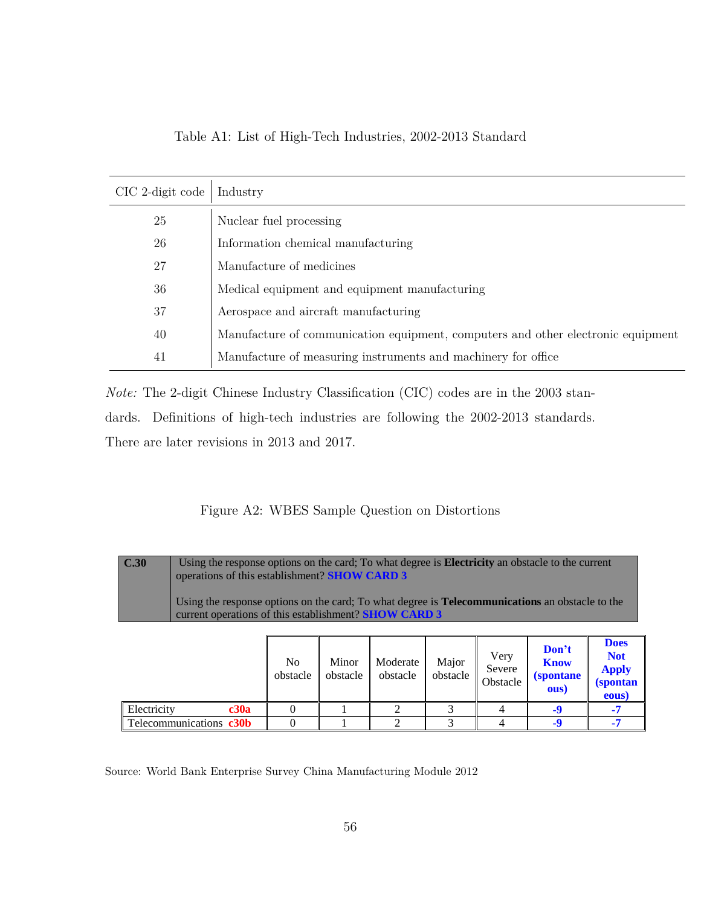Table A1: List of High-Tech Industries, 2002-2013 Standard

| CIC 2-digit code | Industry |
|---|---|
| 25 | Nuclear fuel processing |
| 26 | Information chemical manufacturing |
| 27 | Manufacture of medicines |
| 36 | Medical equipment and equipment manufacturing |
| 37 | Aerospace and aircraft manufacturing |
| 40 | Manufacture of communication equipment, computers and other electronic equipment |
| 41 | Manufacture of measuring instruments and machinery for office |

*Note:* The 2-digit Chinese Industry Classification (CIC) codes are in the 2003 standards. Definitions of high-tech industries are following the 2002-2013 standards. There are later revisions in 2013 and 2017.

Figure A2: WBES Sample Question on Distortions

| **C.30** | Using the response options on the card; To what degree is **Electricity** an obstacle to the current operations of this establishment? **SHOW CARD 3**<br><br>Using the response options on the card; To what degree is **Telecommunications** an obstacle to the current operations of this establishment? **SHOW CARD 3** |
|---|---|

| | | No obstacle | Minor obstacle | Moderate obstacle | Major obstacle | Very Severe Obstacle | **Don't Know (spontaneous)** | **Does Not Apply (spontaneous)** |
|---|---|---|---|---|---|---|---|---|
| Electricity | **c30a** | 0 | 1 | 2 | 3 | 4 | **-9** | **-7** |
| Telecommunications | **c30b** | 0 | 1 | 2 | 3 | 4 | **-9** | **-7** |

Source: World Bank Enterprise Survey China Manufacturing Module 2012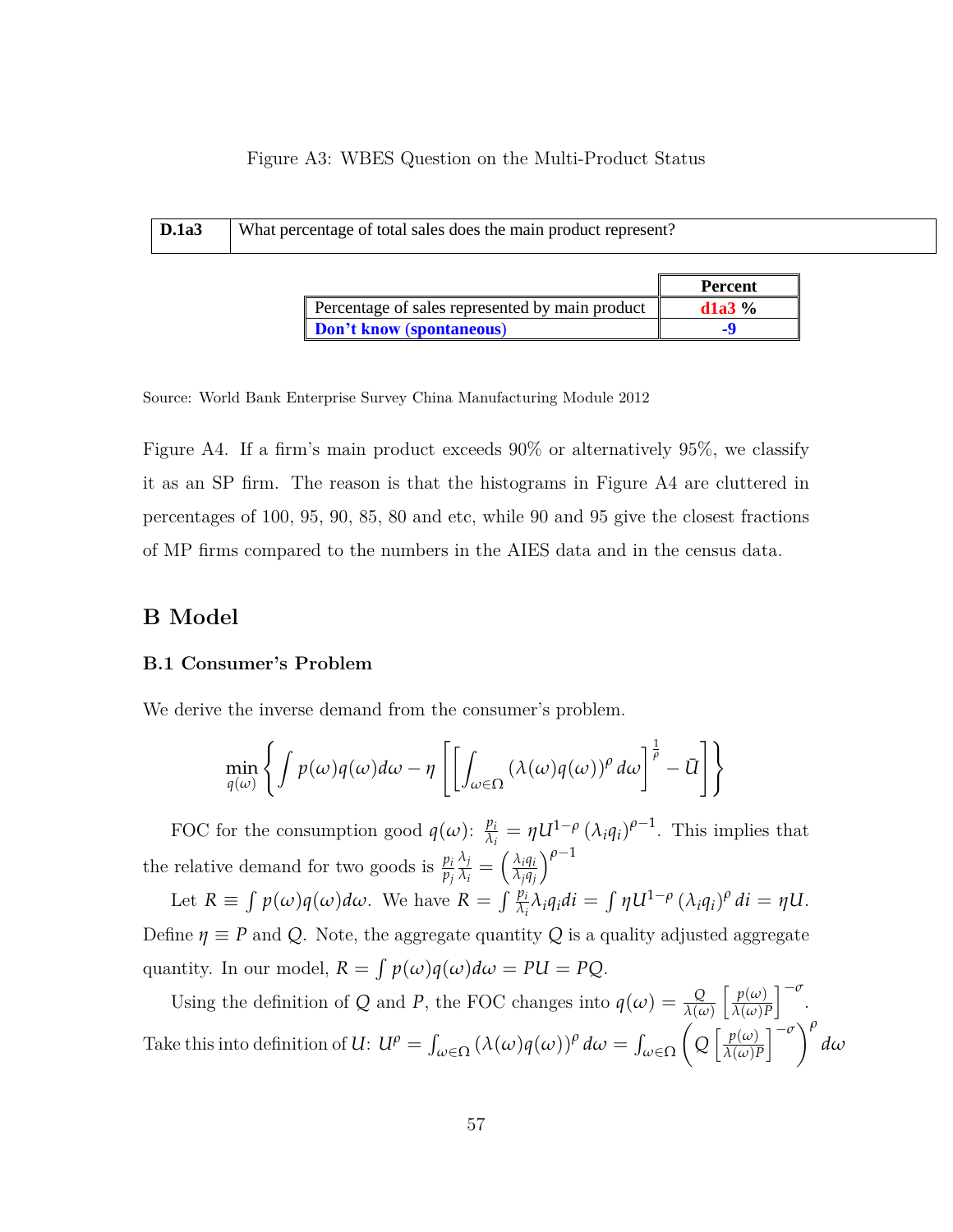Figure A3: WBES Question on the Multi-Product Status

| D.1a3 | What percentage of total sales does the main product represent? |
|---|---|

| | Percent |
|---|---|
| Percentage of sales represented by main product | **d1a3** % |
| **Don't know (spontaneous)** | **-9** |

Source: World Bank Enterprise Survey China Manufacturing Module 2012

Figure A4. If a firm's main product exceeds 90% or alternatively 95%, we classify it as an SP firm. The reason is that the histograms in Figure A4 are cluttered in percentages of 100, 95, 90, 85, 80 and etc, while 90 and 95 give the closest fractions of MP firms compared to the numbers in the AIES data and in the census data.

# B Model

## B.1 Consumer's Problem

We derive the inverse demand from the consumer's problem.

$$\min_{q(\omega)} \left\{ \int p(\omega)q(\omega)d\omega - \eta \left[ \left[ \int_{\omega \in \Omega} (\lambda(\omega)q(\omega))^{\rho} d\omega \right]^{\frac{1}{\rho}} - \bar{U} \right] \right\}$$

FOC for the consumption good $q(\omega)$: $\frac{p_i}{\lambda_i} = \eta U^{1-\rho} (\lambda_i q_i)^{\rho-1}$. This implies that the relative demand for two goods is $\frac{p_i}{p_j}\frac{\lambda_j}{\lambda_i} = \left(\frac{\lambda_i q_i}{\lambda_j q_j}\right)^{\rho-1}$

Let $R \equiv \int p(\omega)q(\omega)d\omega$. We have $R = \int \frac{p_i}{\lambda_i}\lambda_i q_i di = \int \eta U^{1-\rho} (\lambda_i q_i)^{\rho} di = \eta U$. Define $\eta \equiv P$ and $Q$. Note, the aggregate quantity $Q$ is a quality adjusted aggregate quantity. In our model, $R = \int p(\omega)q(\omega)d\omega = PU = PQ$.

Using the definition of $Q$ and $P$, the FOC changes into $q(\omega) = \frac{Q}{\lambda(\omega)} \left[\frac{p(\omega)}{\lambda(\omega)P}\right]^{-\sigma}$. Take this into definition of $U$: $U^{\rho} = \int_{\omega \in \Omega} (\lambda(\omega)q(\omega))^{\rho} d\omega = \int_{\omega \in \Omega} \left( Q \left[\frac{p(\omega)}{\lambda(\omega)P}\right]^{-\sigma} \right)^{\rho} d\omega$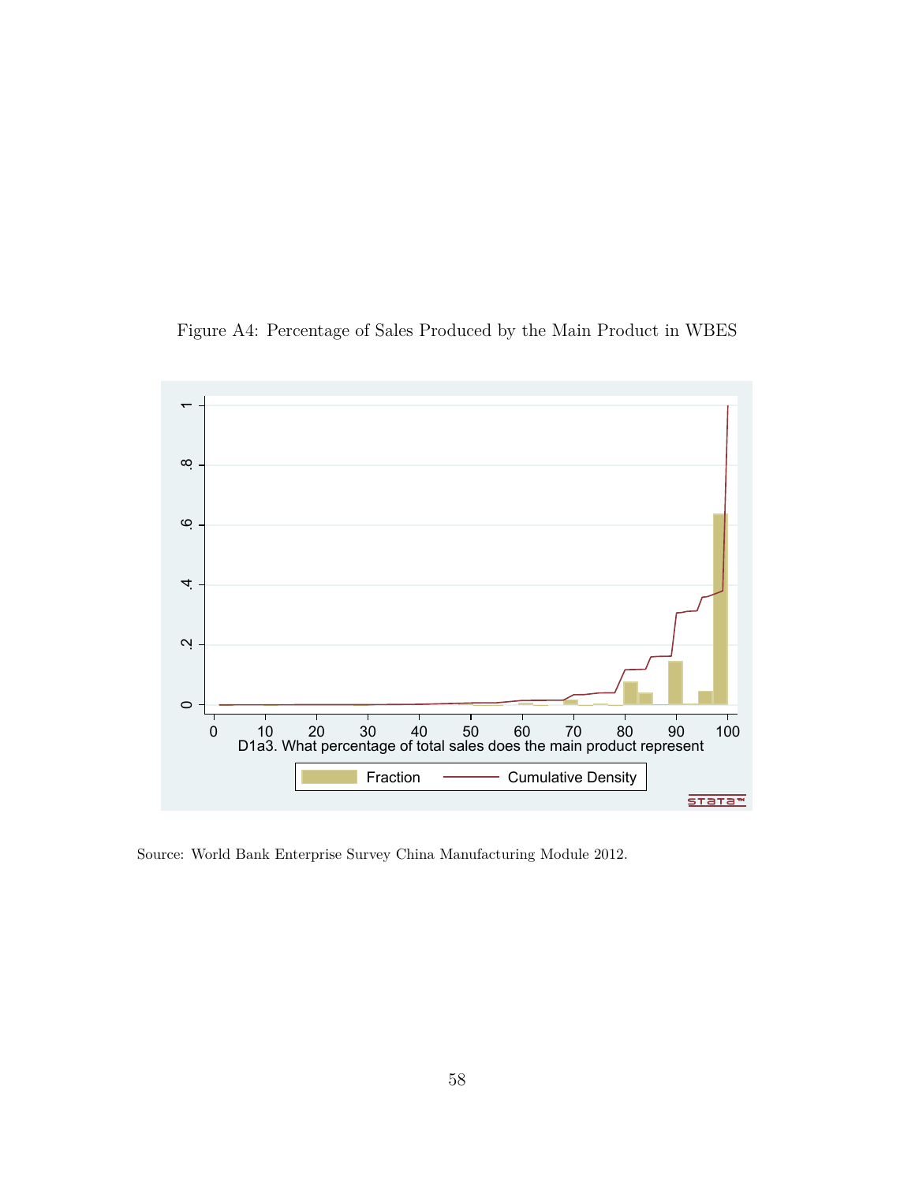Figure A4: Percentage of Sales Produced by the Main Product in WBES

Source: World Bank Enterprise Survey China Manufacturing Module 2012.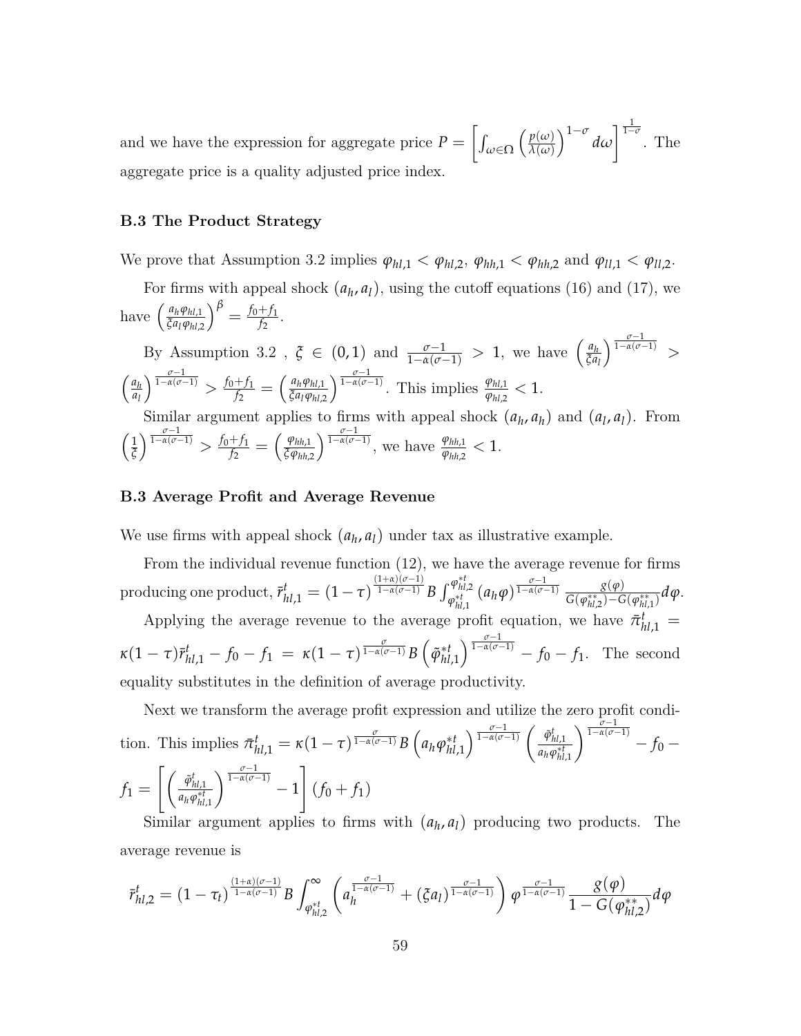and we have the expression for aggregate price $P = \left[\int_{\omega\in\Omega}\left(\frac{p(\omega)}{\lambda(\omega)}\right)^{1-\sigma}d\omega\right]^{\frac{1}{1-\sigma}}$. The aggregate price is a quality adjusted price index.

### B.3 The Product Strategy

We prove that Assumption 3.2 implies $\varphi_{hl,1} < \varphi_{hl,2}$, $\varphi_{hh,1} < \varphi_{hh,2}$ and $\varphi_{ll,1} < \varphi_{ll,2}$.

For firms with appeal shock $(a_h, a_l)$, using the cutoff equations (16) and (17), we have $\left(\frac{a_h\varphi_{hl,1}}{\xi a_l\varphi_{hl,2}}\right)^{\beta} = \frac{f_0+f_1}{f_2}$.

By Assumption 3.2 , $\xi \in (0,1)$ and $\frac{\sigma-1}{1-\alpha(\sigma-1)} > 1$, we have $\left(\frac{a_h}{\xi a_l}\right)^{\frac{\sigma-1}{1-\alpha(\sigma-1)}} > \left(\frac{a_h}{a_l}\right)^{\frac{\sigma-1}{1-\alpha(\sigma-1)}} > \frac{f_0+f_1}{f_2} = \left(\frac{a_h\varphi_{hl,1}}{\xi a_l\varphi_{hl,2}}\right)^{\frac{\sigma-1}{1-\alpha(\sigma-1)}}$. This implies $\frac{\varphi_{hl,1}}{\varphi_{hl,2}} < 1$.

Similar argument applies to firms with appeal shock $(a_h, a_h)$ and $(a_l, a_l)$. From $\left(\frac{1}{\xi}\right)^{\frac{\sigma-1}{1-\alpha(\sigma-1)}} > \frac{f_0+f_1}{f_2} = \left(\frac{\varphi_{hh,1}}{\xi\varphi_{hh,2}}\right)^{\frac{\sigma-1}{1-\alpha(\sigma-1)}}$, we have $\frac{\varphi_{hh,1}}{\varphi_{hh,2}} < 1$.

### B.3 Average Profit and Average Revenue

We use firms with appeal shock $(a_h, a_l)$ under tax as illustrative example.

From the individual revenue function (12), we have the average revenue for firms producing one product, $\bar{r}^t_{hl,1} = (1-\tau)^{\frac{(1+\alpha)(\sigma-1)}{1-\alpha(\sigma-1)}} B\int_{\varphi^{*t}_{hl,1}}^{\varphi^{*t}_{hl,2}}(a_h\varphi)^{\frac{\sigma-1}{1-\alpha(\sigma-1)}}\frac{g(\varphi)}{G(\varphi^{**}_{hl,2})-G(\varphi^{**}_{hl,1})}d\varphi$.

Applying the average revenue to the average profit equation, we have $\bar{\pi}^t_{hl,1} = \kappa(1-\tau)\bar{r}^t_{hl,1} - f_0 - f_1 = \kappa(1-\tau)^{\frac{\sigma}{1-\alpha(\sigma-1)}}B\left(\tilde{\varphi}^{*t}_{hl,1}\right)^{\frac{\sigma-1}{1-\alpha(\sigma-1)}} - f_0 - f_1$. The second equality substitutes in the definition of average productivity.

Next we transform the average profit expression and utilize the zero profit condition. This implies $\bar{\pi}^t_{hl,1} = \kappa(1-\tau)^{\frac{\sigma}{1-\alpha(\sigma-1)}}B\left(a_h\varphi^{*t}_{hl,1}\right)^{\frac{\sigma-1}{1-\alpha(\sigma-1)}}\left(\frac{\tilde{\varphi}^t_{hl,1}}{a_h\varphi^{*t}_{hl,1}}\right)^{\frac{\sigma-1}{1-\alpha(\sigma-1)}} - f_0 - f_1 = \left[\left(\frac{\tilde{\varphi}^t_{hl,1}}{a_h\varphi^{*t}_{hl,1}}\right)^{\frac{\sigma-1}{1-\alpha(\sigma-1)}} - 1\right](f_0+f_1)$

Similar argument applies to firms with $(a_h, a_l)$ producing two products. The average revenue is

$$\bar{r}^t_{hl,2} = (1-\tau_t)^{\frac{(1+\alpha)(\sigma-1)}{1-\alpha(\sigma-1)}} B\int_{\varphi^{*t}_{hl,2}}^{\infty}\left(a_h^{\frac{\sigma-1}{1-\alpha(\sigma-1)}} + (\xi a_l)^{\frac{\sigma-1}{1-\alpha(\sigma-1)}}\right)\varphi^{\frac{\sigma-1}{1-\alpha(\sigma-1)}}\frac{g(\varphi)}{1-G(\varphi^{**}_{hl,2})}d\varphi$$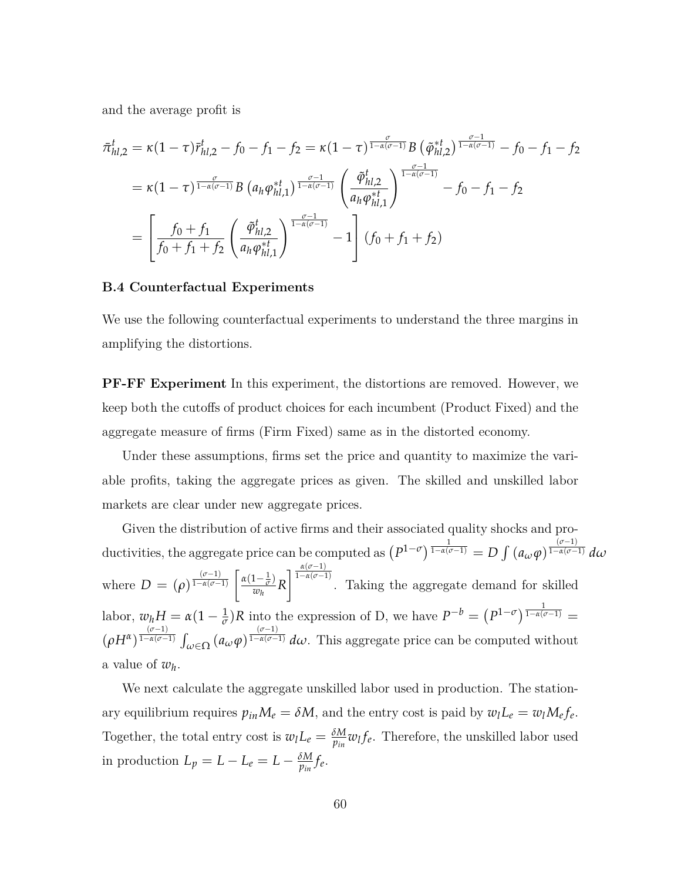and the average profit is

$$
\begin{aligned}
\bar{\pi}^t_{hl,2} &= \kappa(1-\tau)\bar{r}^t_{hl,2} - f_0 - f_1 - f_2 = \kappa(1-\tau)^{\frac{\sigma}{1-\alpha(\sigma-1)}} B \left(\tilde{\varphi}^{*t}_{hl,2}\right)^{\frac{\sigma-1}{1-\alpha(\sigma-1)}} - f_0 - f_1 - f_2 \\
&= \kappa(1-\tau)^{\frac{\sigma}{1-\alpha(\sigma-1)}} B \left(a_h \varphi^{*t}_{hl,1}\right)^{\frac{\sigma-1}{1-\alpha(\sigma-1)}} \left(\frac{\tilde{\varphi}^t_{hl,2}}{a_h \varphi^{*t}_{hl,1}}\right)^{\frac{\sigma-1}{1-\alpha(\sigma-1)}} - f_0 - f_1 - f_2 \\
&= \left[\frac{f_0 + f_1}{f_0 + f_1 + f_2}\left(\frac{\tilde{\varphi}^t_{hl,2}}{a_h \varphi^{*t}_{hl,1}}\right)^{\frac{\sigma-1}{1-\alpha(\sigma-1)}} - 1\right](f_0 + f_1 + f_2)
\end{aligned}
$$

### B.4 Counterfactual Experiments

We use the following counterfactual experiments to understand the three margins in amplifying the distortions.

**PF-FF Experiment** In this experiment, the distortions are removed. However, we keep both the cutoffs of product choices for each incumbent (Product Fixed) and the aggregate measure of firms (Firm Fixed) same as in the distorted economy.

Under these assumptions, firms set the price and quantity to maximize the variable profits, taking the aggregate prices as given. The skilled and unskilled labor markets are clear under new aggregate prices.

Given the distribution of active firms and their associated quality shocks and productivities, the aggregate price can be computed as $\left(P^{1-\sigma}\right)^{\frac{1}{1-\alpha(\sigma-1)}} = D \int (a_\omega \varphi)^{\frac{(\sigma-1)}{1-\alpha(\sigma-1)}} d\omega$ where $D = (\rho)^{\frac{(\sigma-1)}{1-\alpha(\sigma-1)}} \left[\frac{\alpha(1-\frac{1}{\sigma})}{w_h} R\right]^{\frac{\alpha(\sigma-1)}{1-\alpha(\sigma-1)}}$. Taking the aggregate demand for skilled labor, $w_h H = \alpha(1-\frac{1}{\sigma})R$ into the expression of D, we have $P^{-b} = \left(P^{1-\sigma}\right)^{\frac{1}{1-\alpha(\sigma-1)}} = (\rho H^\alpha)^{\frac{(\sigma-1)}{1-\alpha(\sigma-1)}} \int_{\omega\in\Omega} (a_\omega \varphi)^{\frac{(\sigma-1)}{1-\alpha(\sigma-1)}} d\omega$. This aggregate price can be computed without a value of $w_h$.

We next calculate the aggregate unskilled labor used in production. The stationary equilibrium requires $p_{in} M_e = \delta M$, and the entry cost is paid by $w_l L_e = w_l M_e f_e$. Together, the total entry cost is $w_l L_e = \frac{\delta M}{p_{in}} w_l f_e$. Therefore, the unskilled labor used in production $L_p = L - L_e = L - \frac{\delta M}{p_{in}} f_e$.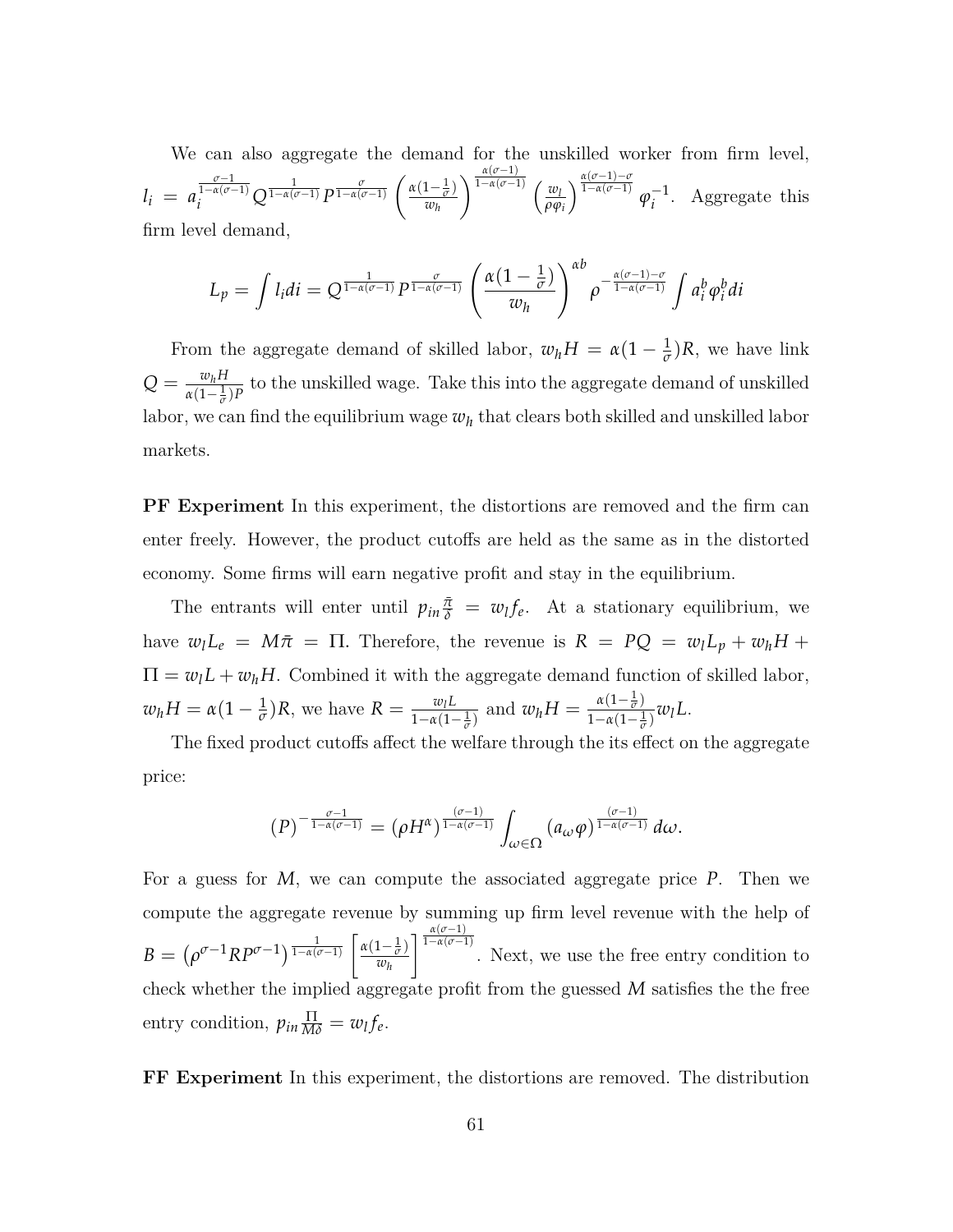We can also aggregate the demand for the unskilled worker from firm level, $l_i = a_i^{\frac{\sigma-1}{1-\alpha(\sigma-1)}} Q^{\frac{1}{1-\alpha(\sigma-1)}} P^{\frac{\sigma}{1-\alpha(\sigma-1)}} \left(\frac{\alpha(1-\frac{1}{\sigma})}{w_h}\right)^{\frac{\alpha(\sigma-1)}{1-\alpha(\sigma-1)}} \left(\frac{w_l}{\rho\varphi_i}\right)^{\frac{\alpha(\sigma-1)-\sigma}{1-\alpha(\sigma-1)}} \varphi_i^{-1}$. Aggregate this firm level demand,

$$L_p = \int l_i di = Q^{\frac{1}{1-\alpha(\sigma-1)}} P^{\frac{\sigma}{1-\alpha(\sigma-1)}} \left(\frac{\alpha(1-\frac{1}{\sigma})}{w_h}\right)^{\alpha b} \rho^{-\frac{\alpha(\sigma-1)-\sigma}{1-\alpha(\sigma-1)}} \int a_i^b \varphi_i^b di$$

From the aggregate demand of skilled labor, $w_h H = \alpha(1-\frac{1}{\sigma})R$, we have link $Q = \frac{w_h H}{\alpha(1-\frac{1}{\sigma})P}$ to the unskilled wage. Take this into the aggregate demand of unskilled labor, we can find the equilibrium wage $w_h$ that clears both skilled and unskilled labor markets.

**PF Experiment** In this experiment, the distortions are removed and the firm can enter freely. However, the product cutoffs are held as the same as in the distorted economy. Some firms will earn negative profit and stay in the equilibrium.

The entrants will enter until $p_{in}\frac{\bar{\pi}}{\delta} = w_l f_e$. At a stationary equilibrium, we have $w_l L_e = M\bar{\pi} = \Pi$. Therefore, the revenue is $R = PQ = w_l L_p + w_h H + \Pi = w_l L + w_h H$. Combined it with the aggregate demand function of skilled labor, $w_h H = \alpha(1-\frac{1}{\sigma})R$, we have $R = \frac{w_l L}{1-\alpha(1-\frac{1}{\sigma})}$ and $w_h H = \frac{\alpha(1-\frac{1}{\sigma})}{1-\alpha(1-\frac{1}{\sigma})} w_l L$.

The fixed product cutoffs affect the welfare through the its effect on the aggregate price:

$$(P)^{-\frac{\sigma-1}{1-\alpha(\sigma-1)}} = (\rho H^\alpha)^{\frac{(\sigma-1)}{1-\alpha(\sigma-1)}} \int_{\omega\in\Omega} (a_\omega \varphi)^{\frac{(\sigma-1)}{1-\alpha(\sigma-1)}} d\omega.$$

For a guess for $M$, we can compute the associated aggregate price $P$. Then we compute the aggregate revenue by summing up firm level revenue with the help of $B = \left(\rho^{\sigma-1} R P^{\sigma-1}\right)^{\frac{1}{1-\alpha(\sigma-1)}} \left[\frac{\alpha(1-\frac{1}{\sigma})}{w_h}\right]^{\frac{\alpha(\sigma-1)}{1-\alpha(\sigma-1)}}$. Next, we use the free entry condition to check whether the implied aggregate profit from the guessed $M$ satisfies the the free entry condition, $p_{in}\frac{\Pi}{M\delta} = w_l f_e$.

**FF Experiment** In this experiment, the distortions are removed. The distribution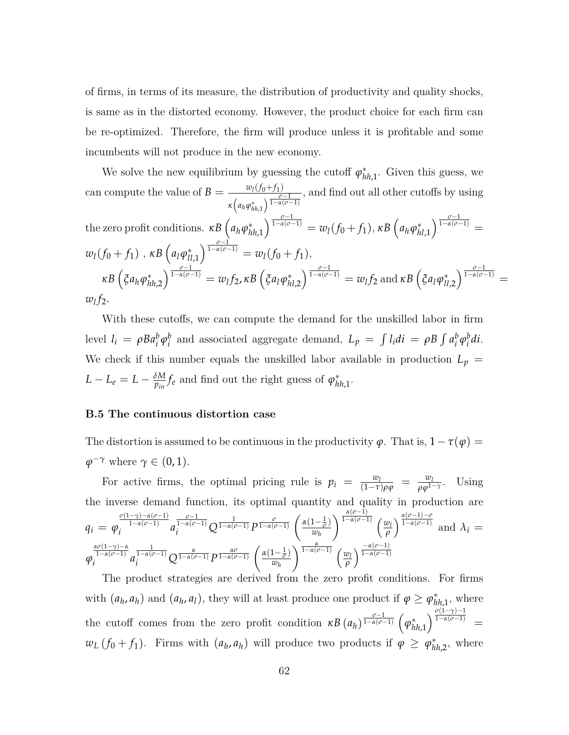of firms, in terms of its measure, the distribution of productivity and quality shocks, is same as in the distorted economy. However, the product choice for each firm can be re-optimized. Therefore, the firm will produce unless it is profitable and some incumbents will not produce in the new economy.

We solve the new equilibrium by guessing the cutoff $\varphi^*_{hh,1}$. Given this guess, we can compute the value of $B = \frac{w_l(f_0+f_1)}{\kappa\left(a_h\varphi^*_{hh,1}\right)^{\frac{\sigma-1}{1-\alpha(\sigma-1)}}}$, and find out all other cutoffs by using the zero profit conditions. $\kappa B\left(a_h\varphi^*_{hh,1}\right)^{\frac{\sigma-1}{1-\alpha(\sigma-1)}} = w_l(f_0+f_1)$, $\kappa B\left(a_h\varphi^*_{hl,1}\right)^{\frac{\sigma-1}{1-\alpha(\sigma-1)}} = w_l(f_0+f_1)$ , $\kappa B\left(a_l\varphi^*_{ll,1}\right)^{\frac{\sigma-1}{1-\alpha(\sigma-1)}} = w_l(f_0+f_1)$,

$\kappa B\left(\xi a_h\varphi^*_{hh,2}\right)^{\frac{\sigma-1}{1-\alpha(\sigma-1)}} = w_l f_2$, $\kappa B\left(\xi a_l\varphi^*_{hl,2}\right)^{\frac{\sigma-1}{1-\alpha(\sigma-1)}} = w_l f_2$ and $\kappa B\left(\xi a_l\varphi^*_{ll,2}\right)^{\frac{\sigma-1}{1-\alpha(\sigma-1)}} = w_l f_2$.

With these cutoffs, we can compute the demand for the unskilled labor in firm level $l_i = \rho B a_i^b \varphi_i^b$ and associated aggregate demand, $L_p = \int l_i di = \rho B \int a_i^b \varphi_i^b di$. We check if this number equals the unskilled labor available in production $L_p = L - L_e = L - \frac{\delta M}{p_{in}} f_e$ and find out the right guess of $\varphi^*_{hh,1}$.

### B.5 The continuous distortion case

The distortion is assumed to be continuous in the productivity $\varphi$. That is, $1-\tau(\varphi) = \varphi^{-\gamma}$ where $\gamma \in (0,1)$.

For active firms, the optimal pricing rule is $p_i = \frac{w_l}{(1-\tau)\rho\varphi} = \frac{w_l}{\rho\varphi^{1-\gamma}}$. Using the inverse demand function, its optimal quantity and quality in production are $q_i = \varphi_i^{\frac{\sigma(1-\gamma)-\alpha(\sigma-1)}{1-\alpha(\sigma-1)}} a_i^{\frac{\sigma-1}{1-\alpha(\sigma-1)}} Q^{\frac{1}{1-\alpha(\sigma-1)}} P^{\frac{\sigma}{1-\alpha(\sigma-1)}} \left(\frac{\alpha(1-\frac{1}{\sigma})}{w_h}\right)^{\frac{\alpha(\sigma-1)}{1-\alpha(\sigma-1)}} \left(\frac{w_l}{\rho}\right)^{\frac{\alpha(\sigma-1)-\sigma}{1-\alpha(\sigma-1)}}$ and $\lambda_i = \varphi_i^{\frac{\alpha\sigma(1-\gamma)-\alpha}{1-\alpha(\sigma-1)}} a_i^{\frac{1}{1-\alpha(\sigma-1)}} Q^{\frac{\alpha}{1-\alpha(\sigma-1)}} P^{\frac{\alpha\sigma}{1-\alpha(\sigma-1)}} \left(\frac{\alpha(1-\frac{1}{\sigma})}{w_h}\right)^{\frac{\alpha}{1-\alpha(\sigma-1)}} \left(\frac{w_l}{\rho}\right)^{\frac{-\alpha(\sigma-1)}{1-\alpha(\sigma-1)}}$

The product strategies are derived from the zero profit conditions. For firms with $(a_h, a_h)$ and $(a_h, a_l)$, they will at least produce one product if $\varphi \geq \varphi^*_{hh,1}$, where the cutoff comes from the zero profit condition $\kappa B\left(a_h\right)^{\frac{\sigma-1}{1-\alpha(\sigma-1)}} \left(\varphi^*_{hh,1}\right)^{\frac{\sigma(1-\gamma)-1}{1-\alpha(\sigma-1)}} = w_L\left(f_0+f_1\right)$. Firms with $(a_h, a_h)$ will produce two products if $\varphi \geq \varphi^*_{hh,2}$, where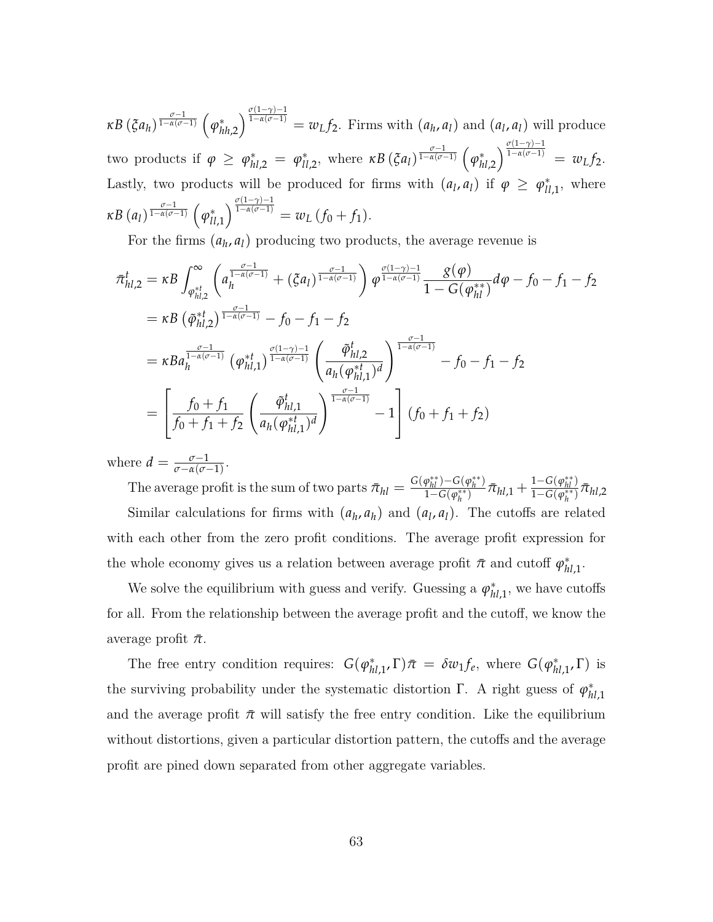$\kappa B\left(\xi a_h\right)^{\frac{\sigma-1}{1-\alpha(\sigma-1)}}\left(\varphi_{hh,2}^{*}\right)^{\frac{\sigma(1-\gamma)-1}{1-\alpha(\sigma-1)}} = w_L f_2$. Firms with $(a_h, a_l)$ and $(a_l, a_l)$ will produce two products if $\varphi \geq \varphi_{hl,2}^{*} = \varphi_{ll,2}^{*}$, where $\kappa B\left(\xi a_l\right)^{\frac{\sigma-1}{1-\alpha(\sigma-1)}}\left(\varphi_{hl,2}^{*}\right)^{\frac{\sigma(1-\gamma)-1}{1-\alpha(\sigma-1)}} = w_L f_2$. Lastly, two products will be produced for firms with $(a_l, a_l)$ if $\varphi \geq \varphi_{ll,1}^{*}$, where $\kappa B\left(a_l\right)^{\frac{\sigma-1}{1-\alpha(\sigma-1)}}\left(\varphi_{ll,1}^{*}\right)^{\frac{\sigma(1-\gamma)-1}{1-\alpha(\sigma-1)}} = w_L\left(f_0 + f_1\right)$.

For the firms $(a_h, a_l)$ producing two products, the average revenue is

$$
\begin{aligned}
\bar{\pi}_{hl,2}^{t} &= \kappa B \int_{\varphi_{hl,2}^{*t}}^{\infty}\left(a_h^{\frac{\sigma-1}{1-\alpha(\sigma-1)}} + (\xi a_l)^{\frac{\sigma-1}{1-\alpha(\sigma-1)}}\right)\varphi^{\frac{\sigma(1-\gamma)-1}{1-\alpha(\sigma-1)}}\frac{g(\varphi)}{1-G(\varphi_{hl}^{**})}d\varphi - f_0 - f_1 - f_2 \\
&= \kappa B\left(\tilde{\varphi}_{hl,2}^{*t}\right)^{\frac{\sigma-1}{1-\alpha(\sigma-1)}} - f_0 - f_1 - f_2 \\
&= \kappa B a_h^{\frac{\sigma-1}{1-\alpha(\sigma-1)}}\left(\varphi_{hl,1}^{*t}\right)^{\frac{\sigma(1-\gamma)-1}{1-\alpha(\sigma-1)}}\left(\frac{\tilde{\varphi}_{hl,2}^{t}}{a_h(\varphi_{hl,1}^{*t})^{d}}\right)^{\frac{\sigma-1}{1-\alpha(\sigma-1)}} - f_0 - f_1 - f_2 \\
&= \left[\frac{f_0 + f_1}{f_0 + f_1 + f_2}\left(\frac{\tilde{\varphi}_{hl,1}^{t}}{a_h(\varphi_{hl,1}^{*t})^{d}}\right)^{\frac{\sigma-1}{1-\alpha(\sigma-1)}} - 1\right](f_0 + f_1 + f_2)
\end{aligned}
$$

where $d = \frac{\sigma-1}{\sigma-\alpha(\sigma-1)}$.

The average profit is the sum of two parts $\bar{\pi}_{hl} = \frac{G(\varphi_{hl}^{**})-G(\varphi_{h}^{**})}{1-G(\varphi_{h}^{**})}\bar{\pi}_{hl,1} + \frac{1-G(\varphi_{hl}^{**})}{1-G(\varphi_{h}^{**})}\bar{\pi}_{hl,2}$

Similar calculations for firms with $(a_h, a_h)$ and $(a_l, a_l)$. The cutoffs are related with each other from the zero profit conditions. The average profit expression for the whole economy gives us a relation between average profit $\bar{\pi}$ and cutoff $\varphi_{hl,1}^{*}$.

We solve the equilibrium with guess and verify. Guessing a $\varphi_{hl,1}^{*}$, we have cutoffs for all. From the relationship between the average profit and the cutoff, we know the average profit $\bar{\pi}$.

The free entry condition requires: $G(\varphi_{hl,1}^{*}, \Gamma)\bar{\pi} = \delta w_1 f_e$, where $G(\varphi_{hl,1}^{*}, \Gamma)$ is the surviving probability under the systematic distortion $\Gamma$. A right guess of $\varphi_{hl,1}^{*}$ and the average profit $\bar{\pi}$ will satisfy the free entry condition. Like the equilibrium without distortions, given a particular distortion pattern, the cutoffs and the average profit are pined down separated from other aggregate variables.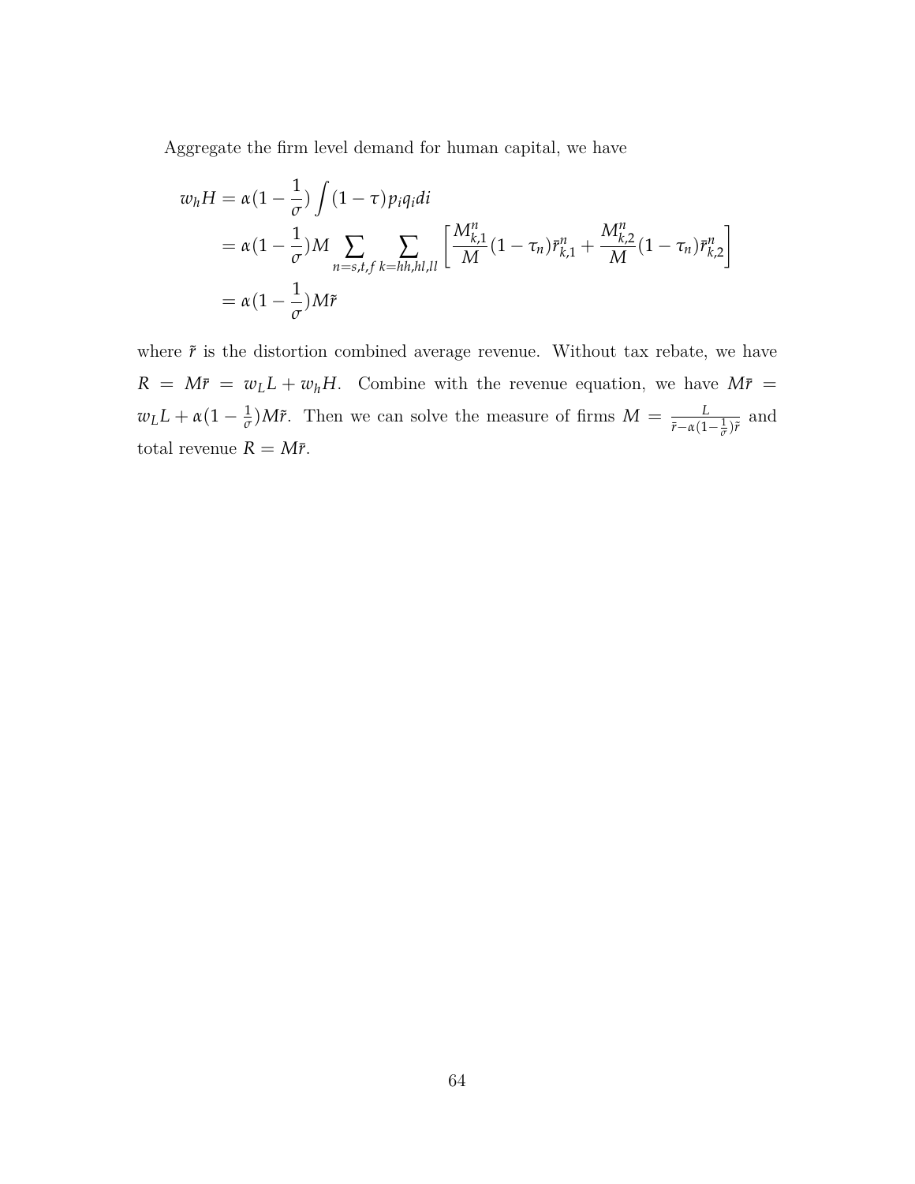Aggregate the firm level demand for human capital, we have

$$
\begin{aligned}
w_h H &= \alpha(1 - \frac{1}{\sigma}) \int (1-\tau) p_i q_i di \\
&= \alpha(1 - \frac{1}{\sigma}) M \sum_{n=s,t,f} \sum_{k=hh,hl,ll} \left[ \frac{M_{k,1}^n}{M}(1-\tau_n)\bar{r}_{k,1}^n + \frac{M_{k,2}^n}{M}(1-\tau_n)\bar{r}_{k,2}^n \right] \\
&= \alpha(1 - \frac{1}{\sigma}) M \tilde{r}
\end{aligned}
$$

where $\tilde{r}$ is the distortion combined average revenue. Without tax rebate, we have $R = M\bar{r} = w_L L + w_h H$. Combine with the revenue equation, we have $M\bar{r} = w_L L + \alpha(1 - \frac{1}{\sigma})M\tilde{r}$. Then we can solve the measure of firms $M = \frac{L}{\bar{r} - \alpha(1-\frac{1}{\sigma})\tilde{r}}$ and total revenue $R = M\bar{r}$.